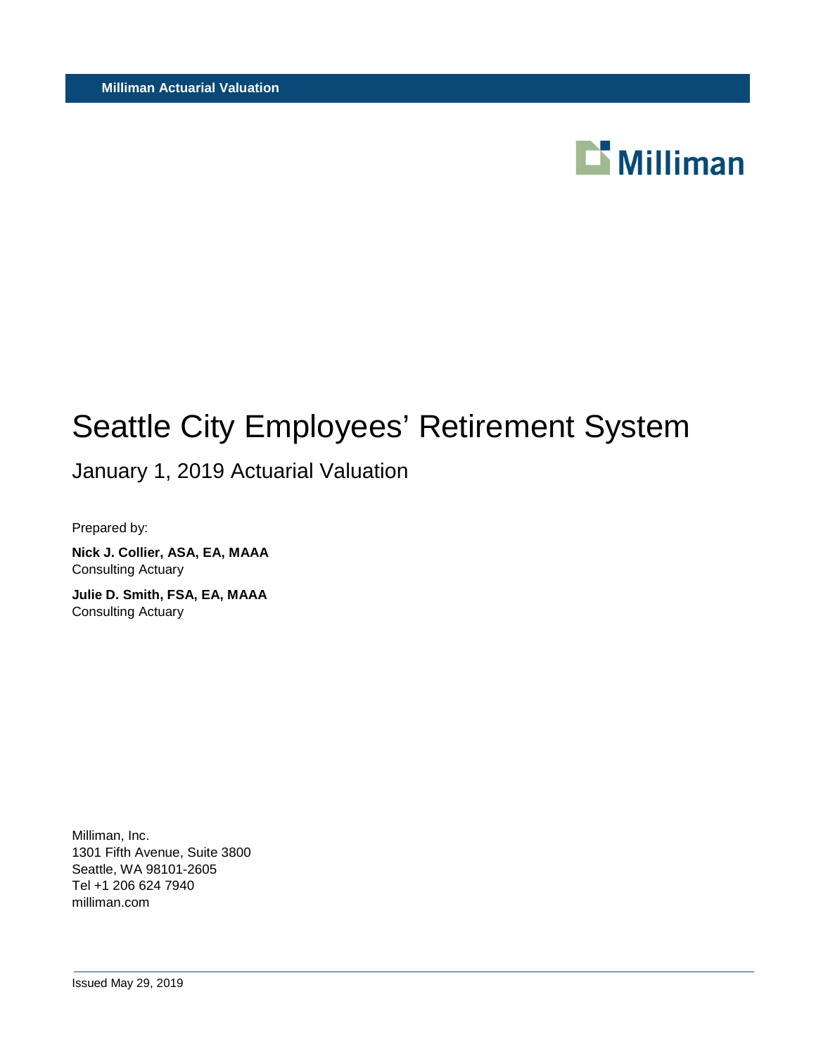**Milliman Actuarial Valuation**

Milliman

# Seattle City Employees' Retirement System

## January 1, 2019 Actuarial Valuation

Prepared by:

**Nick J. Collier, ASA, EA, MAAA**
Consulting Actuary

**Julie D. Smith, FSA, EA, MAAA**
Consulting Actuary

Milliman, Inc.
1301 Fifth Avenue, Suite 3800
Seattle, WA 98101-2605
Tel +1 206 624 7940
milliman.com

Issued May 29, 2019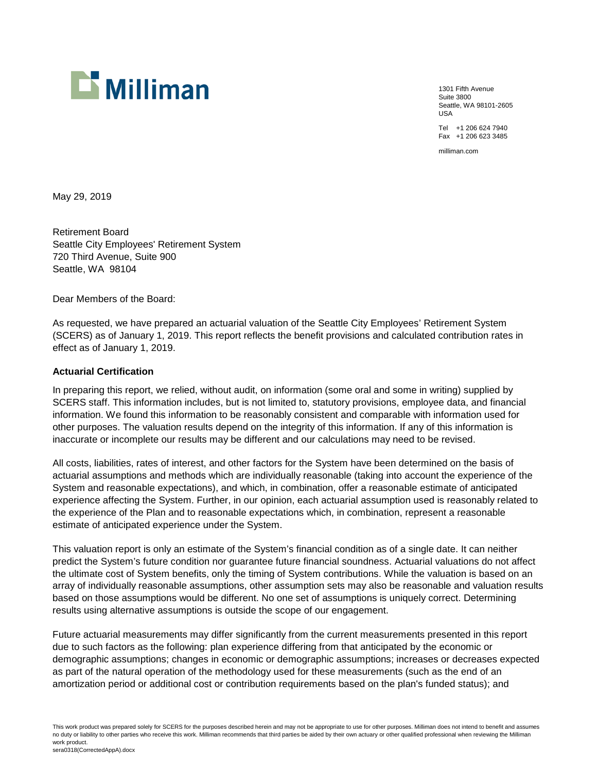Milliman

1301 Fifth Avenue
Suite 3800
Seattle, WA 98101-2605
USA

Tel +1 206 624 7940
Fax +1 206 623 3485

milliman.com

May 29, 2019

Retirement Board
Seattle City Employees' Retirement System
720 Third Avenue, Suite 900
Seattle, WA 98104

Dear Members of the Board:

As requested, we have prepared an actuarial valuation of the Seattle City Employees' Retirement System (SCERS) as of January 1, 2019. This report reflects the benefit provisions and calculated contribution rates in effect as of January 1, 2019.

**Actuarial Certification**

In preparing this report, we relied, without audit, on information (some oral and some in writing) supplied by SCERS staff. This information includes, but is not limited to, statutory provisions, employee data, and financial information. We found this information to be reasonably consistent and comparable with information used for other purposes. The valuation results depend on the integrity of this information. If any of this information is inaccurate or incomplete our results may be different and our calculations may need to be revised.

All costs, liabilities, rates of interest, and other factors for the System have been determined on the basis of actuarial assumptions and methods which are individually reasonable (taking into account the experience of the System and reasonable expectations), and which, in combination, offer a reasonable estimate of anticipated experience affecting the System. Further, in our opinion, each actuarial assumption used is reasonably related to the experience of the Plan and to reasonable expectations which, in combination, represent a reasonable estimate of anticipated experience under the System.

This valuation report is only an estimate of the System's financial condition as of a single date. It can neither predict the System's future condition nor guarantee future financial soundness. Actuarial valuations do not affect the ultimate cost of System benefits, only the timing of System contributions. While the valuation is based on an array of individually reasonable assumptions, other assumption sets may also be reasonable and valuation results based on those assumptions would be different. No one set of assumptions is uniquely correct. Determining results using alternative assumptions is outside the scope of our engagement.

Future actuarial measurements may differ significantly from the current measurements presented in this report due to such factors as the following: plan experience differing from that anticipated by the economic or demographic assumptions; changes in economic or demographic assumptions; increases or decreases expected as part of the natural operation of the methodology used for these measurements (such as the end of an amortization period or additional cost or contribution requirements based on the plan's funded status); and

This work product was prepared solely for SCERS for the purposes described herein and may not be appropriate to use for other purposes. Milliman does not intend to benefit and assumes no duty or liability to other parties who receive this work. Milliman recommends that third parties be aided by their own actuary or other qualified professional when reviewing the Milliman work product.
sera0318(CorrectedAppA).docx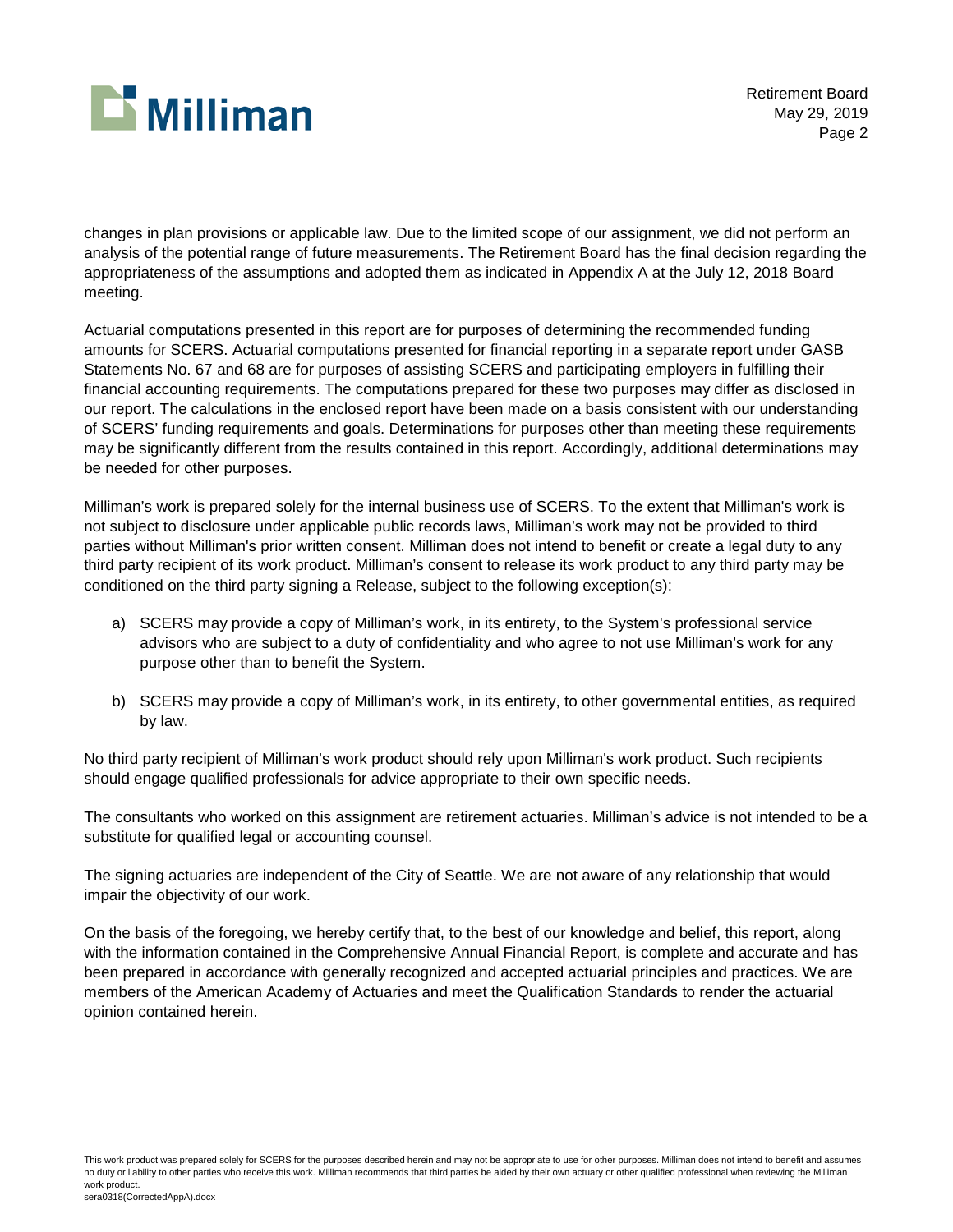changes in plan provisions or applicable law. Due to the limited scope of our assignment, we did not perform an analysis of the potential range of future measurements. The Retirement Board has the final decision regarding the appropriateness of the assumptions and adopted them as indicated in Appendix A at the July 12, 2018 Board meeting.

Actuarial computations presented in this report are for purposes of determining the recommended funding amounts for SCERS. Actuarial computations presented for financial reporting in a separate report under GASB Statements No. 67 and 68 are for purposes of assisting SCERS and participating employers in fulfilling their financial accounting requirements. The computations prepared for these two purposes may differ as disclosed in our report. The calculations in the enclosed report have been made on a basis consistent with our understanding of SCERS' funding requirements and goals. Determinations for purposes other than meeting these requirements may be significantly different from the results contained in this report. Accordingly, additional determinations may be needed for other purposes.

Milliman's work is prepared solely for the internal business use of SCERS. To the extent that Milliman's work is not subject to disclosure under applicable public records laws, Milliman's work may not be provided to third parties without Milliman's prior written consent. Milliman does not intend to benefit or create a legal duty to any third party recipient of its work product. Milliman's consent to release its work product to any third party may be conditioned on the third party signing a Release, subject to the following exception(s):

a) SCERS may provide a copy of Milliman's work, in its entirety, to the System's professional service advisors who are subject to a duty of confidentiality and who agree to not use Milliman's work for any purpose other than to benefit the System.

b) SCERS may provide a copy of Milliman's work, in its entirety, to other governmental entities, as required by law.

No third party recipient of Milliman's work product should rely upon Milliman's work product. Such recipients should engage qualified professionals for advice appropriate to their own specific needs.

The consultants who worked on this assignment are retirement actuaries. Milliman's advice is not intended to be a substitute for qualified legal or accounting counsel.

The signing actuaries are independent of the City of Seattle. We are not aware of any relationship that would impair the objectivity of our work.

On the basis of the foregoing, we hereby certify that, to the best of our knowledge and belief, this report, along with the information contained in the Comprehensive Annual Financial Report, is complete and accurate and has been prepared in accordance with generally recognized and accepted actuarial principles and practices. We are members of the American Academy of Actuaries and meet the Qualification Standards to render the actuarial opinion contained herein.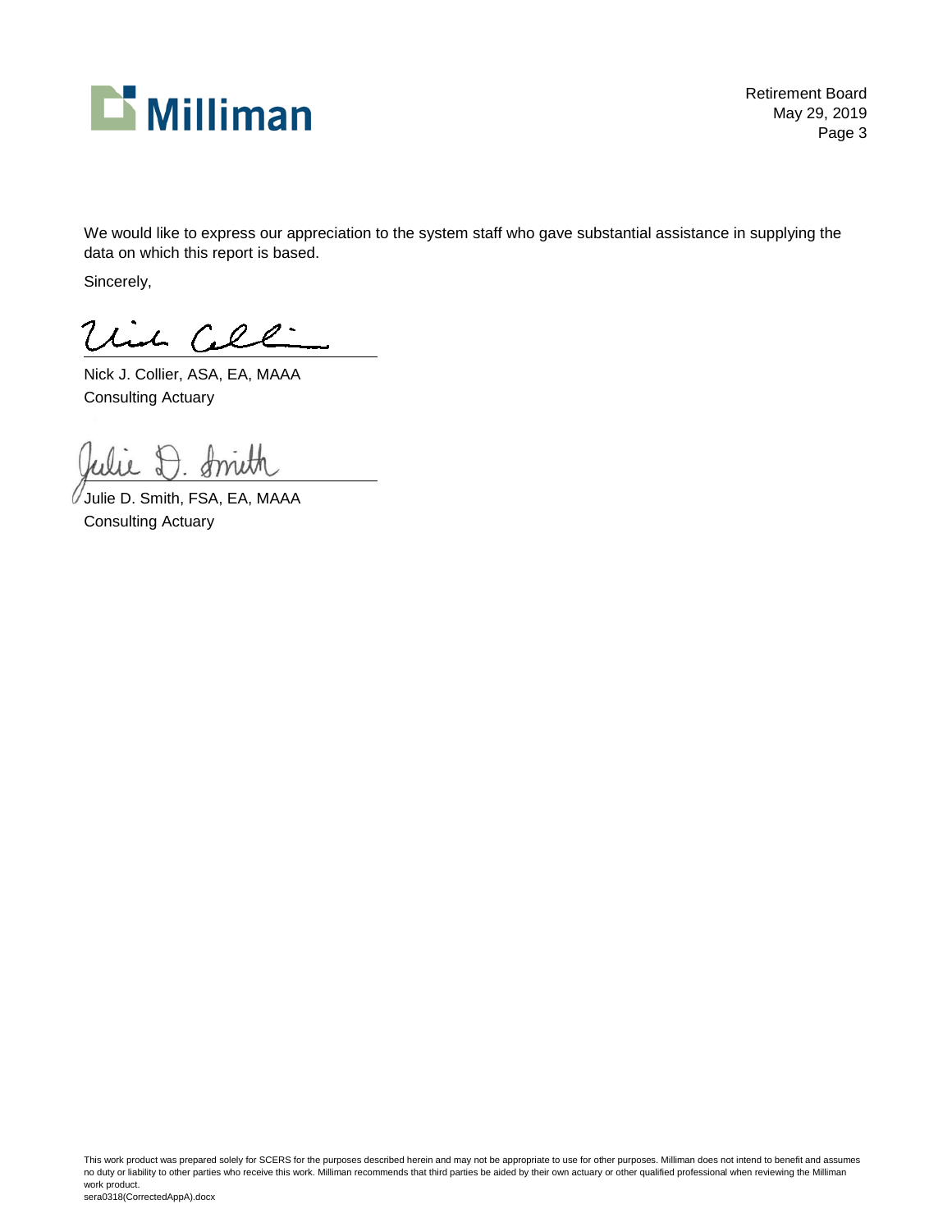We would like to express our appreciation to the system staff who gave substantial assistance in supplying the data on which this report is based.

Sincerely,

Nick J. Collier, ASA, EA, MAAA
Consulting Actuary

Julie D. Smith, FSA, EA, MAAA
Consulting Actuary

This work product was prepared solely for SCERS for the purposes described herein and may not be appropriate to use for other purposes. Milliman does not intend to benefit and assumes no duty or liability to other parties who receive this work. Milliman recommends that third parties be aided by their own actuary or other qualified professional when reviewing the Milliman work product.
sera0318(CorrectedAppA).docx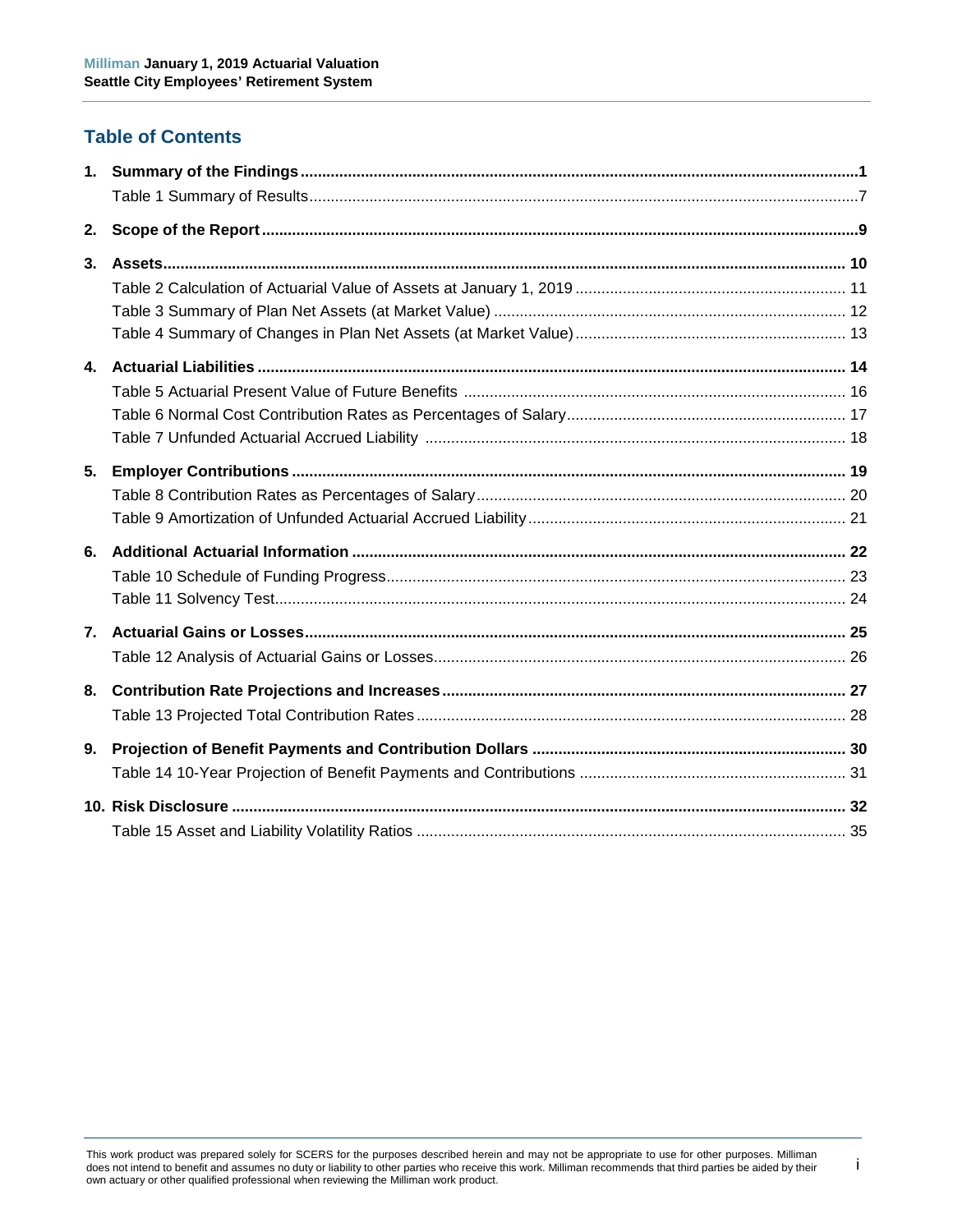## Table of Contents

1. **Summary of the Findings** ... 1
   - Table 1 Summary of Results ... 7
2. **Scope of the Report** ... 9
3. **Assets** ... 10
   - Table 2 Calculation of Actuarial Value of Assets at January 1, 2019 ... 11
   - Table 3 Summary of Plan Net Assets (at Market Value) ... 12
   - Table 4 Summary of Changes in Plan Net Assets (at Market Value) ... 13
4. **Actuarial Liabilities** ... 14
   - Table 5 Actuarial Present Value of Future Benefits ... 16
   - Table 6 Normal Cost Contribution Rates as Percentages of Salary ... 17
   - Table 7 Unfunded Actuarial Accrued Liability ... 18
5. **Employer Contributions** ... 19
   - Table 8 Contribution Rates as Percentages of Salary ... 20
   - Table 9 Amortization of Unfunded Actuarial Accrued Liability ... 21
6. **Additional Actuarial Information** ... 22
   - Table 10 Schedule of Funding Progress ... 23
   - Table 11 Solvency Test ... 24
7. **Actuarial Gains or Losses** ... 25
   - Table 12 Analysis of Actuarial Gains or Losses ... 26
8. **Contribution Rate Projections and Increases** ... 27
   - Table 13 Projected Total Contribution Rates ... 28
9. **Projection of Benefit Payments and Contribution Dollars** ... 30
   - Table 14 10-Year Projection of Benefit Payments and Contributions ... 31
10. **Risk Disclosure** ... 32
    - Table 15 Asset and Liability Volatility Ratios ... 35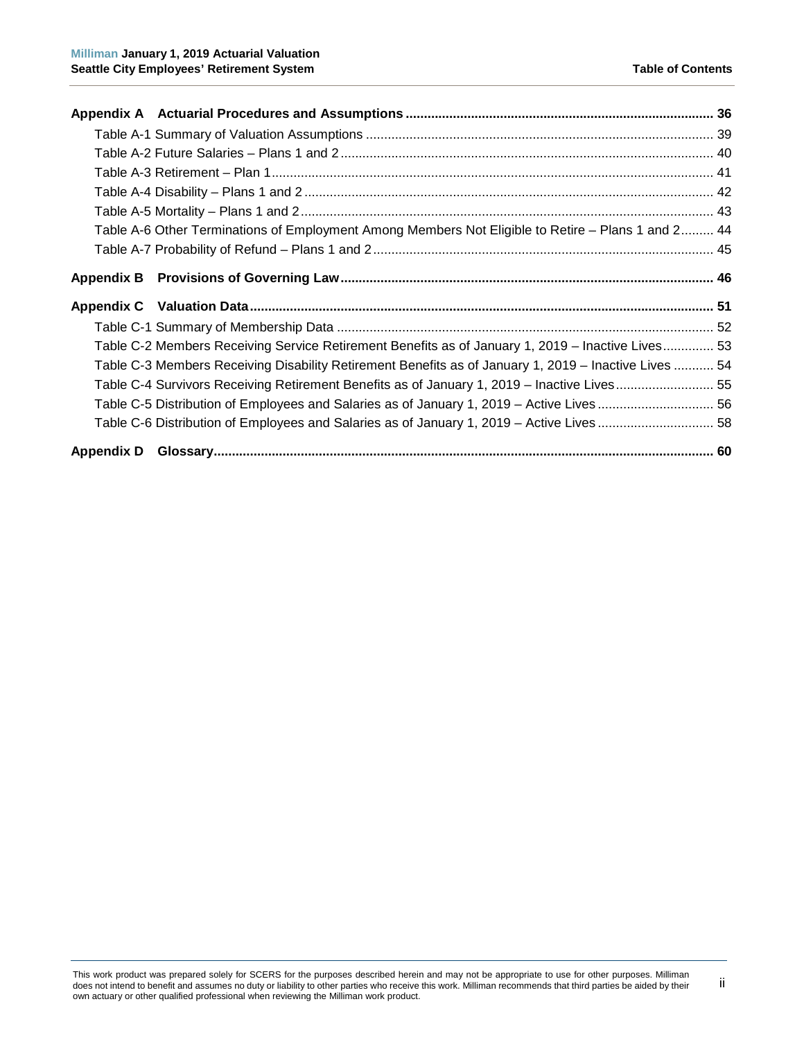**Appendix A Actuarial Procedures and Assumptions** ..... 36

Table A-1 Summary of Valuation Assumptions ..... 39

Table A-2 Future Salaries – Plans 1 and 2 ..... 40

Table A-3 Retirement – Plan 1 ..... 41

Table A-4 Disability – Plans 1 and 2 ..... 42

Table A-5 Mortality – Plans 1 and 2 ..... 43

Table A-6 Other Terminations of Employment Among Members Not Eligible to Retire – Plans 1 and 2 ..... 44

Table A-7 Probability of Refund – Plans 1 and 2 ..... 45

**Appendix B Provisions of Governing Law** ..... 46

**Appendix C Valuation Data** ..... 51

Table C-1 Summary of Membership Data ..... 52

Table C-2 Members Receiving Service Retirement Benefits as of January 1, 2019 – Inactive Lives ..... 53

Table C-3 Members Receiving Disability Retirement Benefits as of January 1, 2019 – Inactive Lives ..... 54

Table C-4 Survivors Receiving Retirement Benefits as of January 1, 2019 – Inactive Lives ..... 55

Table C-5 Distribution of Employees and Salaries as of January 1, 2019 – Active Lives ..... 56

Table C-6 Distribution of Employees and Salaries as of January 1, 2019 – Active Lives ..... 58

**Appendix D Glossary** ..... 60

This work product was prepared solely for SCERS for the purposes described herein and may not be appropriate to use for other purposes. Milliman does not intend to benefit and assumes no duty or liability to other parties who receive this work. Milliman recommends that third parties be aided by their own actuary or other qualified professional when reviewing the Milliman work product.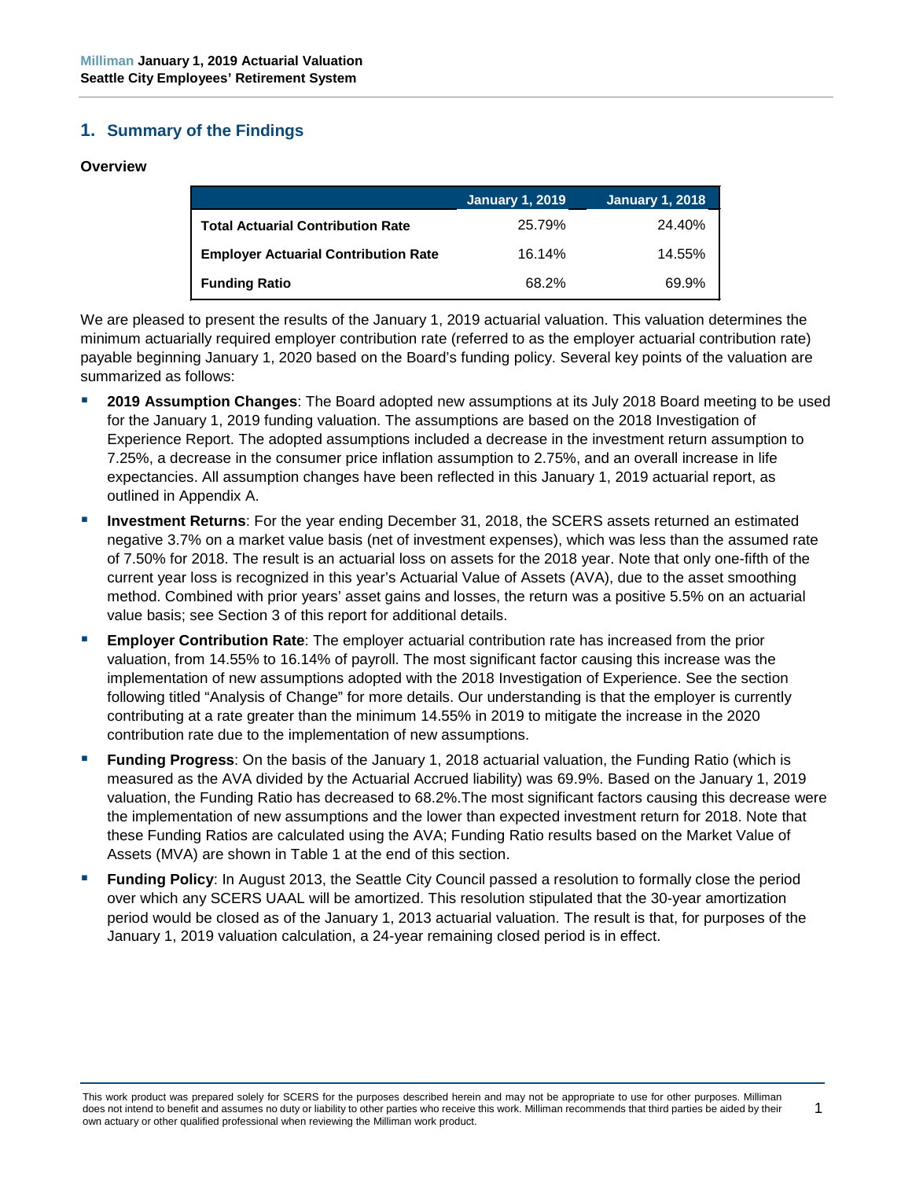## 1. Summary of the Findings

### Overview

| | January 1, 2019 | January 1, 2018 |
|---|---|---|
| **Total Actuarial Contribution Rate** | 25.79% | 24.40% |
| **Employer Actuarial Contribution Rate** | 16.14% | 14.55% |
| **Funding Ratio** | 68.2% | 69.9% |

We are pleased to present the results of the January 1, 2019 actuarial valuation. This valuation determines the minimum actuarially required employer contribution rate (referred to as the employer actuarial contribution rate) payable beginning January 1, 2020 based on the Board's funding policy. Several key points of the valuation are summarized as follows:

- **2019 Assumption Changes**: The Board adopted new assumptions at its July 2018 Board meeting to be used for the January 1, 2019 funding valuation. The assumptions are based on the 2018 Investigation of Experience Report. The adopted assumptions included a decrease in the investment return assumption to 7.25%, a decrease in the consumer price inflation assumption to 2.75%, and an overall increase in life expectancies. All assumption changes have been reflected in this January 1, 2019 actuarial report, as outlined in Appendix A.
- **Investment Returns**: For the year ending December 31, 2018, the SCERS assets returned an estimated negative 3.7% on a market value basis (net of investment expenses), which was less than the assumed rate of 7.50% for 2018. The result is an actuarial loss on assets for the 2018 year. Note that only one-fifth of the current year loss is recognized in this year's Actuarial Value of Assets (AVA), due to the asset smoothing method. Combined with prior years' asset gains and losses, the return was a positive 5.5% on an actuarial value basis; see Section 3 of this report for additional details.
- **Employer Contribution Rate**: The employer actuarial contribution rate has increased from the prior valuation, from 14.55% to 16.14% of payroll. The most significant factor causing this increase was the implementation of new assumptions adopted with the 2018 Investigation of Experience. See the section following titled "Analysis of Change" for more details. Our understanding is that the employer is currently contributing at a rate greater than the minimum 14.55% in 2019 to mitigate the increase in the 2020 contribution rate due to the implementation of new assumptions.
- **Funding Progress**: On the basis of the January 1, 2018 actuarial valuation, the Funding Ratio (which is measured as the AVA divided by the Actuarial Accrued liability) was 69.9%. Based on the January 1, 2019 valuation, the Funding Ratio has decreased to 68.2%.The most significant factors causing this decrease were the implementation of new assumptions and the lower than expected investment return for 2018. Note that these Funding Ratios are calculated using the AVA; Funding Ratio results based on the Market Value of Assets (MVA) are shown in Table 1 at the end of this section.
- **Funding Policy**: In August 2013, the Seattle City Council passed a resolution to formally close the period over which any SCERS UAAL will be amortized. This resolution stipulated that the 30-year amortization period would be closed as of the January 1, 2013 actuarial valuation. The result is that, for purposes of the January 1, 2019 valuation calculation, a 24-year remaining closed period is in effect.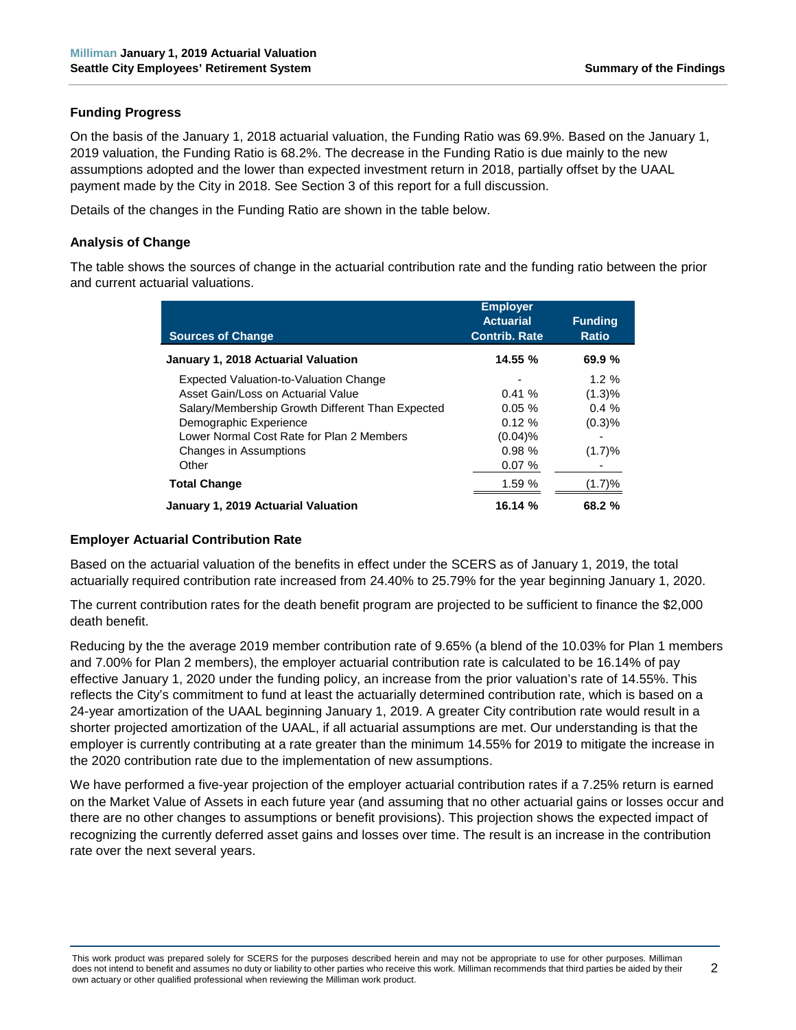### Funding Progress

On the basis of the January 1, 2018 actuarial valuation, the Funding Ratio was 69.9%. Based on the January 1, 2019 valuation, the Funding Ratio is 68.2%. The decrease in the Funding Ratio is due mainly to the new assumptions adopted and the lower than expected investment return in 2018, partially offset by the UAAL payment made by the City in 2018. See Section 3 of this report for a full discussion.

Details of the changes in the Funding Ratio are shown in the table below.

### Analysis of Change

The table shows the sources of change in the actuarial contribution rate and the funding ratio between the prior and current actuarial valuations.

| Sources of Change | Employer Actuarial Contrib. Rate | Funding Ratio |
|---|---|---|
| **January 1, 2018 Actuarial Valuation** | **14.55 %** | **69.9 %** |
| Expected Valuation-to-Valuation Change | - | 1.2 % |
| Asset Gain/Loss on Actuarial Value | 0.41 % | (1.3)% |
| Salary/Membership Growth Different Than Expected | 0.05 % | 0.4 % |
| Demographic Experience | 0.12 % | (0.3)% |
| Lower Normal Cost Rate for Plan 2 Members | (0.04)% | - |
| Changes in Assumptions | 0.98 % | (1.7)% |
| Other | 0.07 % | - |
| **Total Change** | 1.59 % | (1.7)% |
| **January 1, 2019 Actuarial Valuation** | **16.14 %** | **68.2 %** |

### Employer Actuarial Contribution Rate

Based on the actuarial valuation of the benefits in effect under the SCERS as of January 1, 2019, the total actuarially required contribution rate increased from 24.40% to 25.79% for the year beginning January 1, 2020.

The current contribution rates for the death benefit program are projected to be sufficient to finance the $2,000 death benefit.

Reducing by the the average 2019 member contribution rate of 9.65% (a blend of the 10.03% for Plan 1 members and 7.00% for Plan 2 members), the employer actuarial contribution rate is calculated to be 16.14% of pay effective January 1, 2020 under the funding policy, an increase from the prior valuation's rate of 14.55%. This reflects the City's commitment to fund at least the actuarially determined contribution rate, which is based on a 24-year amortization of the UAAL beginning January 1, 2019. A greater City contribution rate would result in a shorter projected amortization of the UAAL, if all actuarial assumptions are met. Our understanding is that the employer is currently contributing at a rate greater than the minimum 14.55% for 2019 to mitigate the increase in the 2020 contribution rate due to the implementation of new assumptions.

We have performed a five-year projection of the employer actuarial contribution rates if a 7.25% return is earned on the Market Value of Assets in each future year (and assuming that no other actuarial gains or losses occur and there are no other changes to assumptions or benefit provisions). This projection shows the expected impact of recognizing the currently deferred asset gains and losses over time. The result is an increase in the contribution rate over the next several years.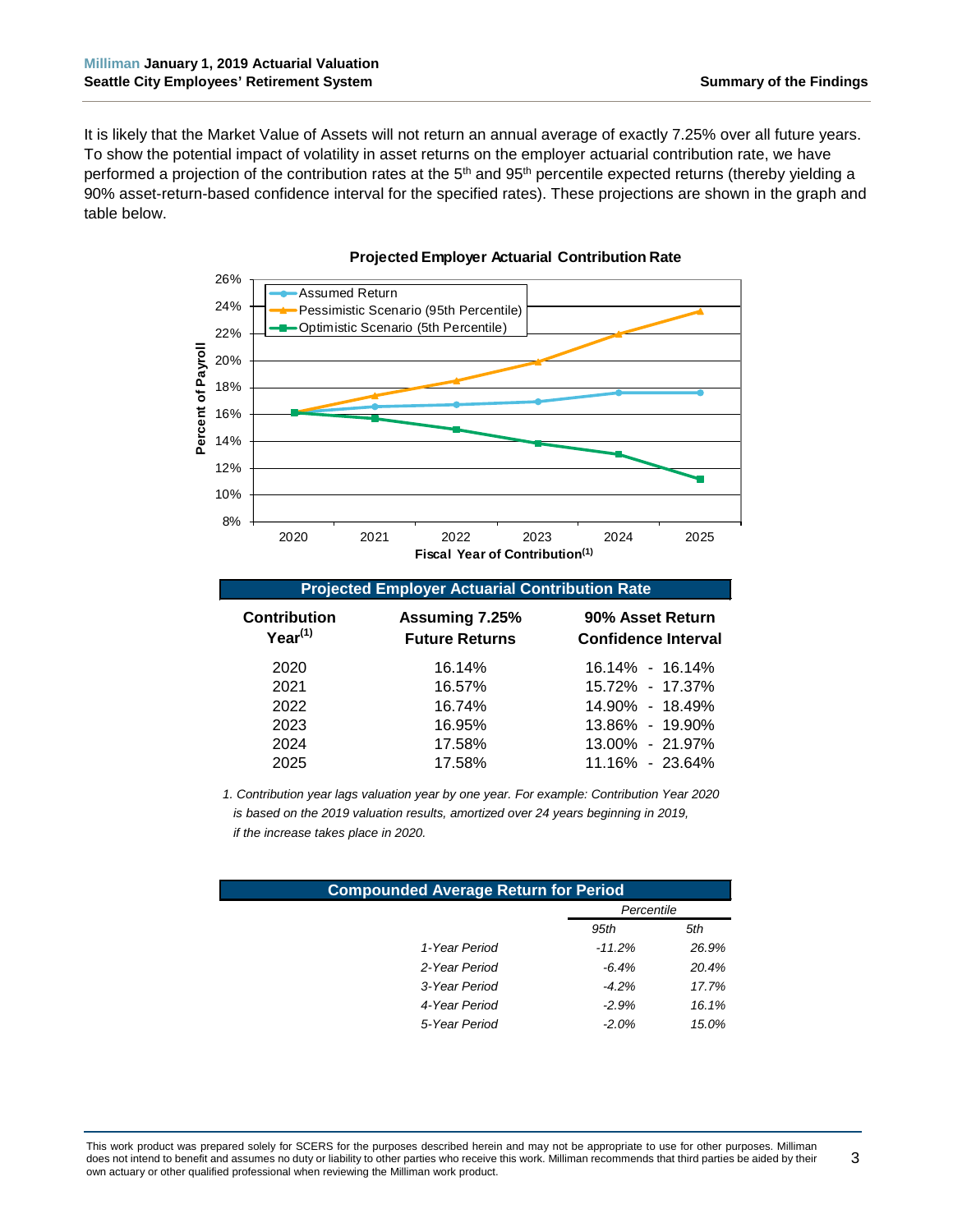It is likely that the Market Value of Assets will not return an annual average of exactly 7.25% over all future years. To show the potential impact of volatility in asset returns on the employer actuarial contribution rate, we have performed a projection of the contribution rates at the 5th and 95th percentile expected returns (thereby yielding a 90% asset-return-based confidence interval for the specified rates). These projections are shown in the graph and table below.

**Projected Employer Actuarial Contribution Rate**

| Fiscal Year of Contribution[1] | Assumed Return | Pessimistic Scenario (95th Percentile) | Optimistic Scenario (5th Percentile) |
|---|---|---|---|
| 2020 | 16.14% | 16.14% | 16.14% |
| 2021 | 16.57% | 17.37% | 15.72% |
| 2022 | 16.74% | 18.49% | 14.90% |
| 2023 | 16.95% | 19.90% | 13.86% |
| 2024 | 17.58% | 21.97% | 13.00% |
| 2025 | 17.58% | 23.64% | 11.16% |

**Projected Employer Actuarial Contribution Rate**

| Contribution Year[1] | Assuming 7.25% Future Returns | 90% Asset Return Confidence Interval |
|---|---|---|
| 2020 | 16.14% | 16.14% - 16.14% |
| 2021 | 16.57% | 15.72% - 17.37% |
| 2022 | 16.74% | 14.90% - 18.49% |
| 2023 | 16.95% | 13.86% - 19.90% |
| 2024 | 17.58% | 13.00% - 21.97% |
| 2025 | 17.58% | 11.16% - 23.64% |

*1. Contribution year lags valuation year by one year. For example: Contribution Year 2020 is based on the 2019 valuation results, amortized over 24 years beginning in 2019, if the increase takes place in 2020.*

**Compounded Average Return for Period**

| | Percentile 95th | Percentile 5th |
|---|---|---|
| *1-Year Period* | *-11.2%* | *26.9%* |
| *2-Year Period* | *-6.4%* | *20.4%* |
| *3-Year Period* | *-4.2%* | *17.7%* |
| *4-Year Period* | *-2.9%* | *16.1%* |
| *5-Year Period* | *-2.0%* | *15.0%* |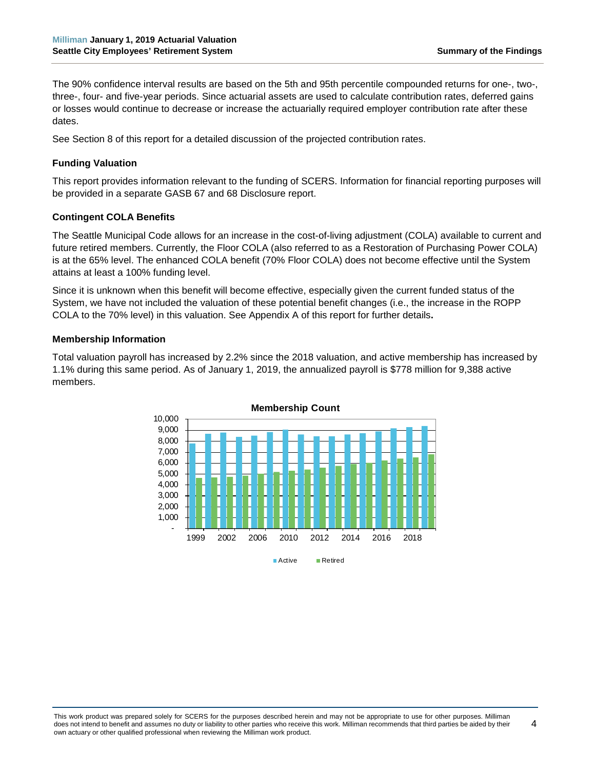The 90% confidence interval results are based on the 5th and 95th percentile compounded returns for one-, two-, three-, four- and five-year periods. Since actuarial assets are used to calculate contribution rates, deferred gains or losses would continue to decrease or increase the actuarially required employer contribution rate after these dates.

See Section 8 of this report for a detailed discussion of the projected contribution rates.

### Funding Valuation

This report provides information relevant to the funding of SCERS. Information for financial reporting purposes will be provided in a separate GASB 67 and 68 Disclosure report.

### Contingent COLA Benefits

The Seattle Municipal Code allows for an increase in the cost-of-living adjustment (COLA) available to current and future retired members. Currently, the Floor COLA (also referred to as a Restoration of Purchasing Power COLA) is at the 65% level. The enhanced COLA benefit (70% Floor COLA) does not become effective until the System attains at least a 100% funding level.

Since it is unknown when this benefit will become effective, especially given the current funded status of the System, we have not included the valuation of these potential benefit changes (i.e., the increase in the ROPP COLA to the 70% level) in this valuation. See Appendix A of this report for further details**.**

### Membership Information

Total valuation payroll has increased by 2.2% since the 2018 valuation, and active membership has increased by 1.1% during this same period. As of January 1, 2019, the annualized payroll is $778 million for 9,388 active members.

**Membership Count**

(Chart: Active and Retired membership counts, 1999–2018)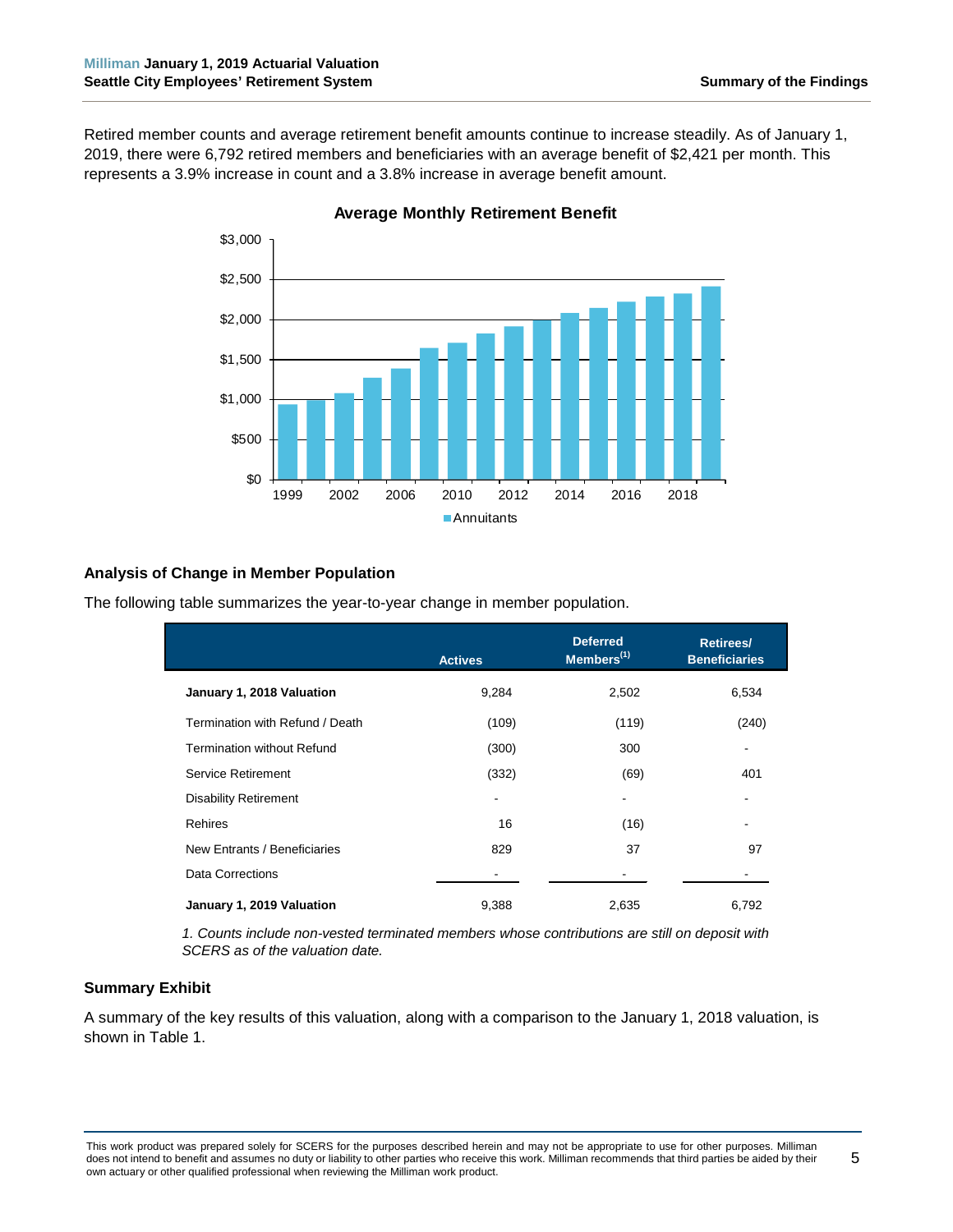Retired member counts and average retirement benefit amounts continue to increase steadily. As of January 1, 2019, there were 6,792 retired members and beneficiaries with an average benefit of $2,421 per month. This represents a 3.9% increase in count and a 3.8% increase in average benefit amount.

**Average Monthly Retirement Benefit**

### Analysis of Change in Member Population

The following table summarizes the year-to-year change in member population.

| | Actives | Deferred Members[1] | Retirees/ Beneficiaries |
|---|---|---|---|
| **January 1, 2018 Valuation** | 9,284 | 2,502 | 6,534 |
| Termination with Refund / Death | (109) | (119) | (240) |
| Termination without Refund | (300) | 300 | - |
| Service Retirement | (332) | (69) | 401 |
| Disability Retirement | - | - | - |
| Rehires | 16 | (16) | - |
| New Entrants / Beneficiaries | 829 | 37 | 97 |
| Data Corrections | - | - | - |
| **January 1, 2019 Valuation** | 9,388 | 2,635 | 6,792 |

*1. Counts include non-vested terminated members whose contributions are still on deposit with SCERS as of the valuation date.*

### Summary Exhibit

A summary of the key results of this valuation, along with a comparison to the January 1, 2018 valuation, is shown in Table 1.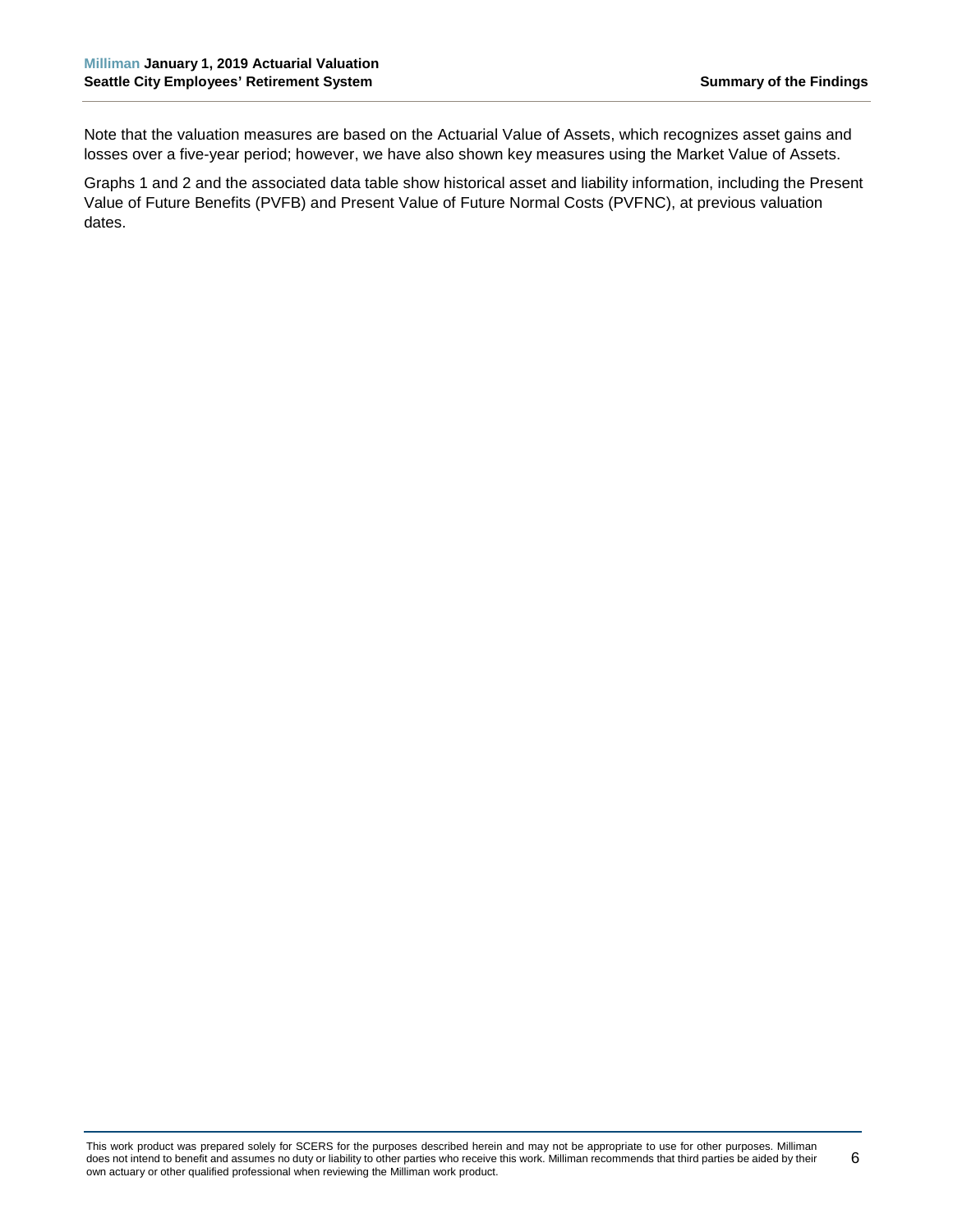Note that the valuation measures are based on the Actuarial Value of Assets, which recognizes asset gains and losses over a five-year period; however, we have also shown key measures using the Market Value of Assets.

Graphs 1 and 2 and the associated data table show historical asset and liability information, including the Present Value of Future Benefits (PVFB) and Present Value of Future Normal Costs (PVFNC), at previous valuation dates.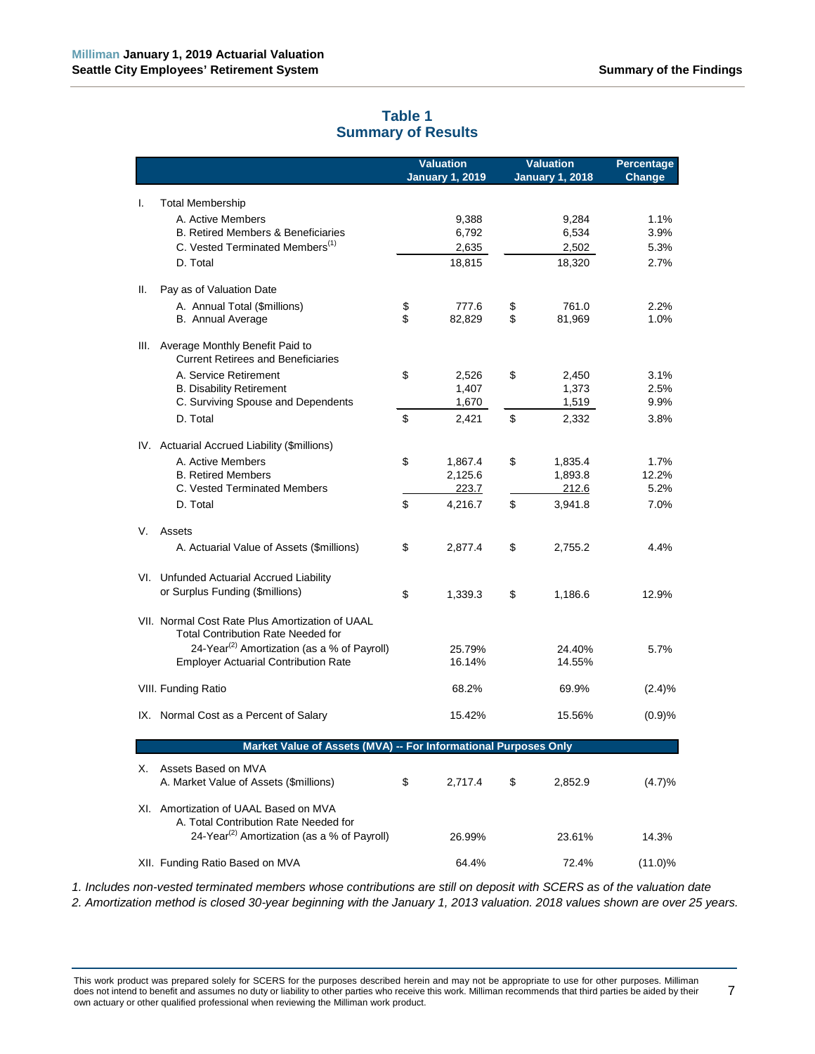## Table 1
## Summary of Results

| | Valuation January 1, 2019 | Valuation January 1, 2018 | Percentage Change |
|---|---|---|---|
| **I. Total Membership** | | | |
| A. Active Members | 9,388 | 9,284 | 1.1% |
| B. Retired Members & Beneficiaries | 6,792 | 6,534 | 3.9% |
| C. Vested Terminated Members[1] | 2,635 | 2,502 | 5.3% |
| D. Total | 18,815 | 18,320 | 2.7% |
| **II. Pay as of Valuation Date** | | | |
| A. Annual Total ($millions) | $ 777.6 | $ 761.0 | 2.2% |
| B. Annual Average | $ 82,829 | $ 81,969 | 1.0% |
| **III. Average Monthly Benefit Paid to Current Retirees and Beneficiaries** | | | |
| A. Service Retirement | $ 2,526 | $ 2,450 | 3.1% |
| B. Disability Retirement | 1,407 | 1,373 | 2.5% |
| C. Surviving Spouse and Dependents | 1,670 | 1,519 | 9.9% |
| D. Total | $ 2,421 | $ 2,332 | 3.8% |
| **IV. Actuarial Accrued Liability ($millions)** | | | |
| A. Active Members | $ 1,867.4 | $ 1,835.4 | 1.7% |
| B. Retired Members | 2,125.6 | 1,893.8 | 12.2% |
| C. Vested Terminated Members | 223.7 | 212.6 | 5.2% |
| D. Total | $ 4,216.7 | $ 3,941.8 | 7.0% |
| **V. Assets** | | | |
| A. Actuarial Value of Assets ($millions) | $ 2,877.4 | $ 2,755.2 | 4.4% |
| **VI. Unfunded Actuarial Accrued Liability or Surplus Funding ($millions)** | $ 1,339.3 | $ 1,186.6 | 12.9% |
| **VII. Normal Cost Rate Plus Amortization of UAAL** | | | |
| Total Contribution Rate Needed for 24-Year[2] Amortization (as a % of Payroll) | 25.79% | 24.40% | 5.7% |
| Employer Actuarial Contribution Rate | 16.14% | 14.55% | |
| **VIII. Funding Ratio** | 68.2% | 69.9% | (2.4)% |
| **IX. Normal Cost as a Percent of Salary** | 15.42% | 15.56% | (0.9)% |
| **Market Value of Assets (MVA) -- For Informational Purposes Only** | | | |
| **X. Assets Based on MVA** | | | |
| A. Market Value of Assets ($millions) | $ 2,717.4 | $ 2,852.9 | (4.7)% |
| **XI. Amortization of UAAL Based on MVA** | | | |
| A. Total Contribution Rate Needed for 24-Year[2] Amortization (as a % of Payroll) | 26.99% | 23.61% | 14.3% |
| **XII. Funding Ratio Based on MVA** | 64.4% | 72.4% | (11.0)% |

*1. Includes non-vested terminated members whose contributions are still on deposit with SCERS as of the valuation date*

*2. Amortization method is closed 30-year beginning with the January 1, 2013 valuation. 2018 values shown are over 25 years.*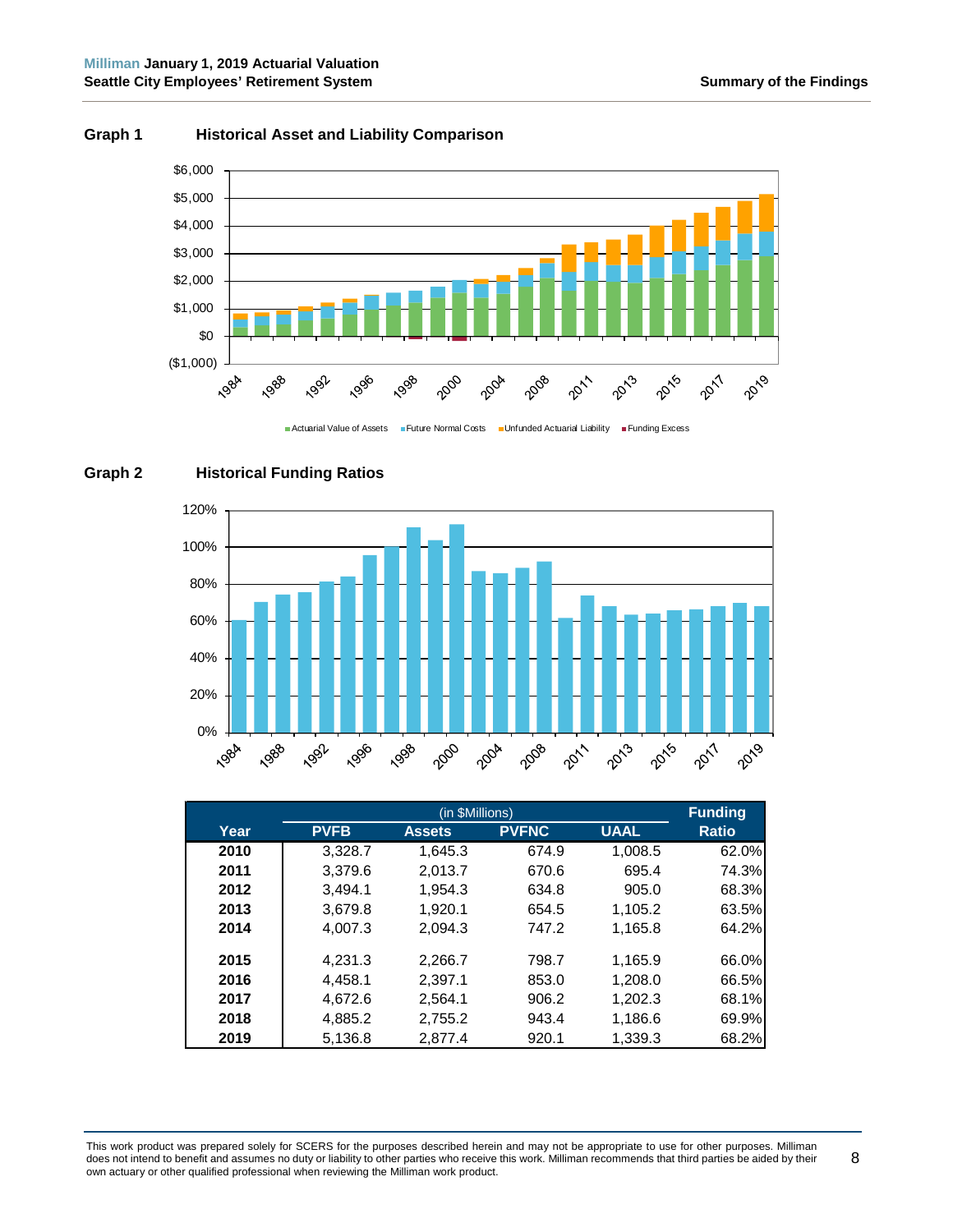## Graph 1 Historical Asset and Liability Comparison

■ Actuarial Value of Assets ■ Future Normal Costs ■ Unfunded Actuarial Liability ■ Funding Excess

## Graph 2 Historical Funding Ratios

| Year | PVFB | Assets | PVFNC | UAAL | Funding Ratio |
|---|---|---|---|---|---|
| | (in $Millions) | | | | |
| 2010 | 3,328.7 | 1,645.3 | 674.9 | 1,008.5 | 62.0% |
| 2011 | 3,379.6 | 2,013.7 | 670.6 | 695.4 | 74.3% |
| 2012 | 3,494.1 | 1,954.3 | 634.8 | 905.0 | 68.3% |
| 2013 | 3,679.8 | 1,920.1 | 654.5 | 1,105.2 | 63.5% |
| 2014 | 4,007.3 | 2,094.3 | 747.2 | 1,165.8 | 64.2% |
| 2015 | 4,231.3 | 2,266.7 | 798.7 | 1,165.9 | 66.0% |
| 2016 | 4,458.1 | 2,397.1 | 853.0 | 1,208.0 | 66.5% |
| 2017 | 4,672.6 | 2,564.1 | 906.2 | 1,202.3 | 68.1% |
| 2018 | 4,885.2 | 2,755.2 | 943.4 | 1,186.6 | 69.9% |
| 2019 | 5,136.8 | 2,877.4 | 920.1 | 1,339.3 | 68.2% |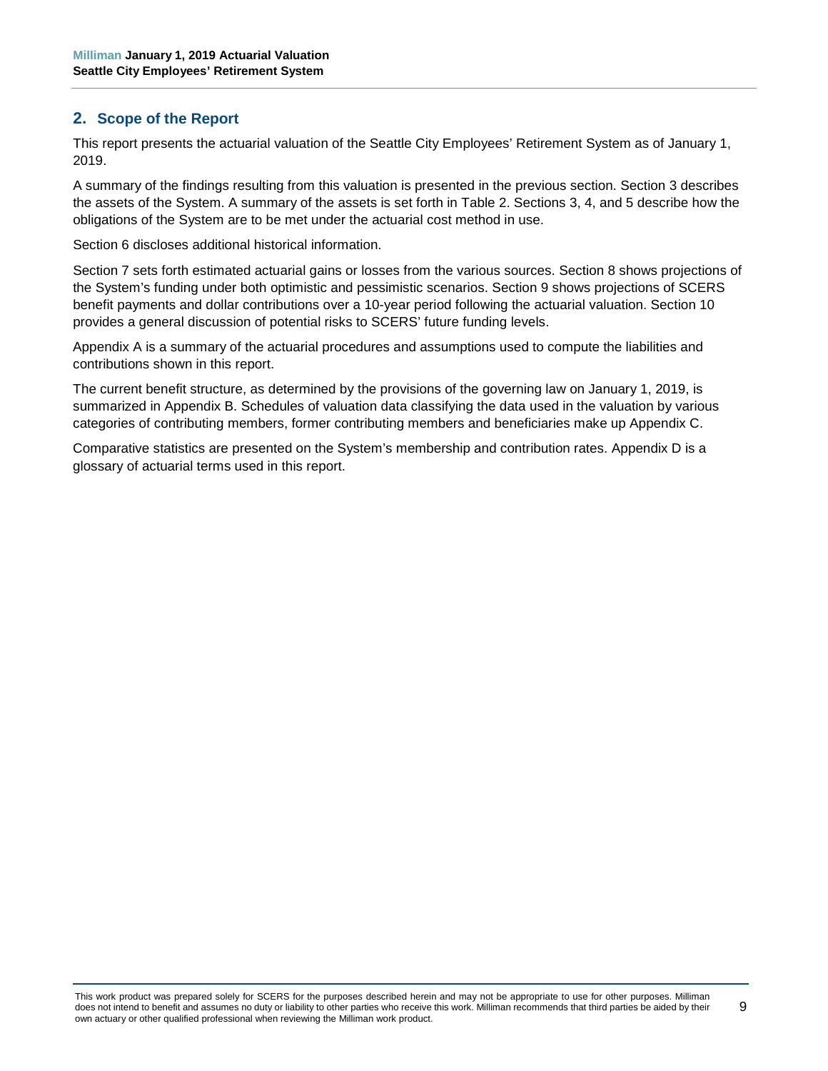## 2. Scope of the Report

This report presents the actuarial valuation of the Seattle City Employees' Retirement System as of January 1, 2019.

A summary of the findings resulting from this valuation is presented in the previous section. Section 3 describes the assets of the System. A summary of the assets is set forth in Table 2. Sections 3, 4, and 5 describe how the obligations of the System are to be met under the actuarial cost method in use.

Section 6 discloses additional historical information.

Section 7 sets forth estimated actuarial gains or losses from the various sources. Section 8 shows projections of the System's funding under both optimistic and pessimistic scenarios. Section 9 shows projections of SCERS benefit payments and dollar contributions over a 10-year period following the actuarial valuation. Section 10 provides a general discussion of potential risks to SCERS' future funding levels.

Appendix A is a summary of the actuarial procedures and assumptions used to compute the liabilities and contributions shown in this report.

The current benefit structure, as determined by the provisions of the governing law on January 1, 2019, is summarized in Appendix B. Schedules of valuation data classifying the data used in the valuation by various categories of contributing members, former contributing members and beneficiaries make up Appendix C.

Comparative statistics are presented on the System's membership and contribution rates. Appendix D is a glossary of actuarial terms used in this report.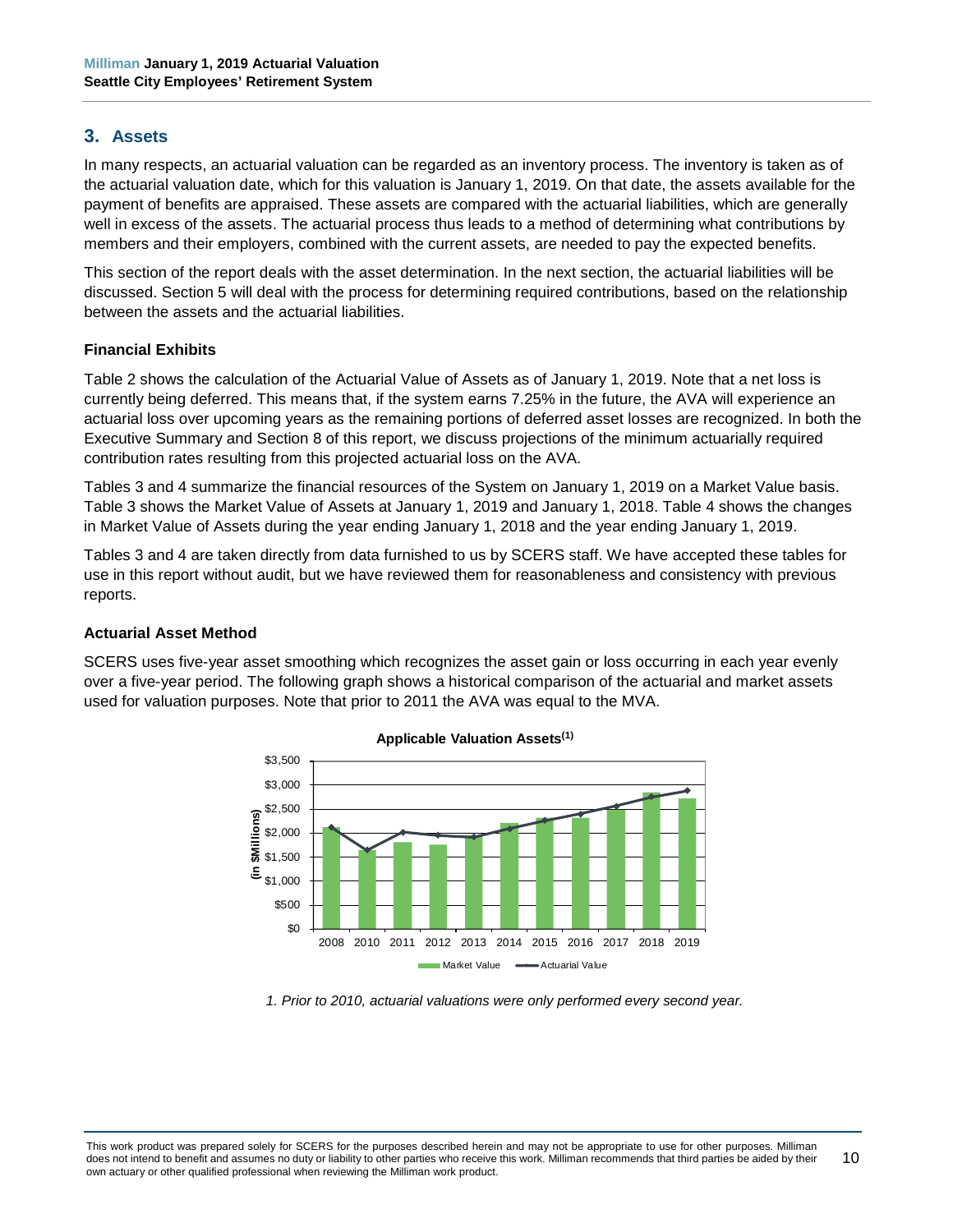## 3. Assets

In many respects, an actuarial valuation can be regarded as an inventory process. The inventory is taken as of the actuarial valuation date, which for this valuation is January 1, 2019. On that date, the assets available for the payment of benefits are appraised. These assets are compared with the actuarial liabilities, which are generally well in excess of the assets. The actuarial process thus leads to a method of determining what contributions by members and their employers, combined with the current assets, are needed to pay the expected benefits.

This section of the report deals with the asset determination. In the next section, the actuarial liabilities will be discussed. Section 5 will deal with the process for determining required contributions, based on the relationship between the assets and the actuarial liabilities.

### Financial Exhibits

Table 2 shows the calculation of the Actuarial Value of Assets as of January 1, 2019. Note that a net loss is currently being deferred. This means that, if the system earns 7.25% in the future, the AVA will experience an actuarial loss over upcoming years as the remaining portions of deferred asset losses are recognized. In both the Executive Summary and Section 8 of this report, we discuss projections of the minimum actuarially required contribution rates resulting from this projected actuarial loss on the AVA.

Tables 3 and 4 summarize the financial resources of the System on January 1, 2019 on a Market Value basis. Table 3 shows the Market Value of Assets at January 1, 2019 and January 1, 2018. Table 4 shows the changes in Market Value of Assets during the year ending January 1, 2018 and the year ending January 1, 2019.

Tables 3 and 4 are taken directly from data furnished to us by SCERS staff. We have accepted these tables for use in this report without audit, but we have reviewed them for reasonableness and consistency with previous reports.

### Actuarial Asset Method

SCERS uses five-year asset smoothing which recognizes the asset gain or loss occurring in each year evenly over a five-year period. The following graph shows a historical comparison of the actuarial and market assets used for valuation purposes. Note that prior to 2011 the AVA was equal to the MVA.

**Applicable Valuation Assets[1]**

*1. Prior to 2010, actuarial valuations were only performed every second year.*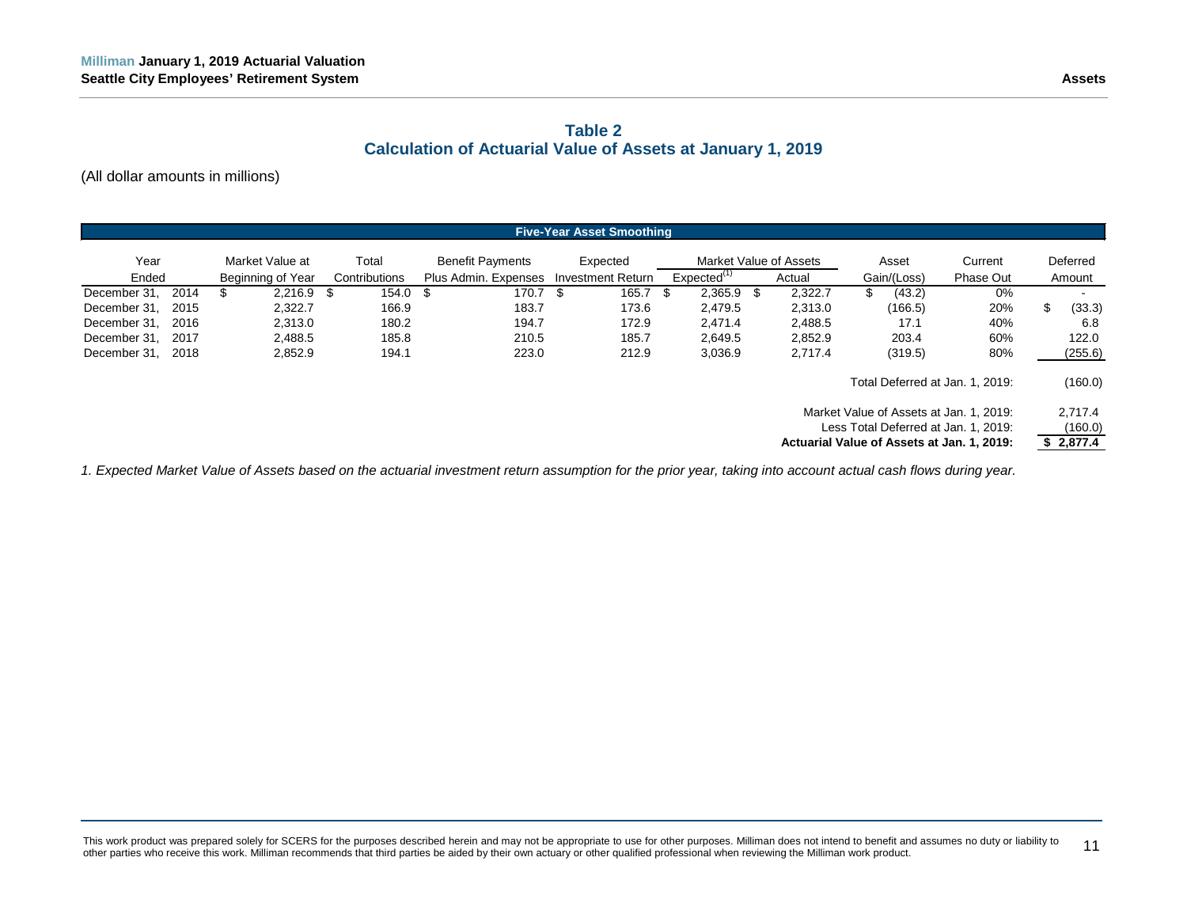## Table 2
## Calculation of Actuarial Value of Assets at January 1, 2019

(All dollar amounts in millions)

| Five-Year Asset Smoothing | | | | | | | | | |
|---|---|---|---|---|---|---|---|---|---|
| Year Ended | Market Value at Beginning of Year | Total Contributions | Benefit Payments Plus Admin. Expenses | Expected Investment Return | Market Value of Assets | | Asset Gain/(Loss) | Current Phase Out | Deferred Amount |
| | | | | | Expected[1] | Actual | | | |
| December 31, 2014 | $ 2,216.9 | $ 154.0 | $ 170.7 | $ 165.7 | $ 2,365.9 | $ 2,322.7 | $ (43.2) | 0% | - |
| December 31, 2015 | 2,322.7 | 166.9 | 183.7 | 173.6 | 2,479.5 | 2,313.0 | (166.5) | 20% | $ (33.3) |
| December 31, 2016 | 2,313.0 | 180.2 | 194.7 | 172.9 | 2,471.4 | 2,488.5 | 17.1 | 40% | 6.8 |
| December 31, 2017 | 2,488.5 | 185.8 | 210.5 | 185.7 | 2,649.5 | 2,852.9 | 203.4 | 60% | 122.0 |
| December 31, 2018 | 2,852.9 | 194.1 | 223.0 | 212.9 | 3,036.9 | 2,717.4 | (319.5) | 80% | (255.6) |
| | | | | | | | | Total Deferred at Jan. 1, 2019: | (160.0) |
| | | | | | | | | Market Value of Assets at Jan. 1, 2019: | 2,717.4 |
| | | | | | | | | Less Total Deferred at Jan. 1, 2019: | (160.0) |
| | | | | | | | | **Actuarial Value of Assets at Jan. 1, 2019:** | **$ 2,877.4** |

*1. Expected Market Value of Assets based on the actuarial investment return assumption for the prior year, taking into account actual cash flows during year.*

This work product was prepared solely for SCERS for the purposes described herein and may not be appropriate to use for other purposes. Milliman does not intend to benefit and assumes no duty or liability to other parties who receive this work. Milliman recommends that third parties be aided by their own actuary or other qualified professional when reviewing the Milliman work product.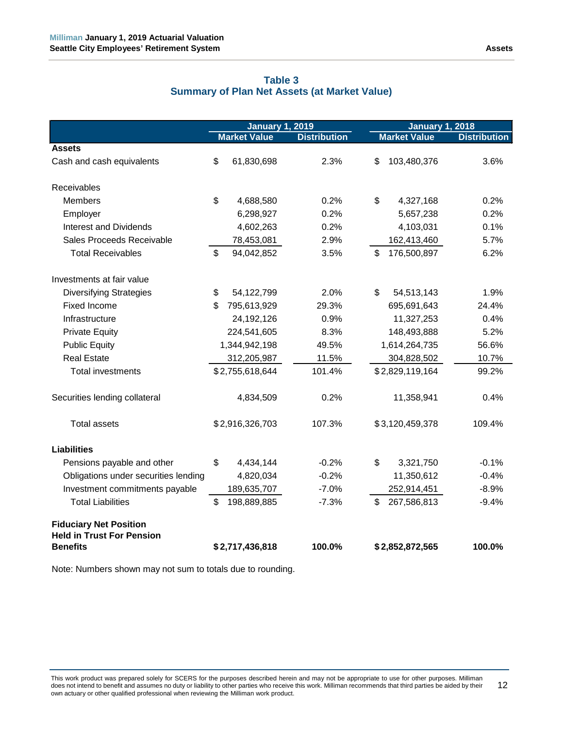## Table 3
## Summary of Plan Net Assets (at Market Value)

| | January 1, 2019 | | January 1, 2018 | |
|---|---|---|---|---|
| | Market Value | Distribution | Market Value | Distribution |
| **Assets** | | | | |
| Cash and cash equivalents | $ 61,830,698 | 2.3% | $ 103,480,376 | 3.6% |
| Receivables | | | | |
| Members | $ 4,688,580 | 0.2% | $ 4,327,168 | 0.2% |
| Employer | 6,298,927 | 0.2% | 5,657,238 | 0.2% |
| Interest and Dividends | 4,602,263 | 0.2% | 4,103,031 | 0.1% |
| Sales Proceeds Receivable | 78,453,081 | 2.9% | 162,413,460 | 5.7% |
| Total Receivables | $ 94,042,852 | 3.5% | $ 176,500,897 | 6.2% |
| Investments at fair value | | | | |
| Diversifying Strategies | $ 54,122,799 | 2.0% | $ 54,513,143 | 1.9% |
| Fixed Income | $ 795,613,929 | 29.3% | 695,691,643 | 24.4% |
| Infrastructure | 24,192,126 | 0.9% | 11,327,253 | 0.4% |
| Private Equity | 224,541,605 | 8.3% | 148,493,888 | 5.2% |
| Public Equity | 1,344,942,198 | 49.5% | 1,614,264,735 | 56.6% |
| Real Estate | 312,205,987 | 11.5% | 304,828,502 | 10.7% |
| Total investments | $ 2,755,618,644 | 101.4% | $ 2,829,119,164 | 99.2% |
| Securities lending collateral | 4,834,509 | 0.2% | 11,358,941 | 0.4% |
| Total assets | $ 2,916,326,703 | 107.3% | $ 3,120,459,378 | 109.4% |
| **Liabilities** | | | | |
| Pensions payable and other | $ 4,434,144 | -0.2% | $ 3,321,750 | -0.1% |
| Obligations under securities lending | 4,820,034 | -0.2% | 11,350,612 | -0.4% |
| Investment commitments payable | 189,635,707 | -7.0% | 252,914,451 | -8.9% |
| Total Liabilities | $ 198,889,885 | -7.3% | $ 267,586,813 | -9.4% |
| **Fiduciary Net Position Held in Trust For Pension Benefits** | **$ 2,717,436,818** | **100.0%** | **$ 2,852,872,565** | **100.0%** |

Note: Numbers shown may not sum to totals due to rounding.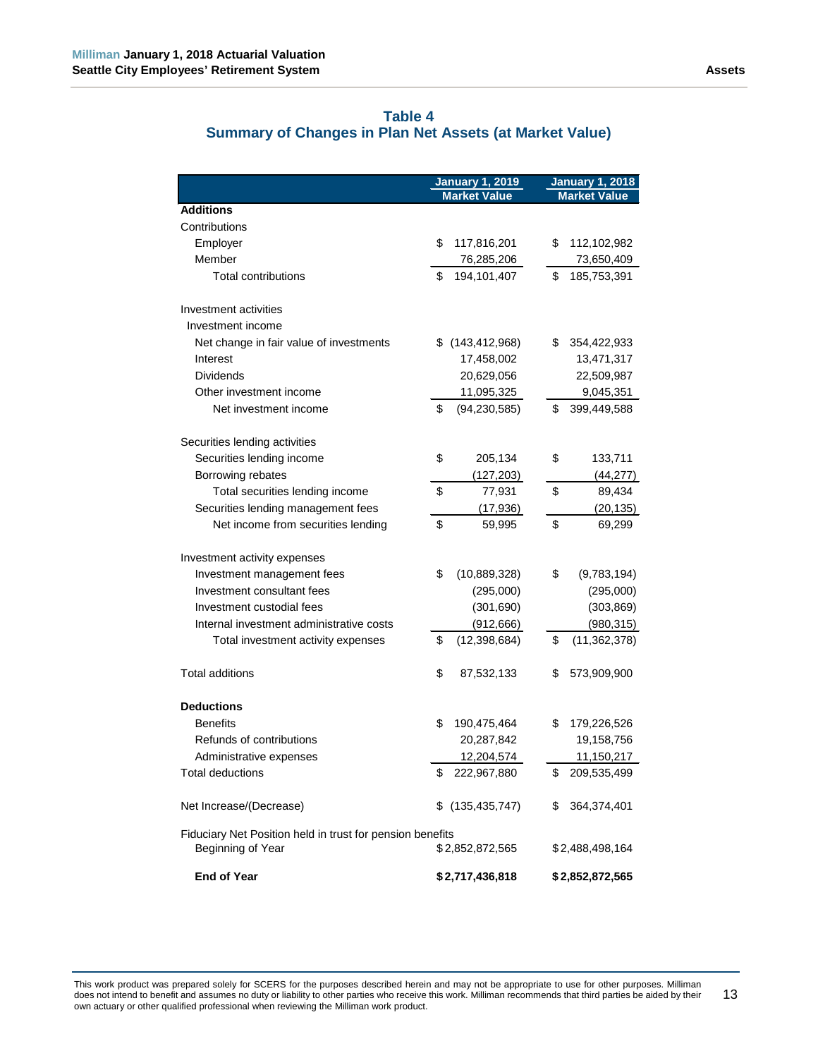## Table 4
## Summary of Changes in Plan Net Assets (at Market Value)

| | January 1, 2019 Market Value | January 1, 2018 Market Value |
|---|---|---|
| **Additions** | | |
| Contributions | | |
| Employer | $ 117,816,201 | $ 112,102,982 |
| Member | 76,285,206 | 73,650,409 |
| Total contributions | $ 194,101,407 | $ 185,753,391 |
| | | |
| Investment activities | | |
| Investment income | | |
| Net change in fair value of investments | $ (143,412,968) | $ 354,422,933 |
| Interest | 17,458,002 | 13,471,317 |
| Dividends | 20,629,056 | 22,509,987 |
| Other investment income | 11,095,325 | 9,045,351 |
| Net investment income | $ (94,230,585) | $ 399,449,588 |
| | | |
| Securities lending activities | | |
| Securities lending income | $ 205,134 | $ 133,711 |
| Borrowing rebates | (127,203) | (44,277) |
| Total securities lending income | $ 77,931 | $ 89,434 |
| Securities lending management fees | (17,936) | (20,135) |
| Net income from securities lending | $ 59,995 | $ 69,299 |
| | | |
| Investment activity expenses | | |
| Investment management fees | $ (10,889,328) | $ (9,783,194) |
| Investment consultant fees | (295,000) | (295,000) |
| Investment custodial fees | (301,690) | (303,869) |
| Internal investment administrative costs | (912,666) | (980,315) |
| Total investment activity expenses | $ (12,398,684) | $ (11,362,378) |
| | | |
| Total additions | $ 87,532,133 | $ 573,909,900 |
| | | |
| **Deductions** | | |
| Benefits | $ 190,475,464 | $ 179,226,526 |
| Refunds of contributions | 20,287,842 | 19,158,756 |
| Administrative expenses | 12,204,574 | 11,150,217 |
| Total deductions | $ 222,967,880 | $ 209,535,499 |
| | | |
| Net Increase/(Decrease) | $ (135,435,747) | $ 364,374,401 |
| | | |
| Fiduciary Net Position held in trust for pension benefits | | |
| Beginning of Year | $ 2,852,872,565 | $ 2,488,498,164 |
| | | |
| **End of Year** | **$ 2,717,436,818** | **$ 2,852,872,565** |

This work product was prepared solely for SCERS for the purposes described herein and may not be appropriate to use for other purposes. Milliman does not intend to benefit and assumes no duty or liability to other parties who receive this work. Milliman recommends that third parties be aided by their own actuary or other qualified professional when reviewing the Milliman work product.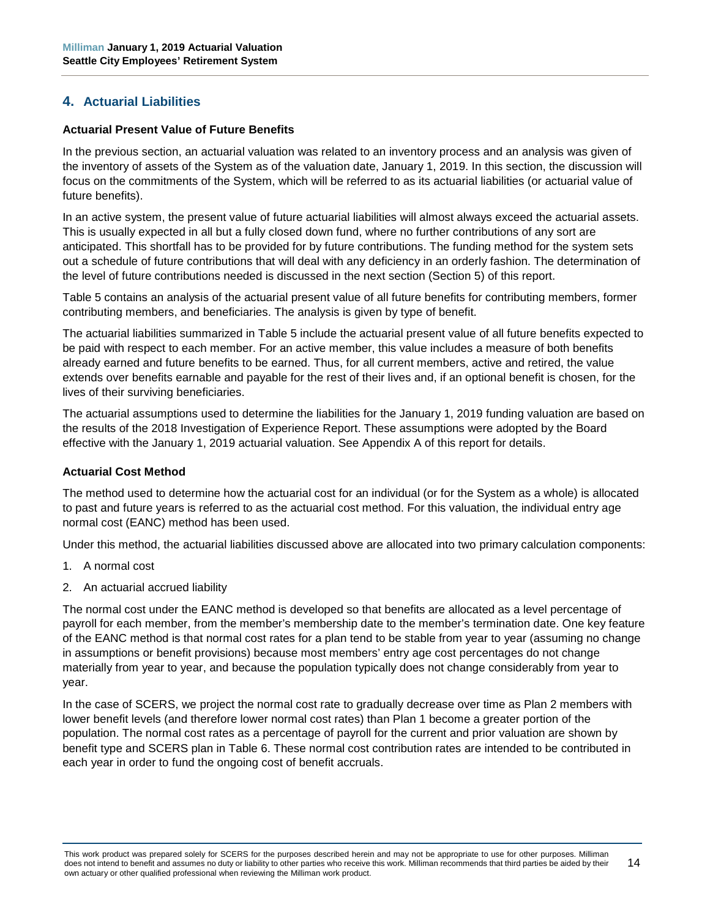## 4. Actuarial Liabilities

### Actuarial Present Value of Future Benefits

In the previous section, an actuarial valuation was related to an inventory process and an analysis was given of the inventory of assets of the System as of the valuation date, January 1, 2019. In this section, the discussion will focus on the commitments of the System, which will be referred to as its actuarial liabilities (or actuarial value of future benefits).

In an active system, the present value of future actuarial liabilities will almost always exceed the actuarial assets. This is usually expected in all but a fully closed down fund, where no further contributions of any sort are anticipated. This shortfall has to be provided for by future contributions. The funding method for the system sets out a schedule of future contributions that will deal with any deficiency in an orderly fashion. The determination of the level of future contributions needed is discussed in the next section (Section 5) of this report.

Table 5 contains an analysis of the actuarial present value of all future benefits for contributing members, former contributing members, and beneficiaries. The analysis is given by type of benefit.

The actuarial liabilities summarized in Table 5 include the actuarial present value of all future benefits expected to be paid with respect to each member. For an active member, this value includes a measure of both benefits already earned and future benefits to be earned. Thus, for all current members, active and retired, the value extends over benefits earnable and payable for the rest of their lives and, if an optional benefit is chosen, for the lives of their surviving beneficiaries.

The actuarial assumptions used to determine the liabilities for the January 1, 2019 funding valuation are based on the results of the 2018 Investigation of Experience Report. These assumptions were adopted by the Board effective with the January 1, 2019 actuarial valuation. See Appendix A of this report for details.

### Actuarial Cost Method

The method used to determine how the actuarial cost for an individual (or for the System as a whole) is allocated to past and future years is referred to as the actuarial cost method. For this valuation, the individual entry age normal cost (EANC) method has been used.

Under this method, the actuarial liabilities discussed above are allocated into two primary calculation components:

1. A normal cost
2. An actuarial accrued liability

The normal cost under the EANC method is developed so that benefits are allocated as a level percentage of payroll for each member, from the member's membership date to the member's termination date. One key feature of the EANC method is that normal cost rates for a plan tend to be stable from year to year (assuming no change in assumptions or benefit provisions) because most members' entry age cost percentages do not change materially from year to year, and because the population typically does not change considerably from year to year.

In the case of SCERS, we project the normal cost rate to gradually decrease over time as Plan 2 members with lower benefit levels (and therefore lower normal cost rates) than Plan 1 become a greater portion of the population. The normal cost rates as a percentage of payroll for the current and prior valuation are shown by benefit type and SCERS plan in Table 6. These normal cost contribution rates are intended to be contributed in each year in order to fund the ongoing cost of benefit accruals.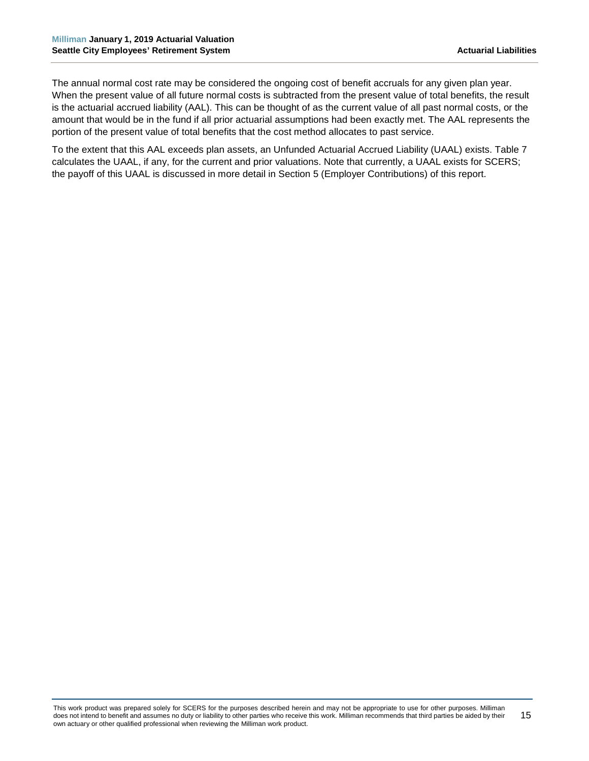The annual normal cost rate may be considered the ongoing cost of benefit accruals for any given plan year. When the present value of all future normal costs is subtracted from the present value of total benefits, the result is the actuarial accrued liability (AAL). This can be thought of as the current value of all past normal costs, or the amount that would be in the fund if all prior actuarial assumptions had been exactly met. The AAL represents the portion of the present value of total benefits that the cost method allocates to past service.

To the extent that this AAL exceeds plan assets, an Unfunded Actuarial Accrued Liability (UAAL) exists. Table 7 calculates the UAAL, if any, for the current and prior valuations. Note that currently, a UAAL exists for SCERS; the payoff of this UAAL is discussed in more detail in Section 5 (Employer Contributions) of this report.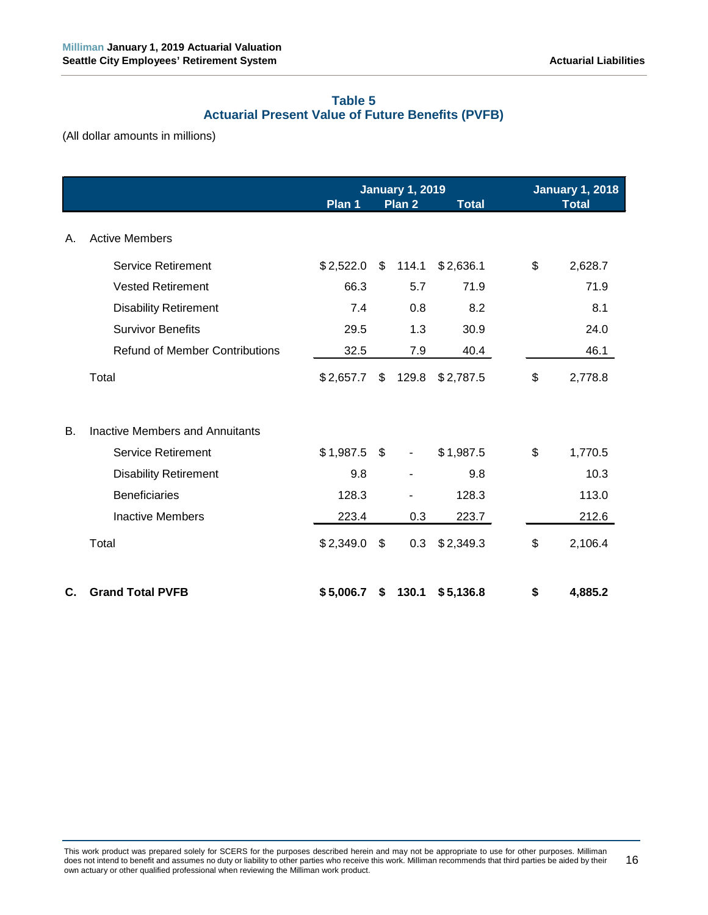## Table 5
## Actuarial Present Value of Future Benefits (PVFB)

(All dollar amounts in millions)

| | | January 1, 2019 | | | January 1, 2018 |
|---|---|---|---|---|---|
| | | Plan 1 | Plan 2 | Total | Total |
| A. | Active Members | | | | |
| | Service Retirement | $ 2,522.0 | $ 114.1 | $ 2,636.1 | $ 2,628.7 |
| | Vested Retirement | 66.3 | 5.7 | 71.9 | 71.9 |
| | Disability Retirement | 7.4 | 0.8 | 8.2 | 8.1 |
| | Survivor Benefits | 29.5 | 1.3 | 30.9 | 24.0 |
| | Refund of Member Contributions | 32.5 | 7.9 | 40.4 | 46.1 |
| | Total | $ 2,657.7 | $ 129.8 | $ 2,787.5 | $ 2,778.8 |
| B. | Inactive Members and Annuitants | | | | |
| | Service Retirement | $ 1,987.5 | $ - | $ 1,987.5 | $ 1,770.5 |
| | Disability Retirement | 9.8 | - | 9.8 | 10.3 |
| | Beneficiaries | 128.3 | - | 128.3 | 113.0 |
| | Inactive Members | 223.4 | 0.3 | 223.7 | 212.6 |
| | Total | $ 2,349.0 | $ 0.3 | $ 2,349.3 | $ 2,106.4 |
| **C.** | **Grand Total PVFB** | **$ 5,006.7** | **$ 130.1** | **$ 5,136.8** | **$ 4,885.2** |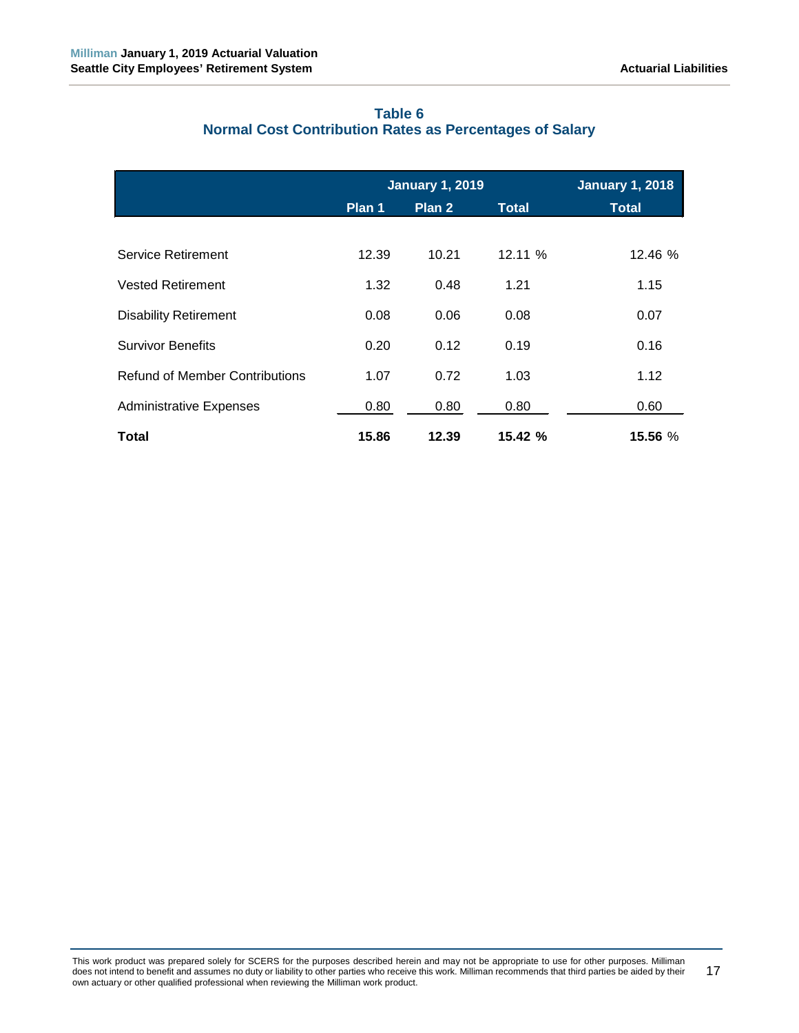## Table 6
## Normal Cost Contribution Rates as Percentages of Salary

| | January 1, 2019 | | | January 1, 2018 |
|---|---|---|---|---|
| | Plan 1 | Plan 2 | Total | Total |
| Service Retirement | 12.39 | 10.21 | 12.11 % | 12.46 % |
| Vested Retirement | 1.32 | 0.48 | 1.21 | 1.15 |
| Disability Retirement | 0.08 | 0.06 | 0.08 | 0.07 |
| Survivor Benefits | 0.20 | 0.12 | 0.19 | 0.16 |
| Refund of Member Contributions | 1.07 | 0.72 | 1.03 | 1.12 |
| Administrative Expenses | 0.80 | 0.80 | 0.80 | 0.60 |
| **Total** | **15.86** | **12.39** | **15.42 %** | **15.56** % |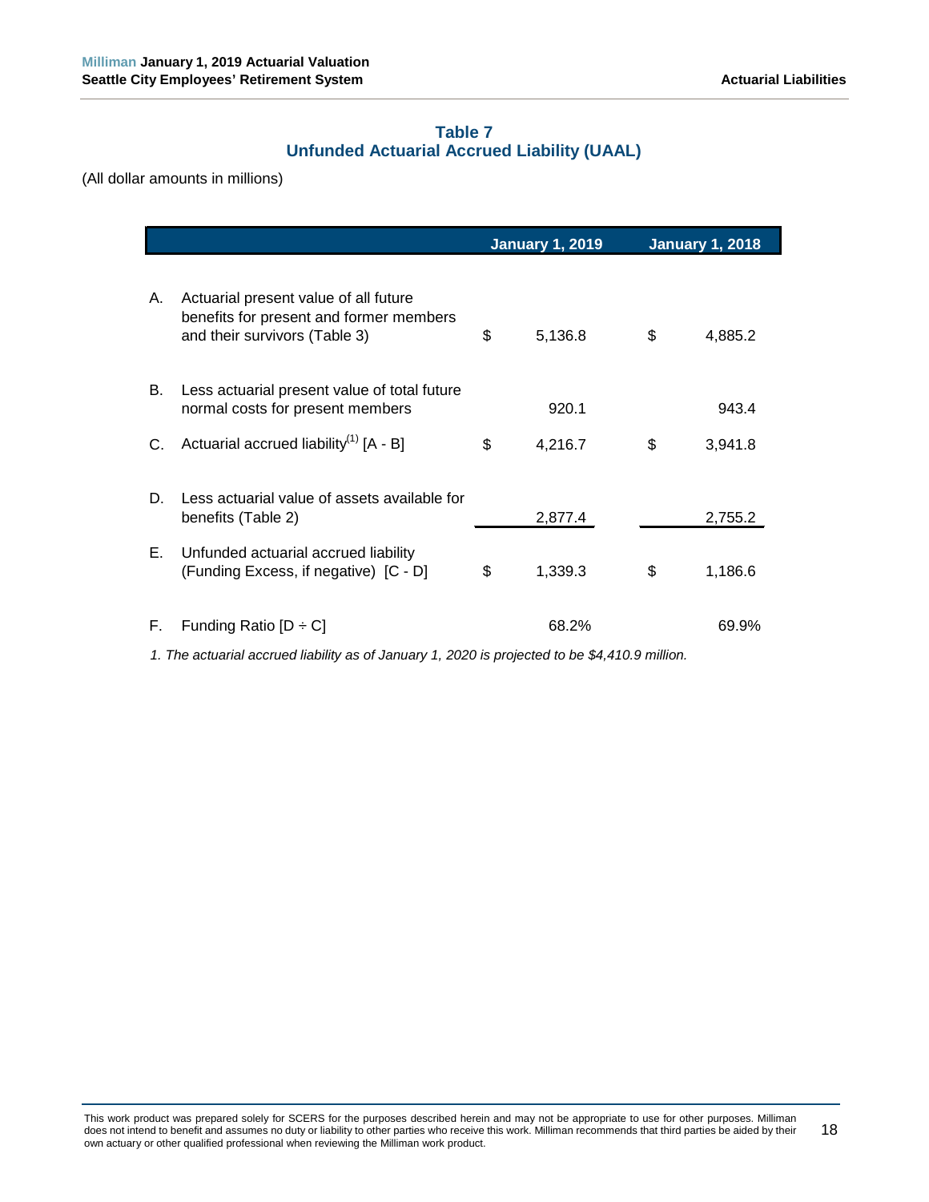### Table 7
### Unfunded Actuarial Accrued Liability (UAAL)

(All dollar amounts in millions)

| | | January 1, 2019 | January 1, 2018 |
|---|---|---|---|
| A. | Actuarial present value of all future benefits for present and former members and their survivors (Table 3) | $ 5,136.8 | $ 4,885.2 |
| B. | Less actuarial present value of total future normal costs for present members | 920.1 | 943.4 |
| C. | Actuarial accrued liability[1] [A - B] | $ 4,216.7 | $ 3,941.8 |
| D. | Less actuarial value of assets available for benefits (Table 2) | 2,877.4 | 2,755.2 |
| E. | Unfunded actuarial accrued liability (Funding Excess, if negative) [C - D] | $ 1,339.3 | $ 1,186.6 |
| F. | Funding Ratio [D ÷ C] | 68.2% | 69.9% |

*1. The actuarial accrued liability as of January 1, 2020 is projected to be $4,410.9 million.*

This work product was prepared solely for SCERS for the purposes described herein and may not be appropriate to use for other purposes. Milliman does not intend to benefit and assumes no duty or liability to other parties who receive this work. Milliman recommends that third parties be aided by their own actuary or other qualified professional when reviewing the Milliman work product.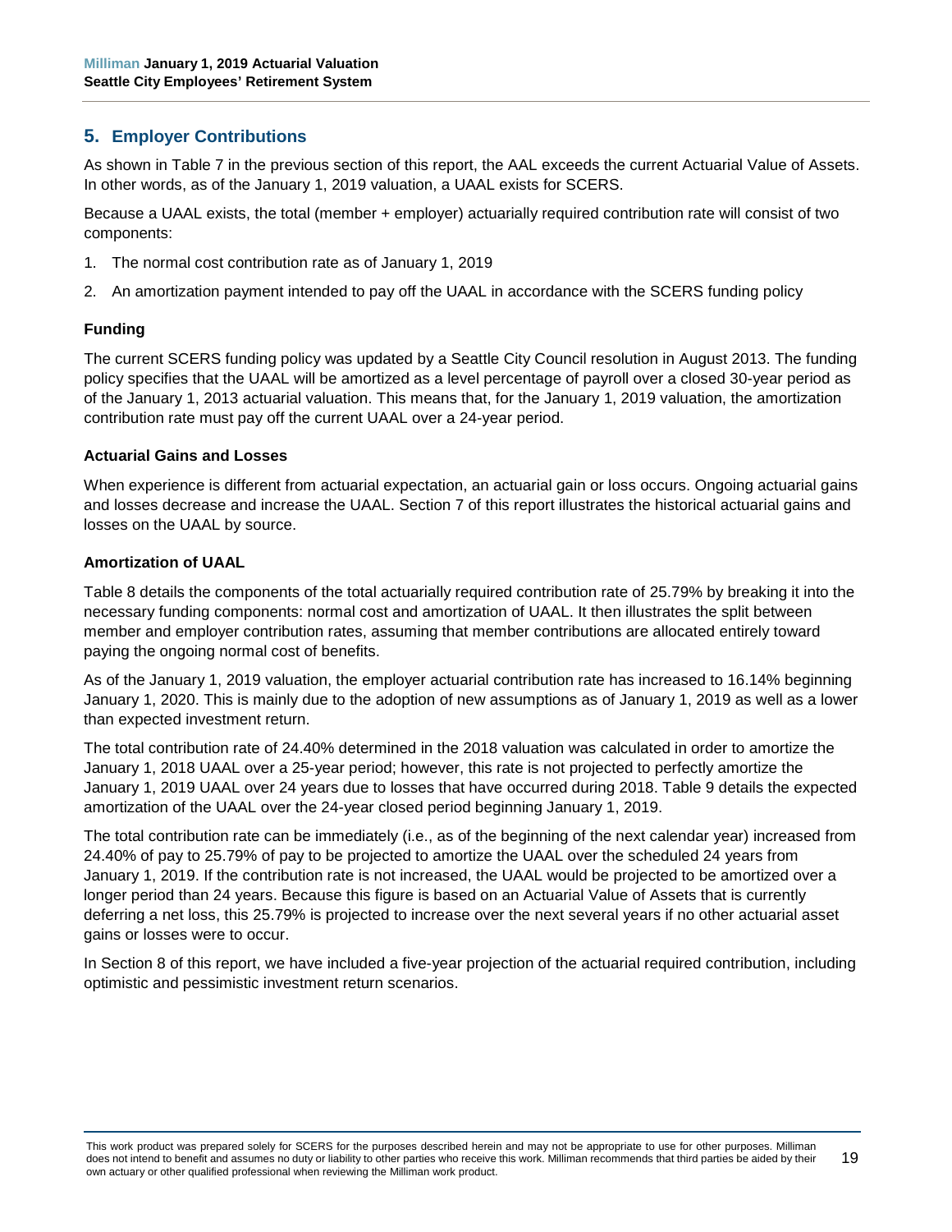## 5. Employer Contributions

As shown in Table 7 in the previous section of this report, the AAL exceeds the current Actuarial Value of Assets. In other words, as of the January 1, 2019 valuation, a UAAL exists for SCERS.

Because a UAAL exists, the total (member + employer) actuarially required contribution rate will consist of two components:

1. The normal cost contribution rate as of January 1, 2019
2. An amortization payment intended to pay off the UAAL in accordance with the SCERS funding policy

### Funding

The current SCERS funding policy was updated by a Seattle City Council resolution in August 2013. The funding policy specifies that the UAAL will be amortized as a level percentage of payroll over a closed 30-year period as of the January 1, 2013 actuarial valuation. This means that, for the January 1, 2019 valuation, the amortization contribution rate must pay off the current UAAL over a 24-year period.

### Actuarial Gains and Losses

When experience is different from actuarial expectation, an actuarial gain or loss occurs. Ongoing actuarial gains and losses decrease and increase the UAAL. Section 7 of this report illustrates the historical actuarial gains and losses on the UAAL by source.

### Amortization of UAAL

Table 8 details the components of the total actuarially required contribution rate of 25.79% by breaking it into the necessary funding components: normal cost and amortization of UAAL. It then illustrates the split between member and employer contribution rates, assuming that member contributions are allocated entirely toward paying the ongoing normal cost of benefits.

As of the January 1, 2019 valuation, the employer actuarial contribution rate has increased to 16.14% beginning January 1, 2020. This is mainly due to the adoption of new assumptions as of January 1, 2019 as well as a lower than expected investment return.

The total contribution rate of 24.40% determined in the 2018 valuation was calculated in order to amortize the January 1, 2018 UAAL over a 25-year period; however, this rate is not projected to perfectly amortize the January 1, 2019 UAAL over 24 years due to losses that have occurred during 2018. Table 9 details the expected amortization of the UAAL over the 24-year closed period beginning January 1, 2019.

The total contribution rate can be immediately (i.e., as of the beginning of the next calendar year) increased from 24.40% of pay to 25.79% of pay to be projected to amortize the UAAL over the scheduled 24 years from January 1, 2019. If the contribution rate is not increased, the UAAL would be projected to be amortized over a longer period than 24 years. Because this figure is based on an Actuarial Value of Assets that is currently deferring a net loss, this 25.79% is projected to increase over the next several years if no other actuarial asset gains or losses were to occur.

In Section 8 of this report, we have included a five-year projection of the actuarial required contribution, including optimistic and pessimistic investment return scenarios.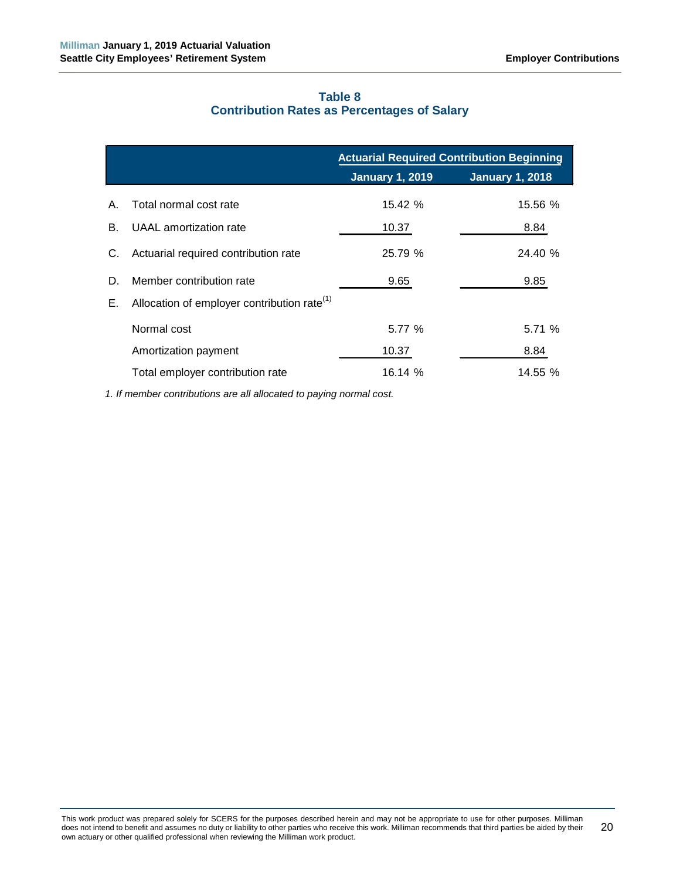### Table 8
### Contribution Rates as Percentages of Salary

| | | Actuarial Required Contribution Beginning | |
|---|---|---|---|
| | | January 1, 2019 | January 1, 2018 |
| A. | Total normal cost rate | 15.42 % | 15.56 % |
| B. | UAAL amortization rate | 10.37 | 8.84 |
| C. | Actuarial required contribution rate | 25.79 % | 24.40 % |
| D. | Member contribution rate | 9.65 | 9.85 |
| E. | Allocation of employer contribution rate[1] | | |
| | Normal cost | 5.77 % | 5.71 % |
| | Amortization payment | 10.37 | 8.84 |
| | Total employer contribution rate | 16.14 % | 14.55 % |

*1. If member contributions are all allocated to paying normal cost.*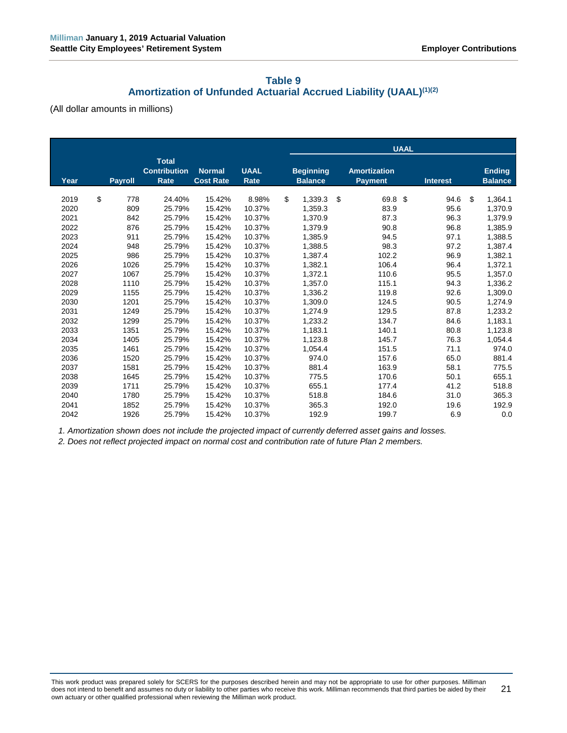## Table 9

## Amortization of Unfunded Actuarial Accrued Liability (UAAL)[(1)(2)]

(All dollar amounts in millions)

| | | | | | UAAL | | | |
|---|---|---|---|---|---|---|---|---|
| Year | Payroll | Total Contribution Rate | Normal Cost Rate | UAAL Rate | Beginning Balance | Amortization Payment | Interest | Ending Balance |
| 2019 | $ 778 | 24.40% | 15.42% | 8.98% | $ 1,339.3 | $ 69.8 | $ 94.6 | $ 1,364.1 |
| 2020 | 809 | 25.79% | 15.42% | 10.37% | 1,359.3 | 83.9 | 95.6 | 1,370.9 |
| 2021 | 842 | 25.79% | 15.42% | 10.37% | 1,370.9 | 87.3 | 96.3 | 1,379.9 |
| 2022 | 876 | 25.79% | 15.42% | 10.37% | 1,379.9 | 90.8 | 96.8 | 1,385.9 |
| 2023 | 911 | 25.79% | 15.42% | 10.37% | 1,385.9 | 94.5 | 97.1 | 1,388.5 |
| 2024 | 948 | 25.79% | 15.42% | 10.37% | 1,388.5 | 98.3 | 97.2 | 1,387.4 |
| 2025 | 986 | 25.79% | 15.42% | 10.37% | 1,387.4 | 102.2 | 96.9 | 1,382.1 |
| 2026 | 1026 | 25.79% | 15.42% | 10.37% | 1,382.1 | 106.4 | 96.4 | 1,372.1 |
| 2027 | 1067 | 25.79% | 15.42% | 10.37% | 1,372.1 | 110.6 | 95.5 | 1,357.0 |
| 2028 | 1110 | 25.79% | 15.42% | 10.37% | 1,357.0 | 115.1 | 94.3 | 1,336.2 |
| 2029 | 1155 | 25.79% | 15.42% | 10.37% | 1,336.2 | 119.8 | 92.6 | 1,309.0 |
| 2030 | 1201 | 25.79% | 15.42% | 10.37% | 1,309.0 | 124.5 | 90.5 | 1,274.9 |
| 2031 | 1249 | 25.79% | 15.42% | 10.37% | 1,274.9 | 129.5 | 87.8 | 1,233.2 |
| 2032 | 1299 | 25.79% | 15.42% | 10.37% | 1,233.2 | 134.7 | 84.6 | 1,183.1 |
| 2033 | 1351 | 25.79% | 15.42% | 10.37% | 1,183.1 | 140.1 | 80.8 | 1,123.8 |
| 2034 | 1405 | 25.79% | 15.42% | 10.37% | 1,123.8 | 145.7 | 76.3 | 1,054.4 |
| 2035 | 1461 | 25.79% | 15.42% | 10.37% | 1,054.4 | 151.5 | 71.1 | 974.0 |
| 2036 | 1520 | 25.79% | 15.42% | 10.37% | 974.0 | 157.6 | 65.0 | 881.4 |
| 2037 | 1581 | 25.79% | 15.42% | 10.37% | 881.4 | 163.9 | 58.1 | 775.5 |
| 2038 | 1645 | 25.79% | 15.42% | 10.37% | 775.5 | 170.6 | 50.1 | 655.1 |
| 2039 | 1711 | 25.79% | 15.42% | 10.37% | 655.1 | 177.4 | 41.2 | 518.8 |
| 2040 | 1780 | 25.79% | 15.42% | 10.37% | 518.8 | 184.6 | 31.0 | 365.3 |
| 2041 | 1852 | 25.79% | 15.42% | 10.37% | 365.3 | 192.0 | 19.6 | 192.9 |
| 2042 | 1926 | 25.79% | 15.42% | 10.37% | 192.9 | 199.7 | 6.9 | 0.0 |

*1. Amortization shown does not include the projected impact of currently deferred asset gains and losses.*

*2. Does not reflect projected impact on normal cost and contribution rate of future Plan 2 members.*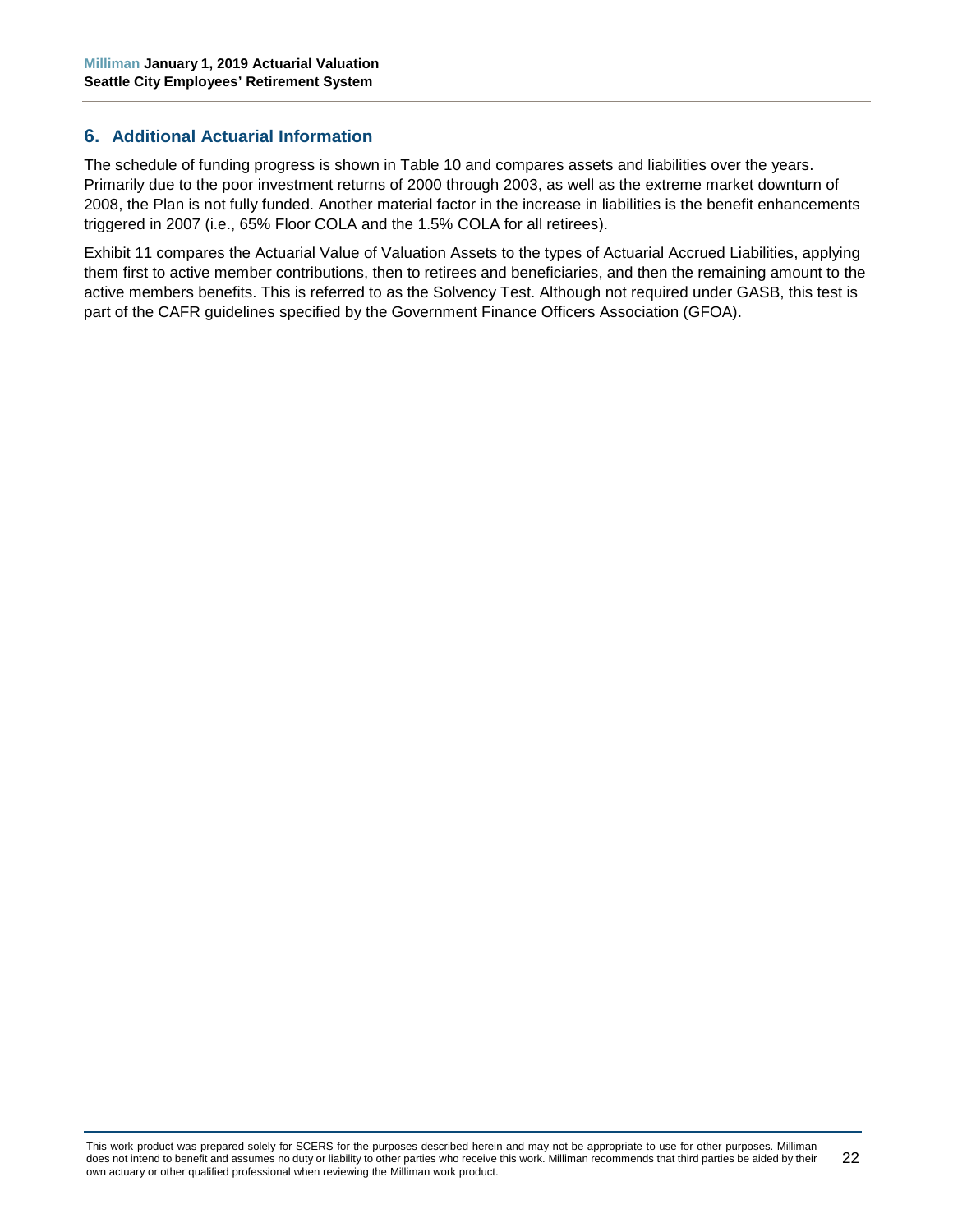## 6. Additional Actuarial Information

The schedule of funding progress is shown in Table 10 and compares assets and liabilities over the years. Primarily due to the poor investment returns of 2000 through 2003, as well as the extreme market downturn of 2008, the Plan is not fully funded. Another material factor in the increase in liabilities is the benefit enhancements triggered in 2007 (i.e., 65% Floor COLA and the 1.5% COLA for all retirees).

Exhibit 11 compares the Actuarial Value of Valuation Assets to the types of Actuarial Accrued Liabilities, applying them first to active member contributions, then to retirees and beneficiaries, and then the remaining amount to the active members benefits. This is referred to as the Solvency Test. Although not required under GASB, this test is part of the CAFR guidelines specified by the Government Finance Officers Association (GFOA).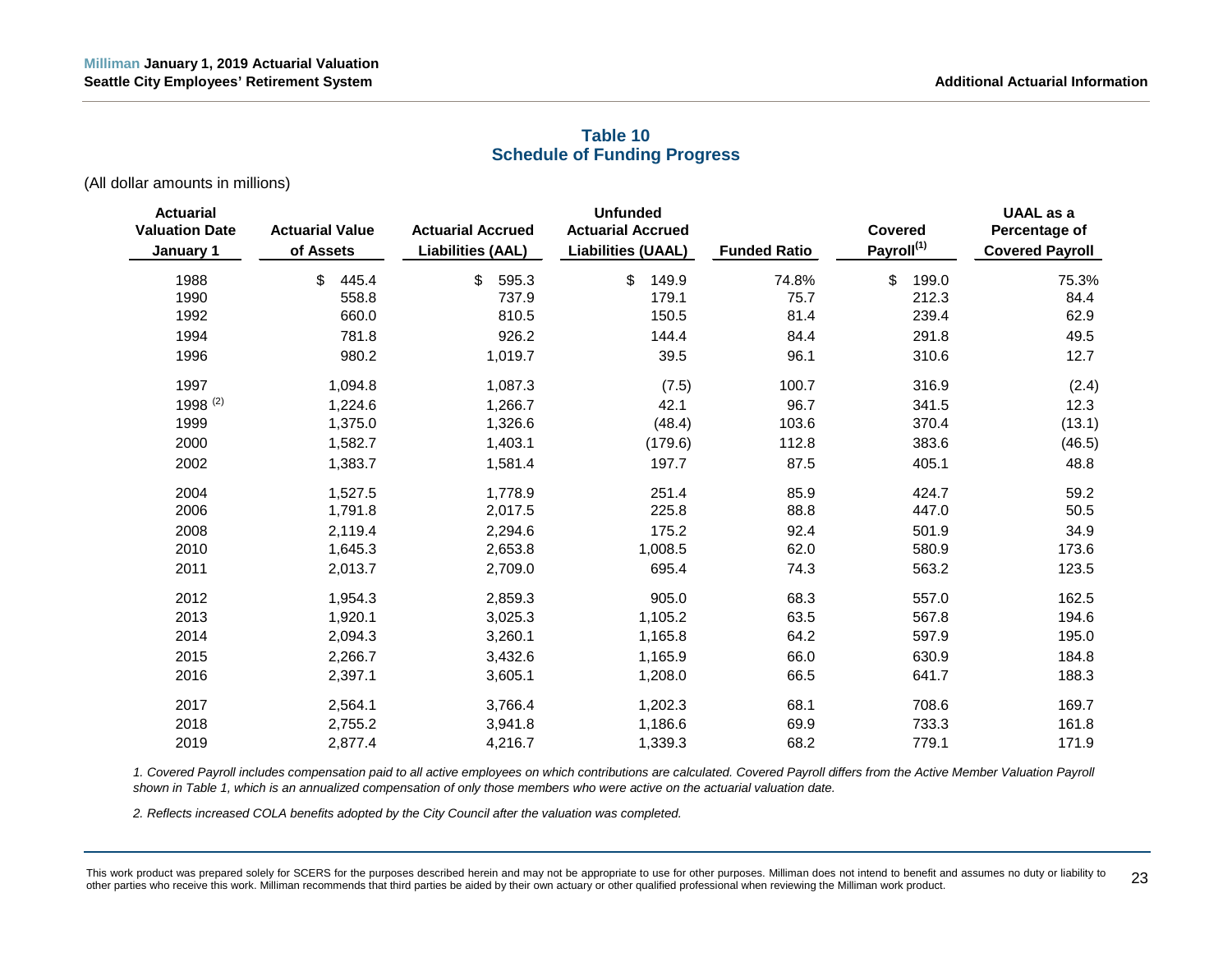## Table 10
## Schedule of Funding Progress

(All dollar amounts in millions)

| Actuarial Valuation Date January 1 | Actuarial Value of Assets | Actuarial Accrued Liabilities (AAL) | Unfunded Actuarial Accrued Liabilities (UAAL) | Funded Ratio | Covered Payroll[1] | UAAL as a Percentage of Covered Payroll |
|---|---|---|---|---|---|---|
| 1988 | $ 445.4 | $ 595.3 | $ 149.9 | 74.8% | $ 199.0 | 75.3% |
| 1990 | 558.8 | 737.9 | 179.1 | 75.7 | 212.3 | 84.4 |
| 1992 | 660.0 | 810.5 | 150.5 | 81.4 | 239.4 | 62.9 |
| 1994 | 781.8 | 926.2 | 144.4 | 84.4 | 291.8 | 49.5 |
| 1996 | 980.2 | 1,019.7 | 39.5 | 96.1 | 310.6 | 12.7 |
| 1997 | 1,094.8 | 1,087.3 | (7.5) | 100.7 | 316.9 | (2.4) |
| 1998 [2] | 1,224.6 | 1,266.7 | 42.1 | 96.7 | 341.5 | 12.3 |
| 1999 | 1,375.0 | 1,326.6 | (48.4) | 103.6 | 370.4 | (13.1) |
| 2000 | 1,582.7 | 1,403.1 | (179.6) | 112.8 | 383.6 | (46.5) |
| 2002 | 1,383.7 | 1,581.4 | 197.7 | 87.5 | 405.1 | 48.8 |
| 2004 | 1,527.5 | 1,778.9 | 251.4 | 85.9 | 424.7 | 59.2 |
| 2006 | 1,791.8 | 2,017.5 | 225.8 | 88.8 | 447.0 | 50.5 |
| 2008 | 2,119.4 | 2,294.6 | 175.2 | 92.4 | 501.9 | 34.9 |
| 2010 | 1,645.3 | 2,653.8 | 1,008.5 | 62.0 | 580.9 | 173.6 |
| 2011 | 2,013.7 | 2,709.0 | 695.4 | 74.3 | 563.2 | 123.5 |
| 2012 | 1,954.3 | 2,859.3 | 905.0 | 68.3 | 557.0 | 162.5 |
| 2013 | 1,920.1 | 3,025.3 | 1,105.2 | 63.5 | 567.8 | 194.6 |
| 2014 | 2,094.3 | 3,260.1 | 1,165.8 | 64.2 | 597.9 | 195.0 |
| 2015 | 2,266.7 | 3,432.6 | 1,165.9 | 66.0 | 630.9 | 184.8 |
| 2016 | 2,397.1 | 3,605.1 | 1,208.0 | 66.5 | 641.7 | 188.3 |
| 2017 | 2,564.1 | 3,766.4 | 1,202.3 | 68.1 | 708.6 | 169.7 |
| 2018 | 2,755.2 | 3,941.8 | 1,186.6 | 69.9 | 733.3 | 161.8 |
| 2019 | 2,877.4 | 4,216.7 | 1,339.3 | 68.2 | 779.1 | 171.9 |

*1. Covered Payroll includes compensation paid to all active employees on which contributions are calculated. Covered Payroll differs from the Active Member Valuation Payroll shown in Table 1, which is an annualized compensation of only those members who were active on the actuarial valuation date.*

*2. Reflects increased COLA benefits adopted by the City Council after the valuation was completed.*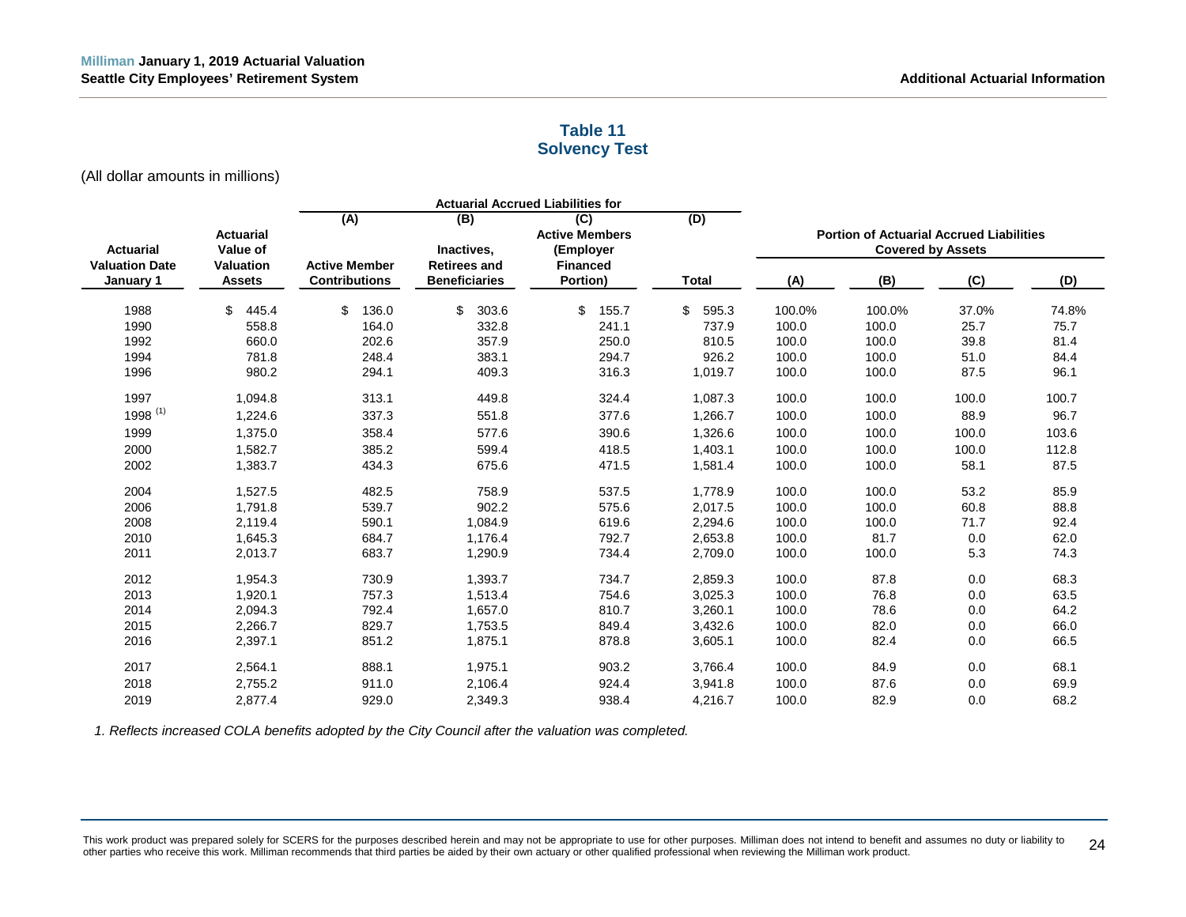## Table 11
## Solvency Test

(All dollar amounts in millions)

| Actuarial Valuation Date January 1 | Actuarial Value of Valuation Assets | Actuarial Accrued Liabilities for | | | | Portion of Actuarial Accrued Liabilities Covered by Assets | | | |
|---|---|---|---|---|---|---|---|---|---|
| | | (A) Active Member Contributions | (B) Inactives, Retirees and Beneficiaries | (C) Active Members (Employer Financed Portion) | (D) Total | (A) | (B) | (C) | (D) |
| 1988 | $ 445.4 | $ 136.0 | $ 303.6 | $ 155.7 | $ 595.3 | 100.0% | 100.0% | 37.0% | 74.8% |
| 1990 | 558.8 | 164.0 | 332.8 | 241.1 | 737.9 | 100.0 | 100.0 | 25.7 | 75.7 |
| 1992 | 660.0 | 202.6 | 357.9 | 250.0 | 810.5 | 100.0 | 100.0 | 39.8 | 81.4 |
| 1994 | 781.8 | 248.4 | 383.1 | 294.7 | 926.2 | 100.0 | 100.0 | 51.0 | 84.4 |
| 1996 | 980.2 | 294.1 | 409.3 | 316.3 | 1,019.7 | 100.0 | 100.0 | 87.5 | 96.1 |
| 1997 | 1,094.8 | 313.1 | 449.8 | 324.4 | 1,087.3 | 100.0 | 100.0 | 100.0 | 100.7 |
| 1998 (1) | 1,224.6 | 337.3 | 551.8 | 377.6 | 1,266.7 | 100.0 | 100.0 | 88.9 | 96.7 |
| 1999 | 1,375.0 | 358.4 | 577.6 | 390.6 | 1,326.6 | 100.0 | 100.0 | 100.0 | 103.6 |
| 2000 | 1,582.7 | 385.2 | 599.4 | 418.5 | 1,403.1 | 100.0 | 100.0 | 100.0 | 112.8 |
| 2002 | 1,383.7 | 434.3 | 675.6 | 471.5 | 1,581.4 | 100.0 | 100.0 | 58.1 | 87.5 |
| 2004 | 1,527.5 | 482.5 | 758.9 | 537.5 | 1,778.9 | 100.0 | 100.0 | 53.2 | 85.9 |
| 2006 | 1,791.8 | 539.7 | 902.2 | 575.6 | 2,017.5 | 100.0 | 100.0 | 60.8 | 88.8 |
| 2008 | 2,119.4 | 590.1 | 1,084.9 | 619.6 | 2,294.6 | 100.0 | 100.0 | 71.7 | 92.4 |
| 2010 | 1,645.3 | 684.7 | 1,176.4 | 792.7 | 2,653.8 | 100.0 | 81.7 | 0.0 | 62.0 |
| 2011 | 2,013.7 | 683.7 | 1,290.9 | 734.4 | 2,709.0 | 100.0 | 100.0 | 5.3 | 74.3 |
| 2012 | 1,954.3 | 730.9 | 1,393.7 | 734.7 | 2,859.3 | 100.0 | 87.8 | 0.0 | 68.3 |
| 2013 | 1,920.1 | 757.3 | 1,513.4 | 754.6 | 3,025.3 | 100.0 | 76.8 | 0.0 | 63.5 |
| 2014 | 2,094.3 | 792.4 | 1,657.0 | 810.7 | 3,260.1 | 100.0 | 78.6 | 0.0 | 64.2 |
| 2015 | 2,266.7 | 829.7 | 1,753.5 | 849.4 | 3,432.6 | 100.0 | 82.0 | 0.0 | 66.0 |
| 2016 | 2,397.1 | 851.2 | 1,875.1 | 878.8 | 3,605.1 | 100.0 | 82.4 | 0.0 | 66.5 |
| 2017 | 2,564.1 | 888.1 | 1,975.1 | 903.2 | 3,766.4 | 100.0 | 84.9 | 0.0 | 68.1 |
| 2018 | 2,755.2 | 911.0 | 2,106.4 | 924.4 | 3,941.8 | 100.0 | 87.6 | 0.0 | 69.9 |
| 2019 | 2,877.4 | 929.0 | 2,349.3 | 938.4 | 4,216.7 | 100.0 | 82.9 | 0.0 | 68.2 |

*1. Reflects increased COLA benefits adopted by the City Council after the valuation was completed.*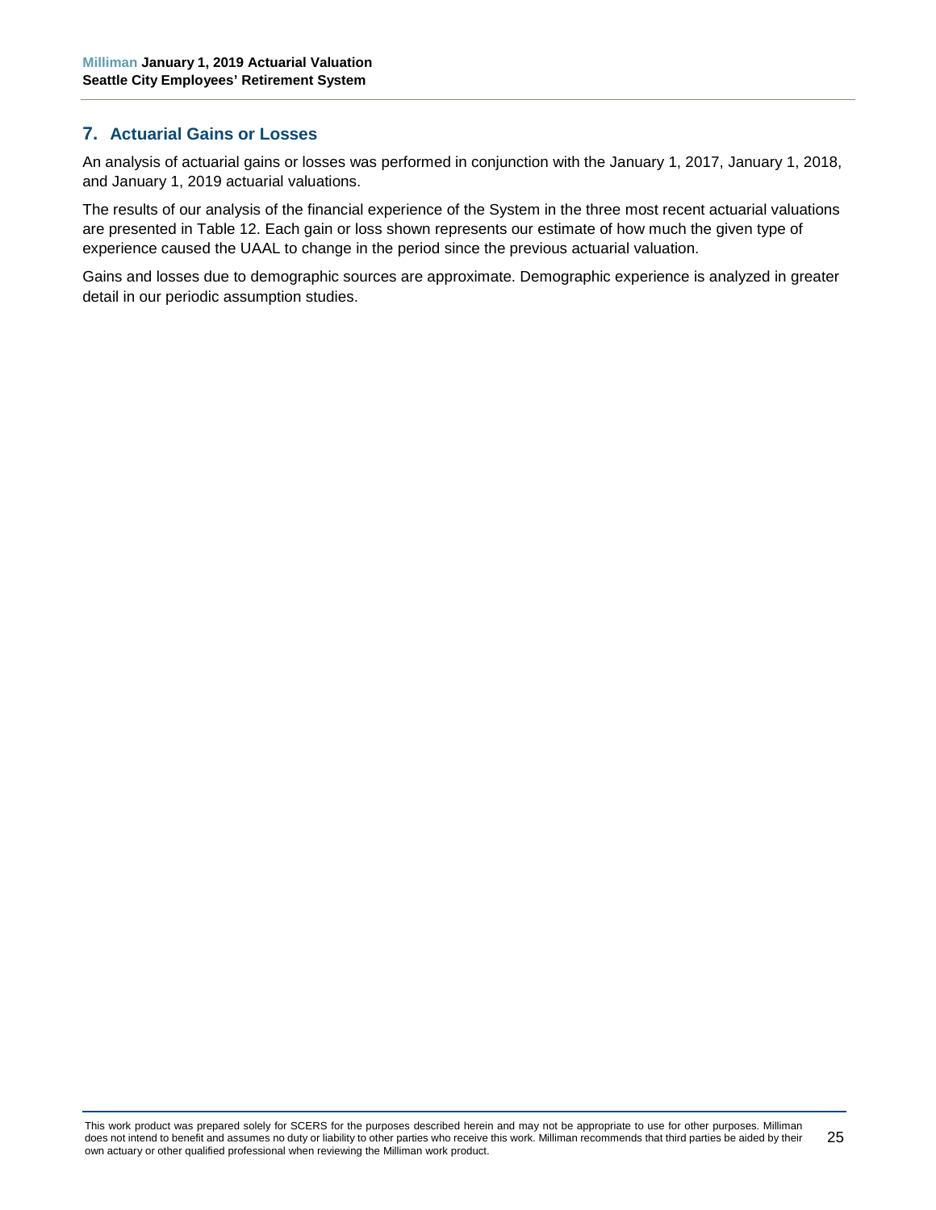## 7. Actuarial Gains or Losses

An analysis of actuarial gains or losses was performed in conjunction with the January 1, 2017, January 1, 2018, and January 1, 2019 actuarial valuations.

The results of our analysis of the financial experience of the System in the three most recent actuarial valuations are presented in Table 12. Each gain or loss shown represents our estimate of how much the given type of experience caused the UAAL to change in the period since the previous actuarial valuation.

Gains and losses due to demographic sources are approximate. Demographic experience is analyzed in greater detail in our periodic assumption studies.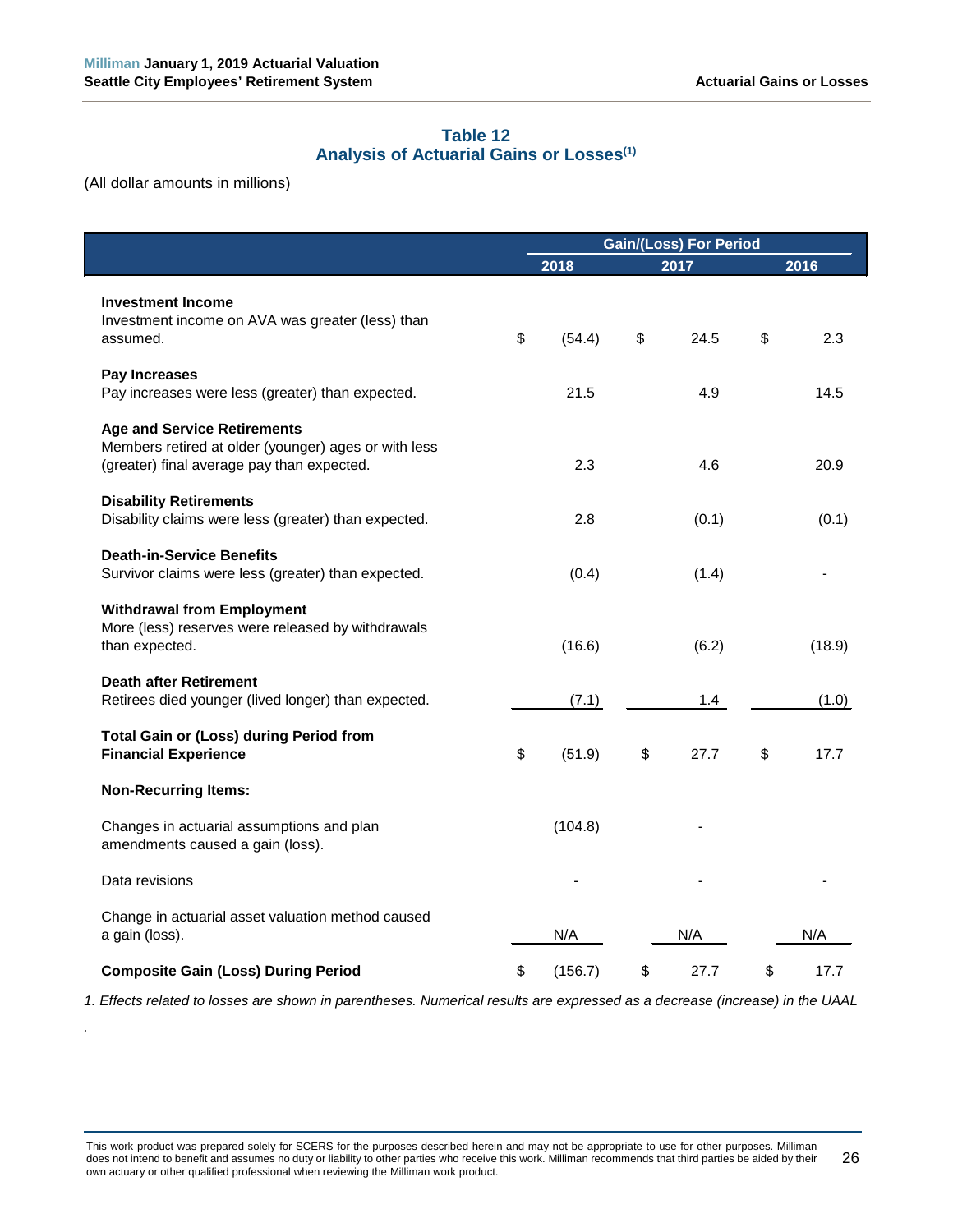### Table 12
### Analysis of Actuarial Gains or Losses[1]

(All dollar amounts in millions)

| | Gain/(Loss) For Period | | |
|---|---|---|---|
| | 2018 | 2017 | 2016 |
| **Investment Income**<br>Investment income on AVA was greater (less) than assumed. | $ (54.4) | $ 24.5 | $ 2.3 |
| **Pay Increases**<br>Pay increases were less (greater) than expected. | 21.5 | 4.9 | 14.5 |
| **Age and Service Retirements**<br>Members retired at older (younger) ages or with less (greater) final average pay than expected. | 2.3 | 4.6 | 20.9 |
| **Disability Retirements**<br>Disability claims were less (greater) than expected. | 2.8 | (0.1) | (0.1) |
| **Death-in-Service Benefits**<br>Survivor claims were less (greater) than expected. | (0.4) | (1.4) | - |
| **Withdrawal from Employment**<br>More (less) reserves were released by withdrawals than expected. | (16.6) | (6.2) | (18.9) |
| **Death after Retirement**<br>Retirees died younger (lived longer) than expected. | (7.1) | 1.4 | (1.0) |
| **Total Gain or (Loss) during Period from Financial Experience** | $ (51.9) | $ 27.7 | $ 17.7 |
| **Non-Recurring Items:** | | | |
| Changes in actuarial assumptions and plan amendments caused a gain (loss). | (104.8) | - | |
| Data revisions | - | - | - |
| Change in actuarial asset valuation method caused a gain (loss). | N/A | N/A | N/A |
| **Composite Gain (Loss) During Period** | $ (156.7) | $ 27.7 | $ 17.7 |

*1. Effects related to losses are shown in parentheses. Numerical results are expressed as a decrease (increase) in the UAAL*

.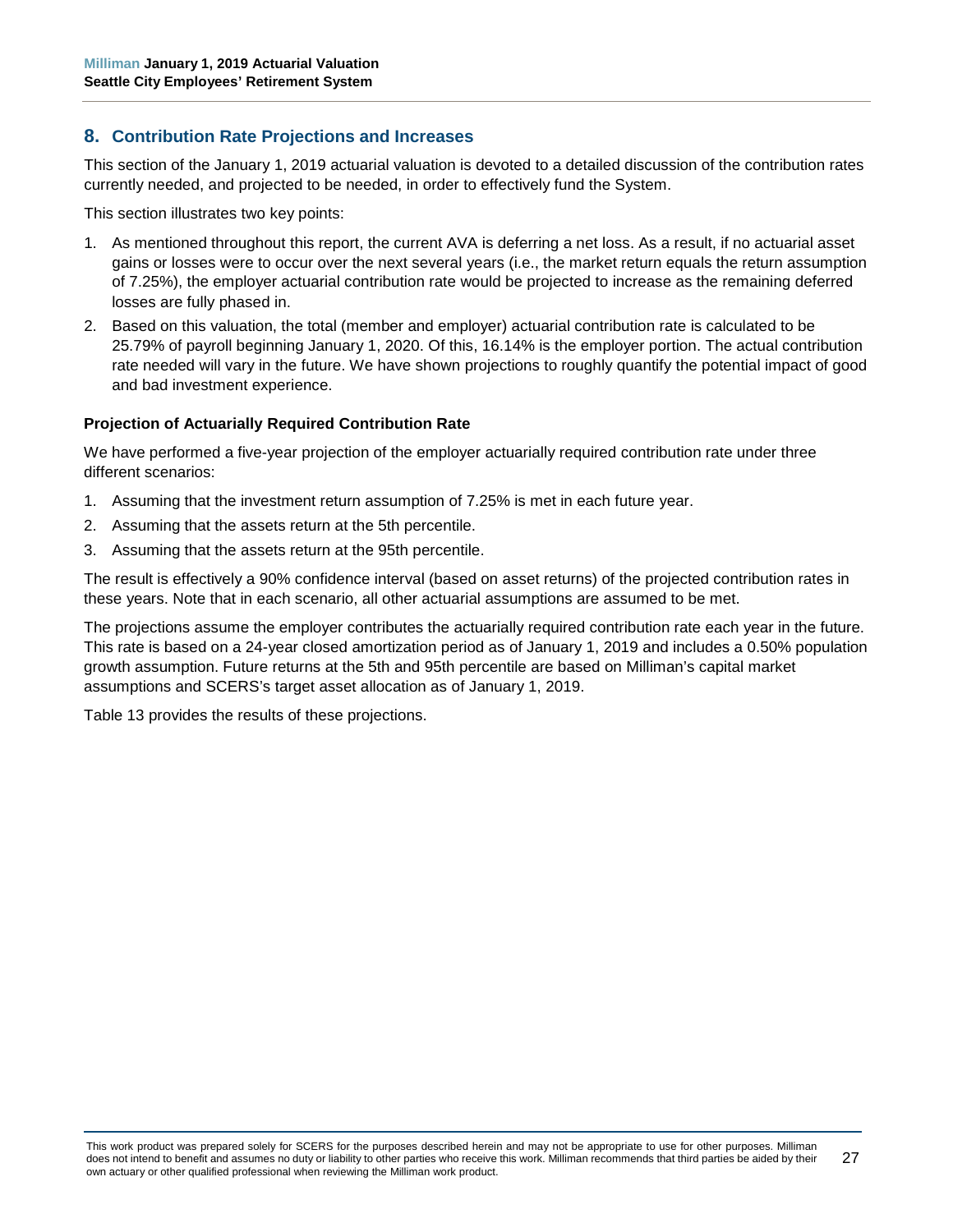## 8. Contribution Rate Projections and Increases

This section of the January 1, 2019 actuarial valuation is devoted to a detailed discussion of the contribution rates currently needed, and projected to be needed, in order to effectively fund the System.

This section illustrates two key points:

1. As mentioned throughout this report, the current AVA is deferring a net loss. As a result, if no actuarial asset gains or losses were to occur over the next several years (i.e., the market return equals the return assumption of 7.25%), the employer actuarial contribution rate would be projected to increase as the remaining deferred losses are fully phased in.
2. Based on this valuation, the total (member and employer) actuarial contribution rate is calculated to be 25.79% of payroll beginning January 1, 2020. Of this, 16.14% is the employer portion. The actual contribution rate needed will vary in the future. We have shown projections to roughly quantify the potential impact of good and bad investment experience.

### Projection of Actuarially Required Contribution Rate

We have performed a five-year projection of the employer actuarially required contribution rate under three different scenarios:

1. Assuming that the investment return assumption of 7.25% is met in each future year.
2. Assuming that the assets return at the 5th percentile.
3. Assuming that the assets return at the 95th percentile.

The result is effectively a 90% confidence interval (based on asset returns) of the projected contribution rates in these years. Note that in each scenario, all other actuarial assumptions are assumed to be met.

The projections assume the employer contributes the actuarially required contribution rate each year in the future. This rate is based on a 24-year closed amortization period as of January 1, 2019 and includes a 0.50% population growth assumption. Future returns at the 5th and 95th percentile are based on Milliman's capital market assumptions and SCERS's target asset allocation as of January 1, 2019.

Table 13 provides the results of these projections.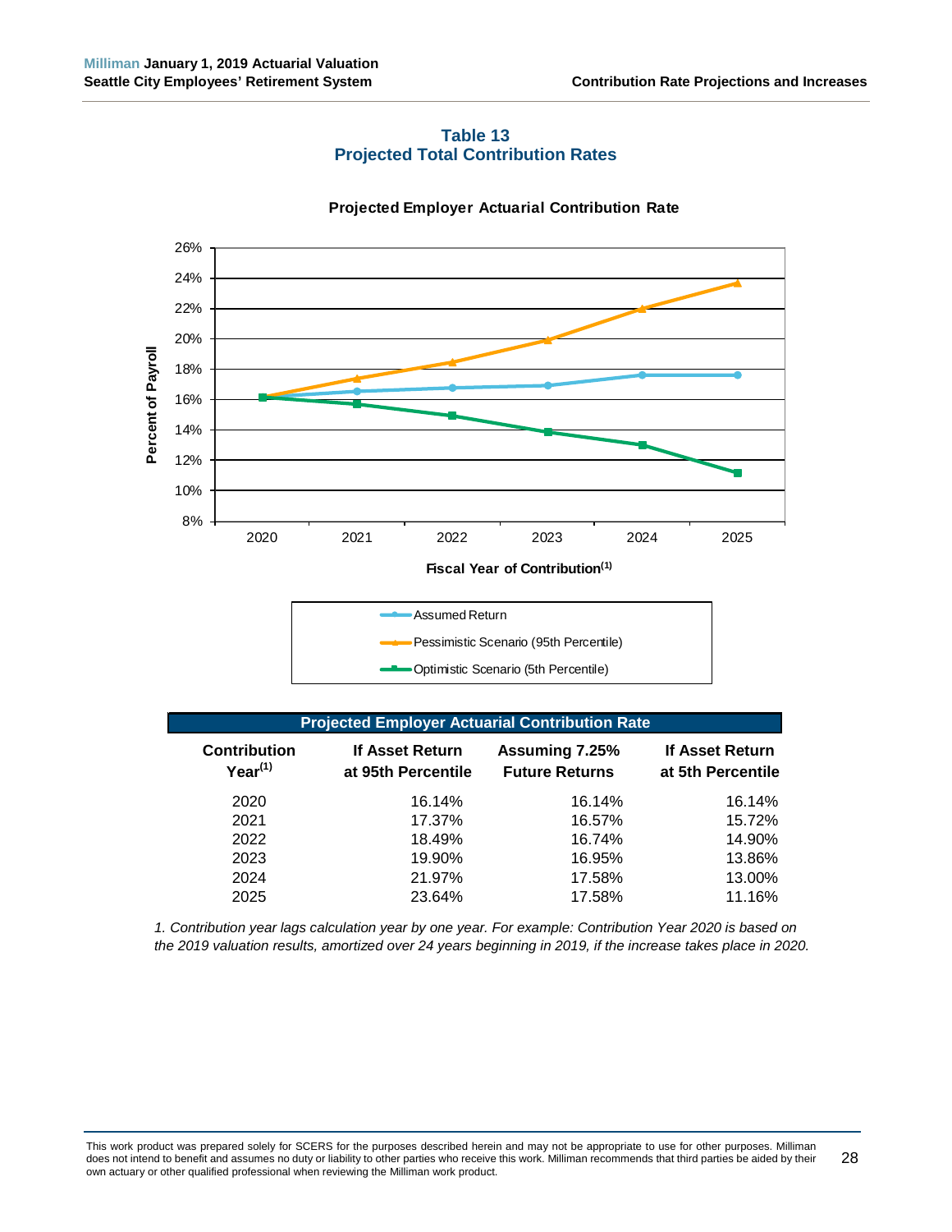## Table 13
## Projected Total Contribution Rates

**Projected Employer Actuarial Contribution Rate**

Percent of Payroll

Fiscal Year of Contribution[1]

- Assumed Return
- Pessimistic Scenario (95th Percentile)
- Optimistic Scenario (5th Percentile)

| Projected Employer Actuarial Contribution Rate | | | |
|---|---|---|---|
| **Contribution Year[1]** | **If Asset Return at 95th Percentile** | **Assuming 7.25% Future Returns** | **If Asset Return at 5th Percentile** |
| 2020 | 16.14% | 16.14% | 16.14% |
| 2021 | 17.37% | 16.57% | 15.72% |
| 2022 | 18.49% | 16.74% | 14.90% |
| 2023 | 19.90% | 16.95% | 13.86% |
| 2024 | 21.97% | 17.58% | 13.00% |
| 2025 | 23.64% | 17.58% | 11.16% |

*1. Contribution year lags calculation year by one year. For example: Contribution Year 2020 is based on the 2019 valuation results, amortized over 24 years beginning in 2019, if the increase takes place in 2020.*

This work product was prepared solely for SCERS for the purposes described herein and may not be appropriate to use for other purposes. Milliman does not intend to benefit and assumes no duty or liability to other parties who receive this work. Milliman recommends that third parties be aided by their own actuary or other qualified professional when reviewing the Milliman work product.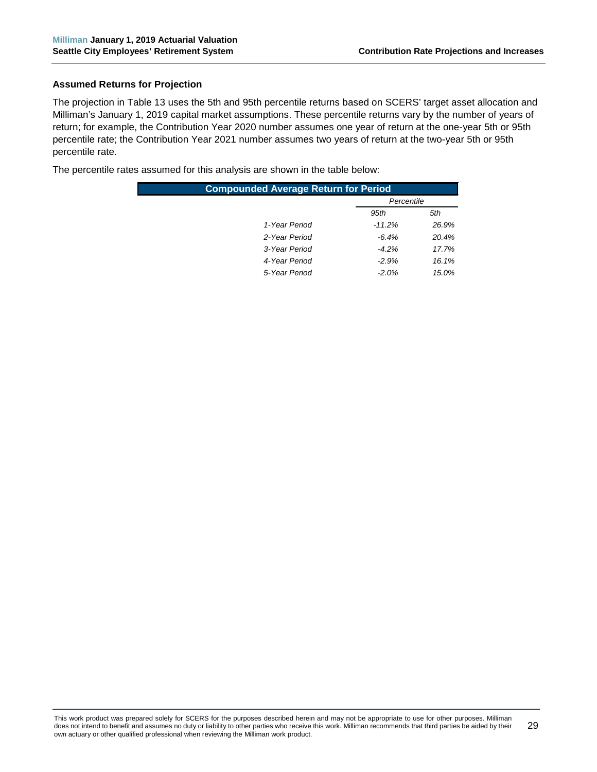### Assumed Returns for Projection

The projection in Table 13 uses the 5th and 95th percentile returns based on SCERS' target asset allocation and Milliman's January 1, 2019 capital market assumptions. These percentile returns vary by the number of years of return; for example, the Contribution Year 2020 number assumes one year of return at the one-year 5th or 95th percentile rate; the Contribution Year 2021 number assumes two years of return at the two-year 5th or 95th percentile rate.

The percentile rates assumed for this analysis are shown in the table below:

| Compounded Average Return for Period | | |
|---|---|---|
| | *Percentile* | |
| | *95th* | *5th* |
| *1-Year Period* | *-11.2%* | *26.9%* |
| *2-Year Period* | *-6.4%* | *20.4%* |
| *3-Year Period* | *-4.2%* | *17.7%* |
| *4-Year Period* | *-2.9%* | *16.1%* |
| *5-Year Period* | *-2.0%* | *15.0%* |

This work product was prepared solely for SCERS for the purposes described herein and may not be appropriate to use for other purposes. Milliman does not intend to benefit and assumes no duty or liability to other parties who receive this work. Milliman recommends that third parties be aided by their own actuary or other qualified professional when reviewing the Milliman work product.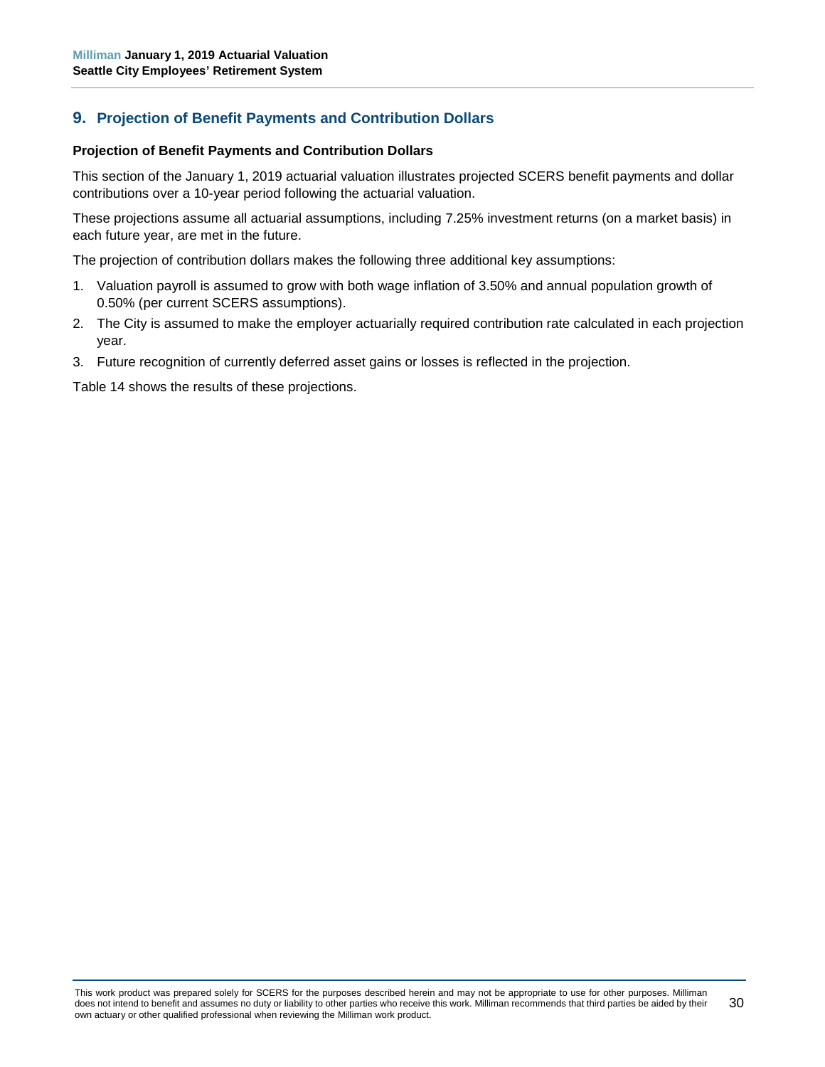## 9. Projection of Benefit Payments and Contribution Dollars

### Projection of Benefit Payments and Contribution Dollars

This section of the January 1, 2019 actuarial valuation illustrates projected SCERS benefit payments and dollar contributions over a 10-year period following the actuarial valuation.

These projections assume all actuarial assumptions, including 7.25% investment returns (on a market basis) in each future year, are met in the future.

The projection of contribution dollars makes the following three additional key assumptions:

1. Valuation payroll is assumed to grow with both wage inflation of 3.50% and annual population growth of 0.50% (per current SCERS assumptions).
2. The City is assumed to make the employer actuarially required contribution rate calculated in each projection year.
3. Future recognition of currently deferred asset gains or losses is reflected in the projection.

Table 14 shows the results of these projections.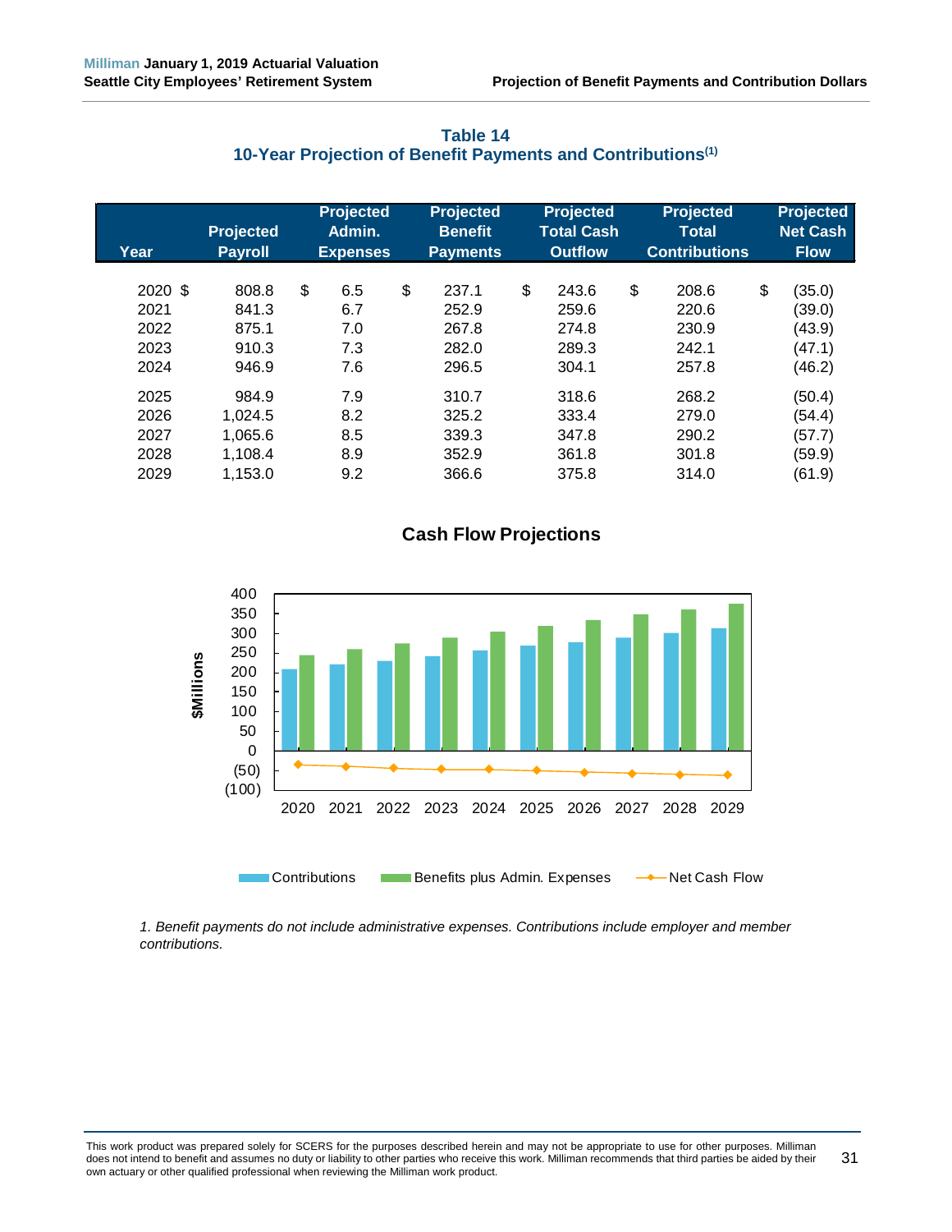## Table 14
## 10-Year Projection of Benefit Payments and Contributions(1)

| Year | Projected Payroll | Projected Admin. Expenses | Projected Benefit Payments | Projected Total Cash Outflow | Projected Total Contributions | Projected Net Cash Flow |
|---|---|---|---|---|---|---|
| 2020 | $ 808.8 | $ 6.5 | $ 237.1 | $ 243.6 | $ 208.6 | $ (35.0) |
| 2021 | 841.3 | 6.7 | 252.9 | 259.6 | 220.6 | (39.0) |
| 2022 | 875.1 | 7.0 | 267.8 | 274.8 | 230.9 | (43.9) |
| 2023 | 910.3 | 7.3 | 282.0 | 289.3 | 242.1 | (47.1) |
| 2024 | 946.9 | 7.6 | 296.5 | 304.1 | 257.8 | (46.2) |
| 2025 | 984.9 | 7.9 | 310.7 | 318.6 | 268.2 | (50.4) |
| 2026 | 1,024.5 | 8.2 | 325.2 | 333.4 | 279.0 | (54.4) |
| 2027 | 1,065.6 | 8.5 | 339.3 | 347.8 | 290.2 | (57.7) |
| 2028 | 1,108.4 | 8.9 | 352.9 | 361.8 | 301.8 | (59.9) |
| 2029 | 1,153.0 | 9.2 | 366.6 | 375.8 | 314.0 | (61.9) |

### Cash Flow Projections

*1. Benefit payments do not include administrative expenses. Contributions include employer and member contributions.*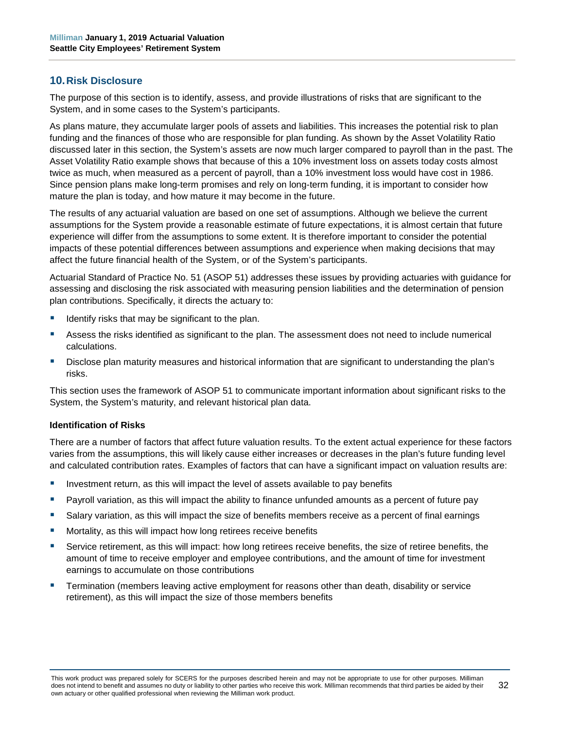## 10. Risk Disclosure

The purpose of this section is to identify, assess, and provide illustrations of risks that are significant to the System, and in some cases to the System's participants.

As plans mature, they accumulate larger pools of assets and liabilities. This increases the potential risk to plan funding and the finances of those who are responsible for plan funding. As shown by the Asset Volatility Ratio discussed later in this section, the System's assets are now much larger compared to payroll than in the past. The Asset Volatility Ratio example shows that because of this a 10% investment loss on assets today costs almost twice as much, when measured as a percent of payroll, than a 10% investment loss would have cost in 1986. Since pension plans make long-term promises and rely on long-term funding, it is important to consider how mature the plan is today, and how mature it may become in the future.

The results of any actuarial valuation are based on one set of assumptions. Although we believe the current assumptions for the System provide a reasonable estimate of future expectations, it is almost certain that future experience will differ from the assumptions to some extent. It is therefore important to consider the potential impacts of these potential differences between assumptions and experience when making decisions that may affect the future financial health of the System, or of the System's participants.

Actuarial Standard of Practice No. 51 (ASOP 51) addresses these issues by providing actuaries with guidance for assessing and disclosing the risk associated with measuring pension liabilities and the determination of pension plan contributions. Specifically, it directs the actuary to:

- Identify risks that may be significant to the plan.
- Assess the risks identified as significant to the plan. The assessment does not need to include numerical calculations.
- Disclose plan maturity measures and historical information that are significant to understanding the plan's risks.

This section uses the framework of ASOP 51 to communicate important information about significant risks to the System, the System's maturity, and relevant historical plan data.

**Identification of Risks**

There are a number of factors that affect future valuation results. To the extent actual experience for these factors varies from the assumptions, this will likely cause either increases or decreases in the plan's future funding level and calculated contribution rates. Examples of factors that can have a significant impact on valuation results are:

- Investment return, as this will impact the level of assets available to pay benefits
- Payroll variation, as this will impact the ability to finance unfunded amounts as a percent of future pay
- Salary variation, as this will impact the size of benefits members receive as a percent of final earnings
- Mortality, as this will impact how long retirees receive benefits
- Service retirement, as this will impact: how long retirees receive benefits, the size of retiree benefits, the amount of time to receive employer and employee contributions, and the amount of time for investment earnings to accumulate on those contributions
- Termination (members leaving active employment for reasons other than death, disability or service retirement), as this will impact the size of those members benefits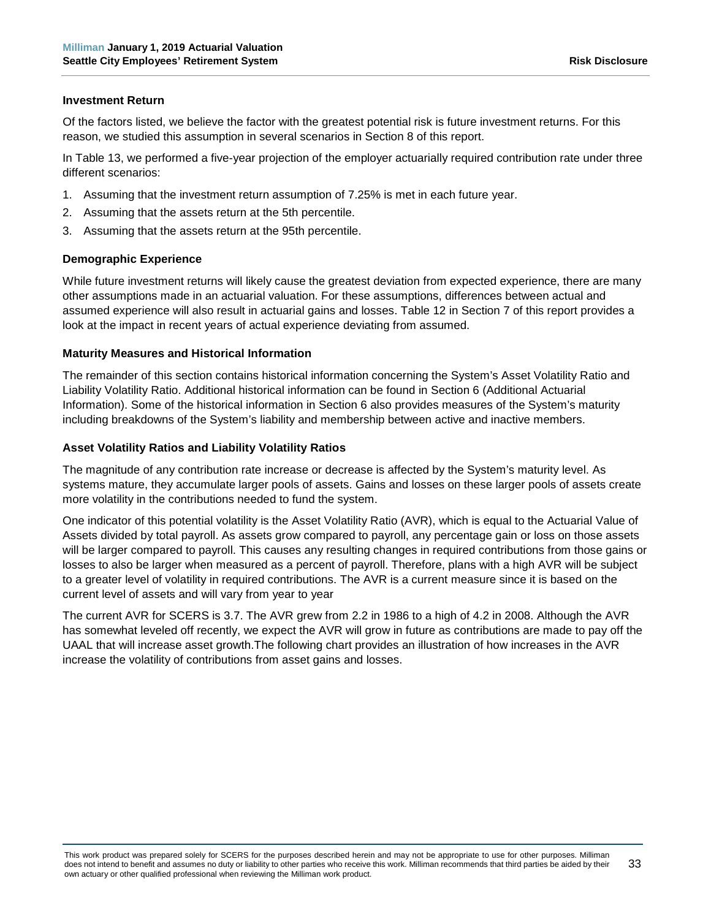### Investment Return

Of the factors listed, we believe the factor with the greatest potential risk is future investment returns. For this reason, we studied this assumption in several scenarios in Section 8 of this report.

In Table 13, we performed a five-year projection of the employer actuarially required contribution rate under three different scenarios:

1. Assuming that the investment return assumption of 7.25% is met in each future year.
2. Assuming that the assets return at the 5th percentile.
3. Assuming that the assets return at the 95th percentile.

### Demographic Experience

While future investment returns will likely cause the greatest deviation from expected experience, there are many other assumptions made in an actuarial valuation. For these assumptions, differences between actual and assumed experience will also result in actuarial gains and losses. Table 12 in Section 7 of this report provides a look at the impact in recent years of actual experience deviating from assumed.

### Maturity Measures and Historical Information

The remainder of this section contains historical information concerning the System's Asset Volatility Ratio and Liability Volatility Ratio. Additional historical information can be found in Section 6 (Additional Actuarial Information). Some of the historical information in Section 6 also provides measures of the System's maturity including breakdowns of the System's liability and membership between active and inactive members.

### Asset Volatility Ratios and Liability Volatility Ratios

The magnitude of any contribution rate increase or decrease is affected by the System's maturity level. As systems mature, they accumulate larger pools of assets. Gains and losses on these larger pools of assets create more volatility in the contributions needed to fund the system.

One indicator of this potential volatility is the Asset Volatility Ratio (AVR), which is equal to the Actuarial Value of Assets divided by total payroll. As assets grow compared to payroll, any percentage gain or loss on those assets will be larger compared to payroll. This causes any resulting changes in required contributions from those gains or losses to also be larger when measured as a percent of payroll. Therefore, plans with a high AVR will be subject to a greater level of volatility in required contributions. The AVR is a current measure since it is based on the current level of assets and will vary from year to year

The current AVR for SCERS is 3.7. The AVR grew from 2.2 in 1986 to a high of 4.2 in 2008. Although the AVR has somewhat leveled off recently, we expect the AVR will grow in future as contributions are made to pay off the UAAL that will increase asset growth.The following chart provides an illustration of how increases in the AVR increase the volatility of contributions from asset gains and losses.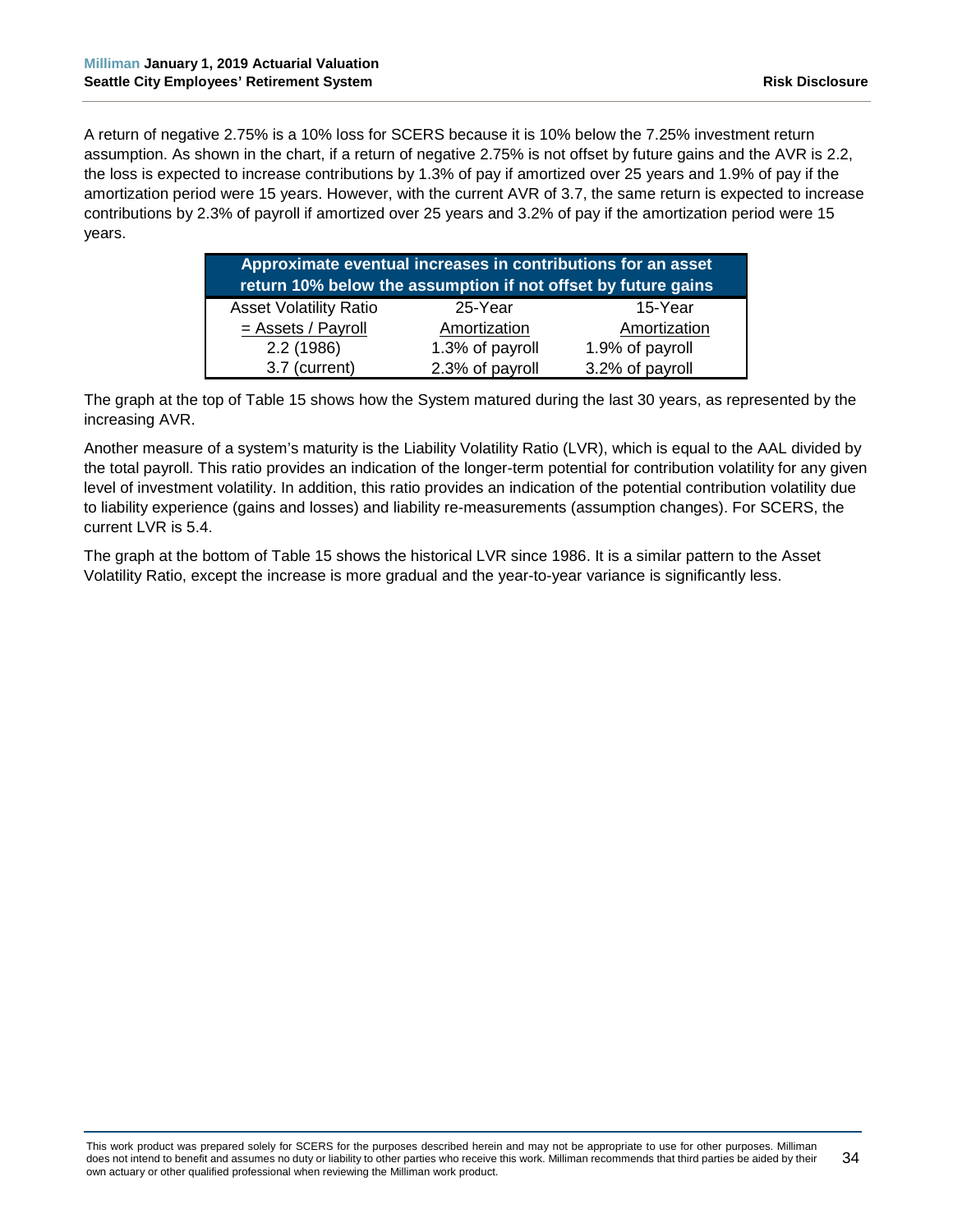A return of negative 2.75% is a 10% loss for SCERS because it is 10% below the 7.25% investment return assumption. As shown in the chart, if a return of negative 2.75% is not offset by future gains and the AVR is 2.2, the loss is expected to increase contributions by 1.3% of pay if amortized over 25 years and 1.9% of pay if the amortization period were 15 years. However, with the current AVR of 3.7, the same return is expected to increase contributions by 2.3% of payroll if amortized over 25 years and 3.2% of pay if the amortization period were 15 years.

| **Approximate eventual increases in contributions for an asset return 10% below the assumption if not offset by future gains** | | |
|---|---|---|
| Asset Volatility Ratio = Assets / Payroll | 25-Year Amortization | 15-Year Amortization |
| 2.2 (1986) | 1.3% of payroll | 1.9% of payroll |
| 3.7 (current) | 2.3% of payroll | 3.2% of payroll |

The graph at the top of Table 15 shows how the System matured during the last 30 years, as represented by the increasing AVR.

Another measure of a system's maturity is the Liability Volatility Ratio (LVR), which is equal to the AAL divided by the total payroll. This ratio provides an indication of the longer-term potential for contribution volatility for any given level of investment volatility. In addition, this ratio provides an indication of the potential contribution volatility due to liability experience (gains and losses) and liability re-measurements (assumption changes). For SCERS, the current LVR is 5.4.

The graph at the bottom of Table 15 shows the historical LVR since 1986. It is a similar pattern to the Asset Volatility Ratio, except the increase is more gradual and the year-to-year variance is significantly less.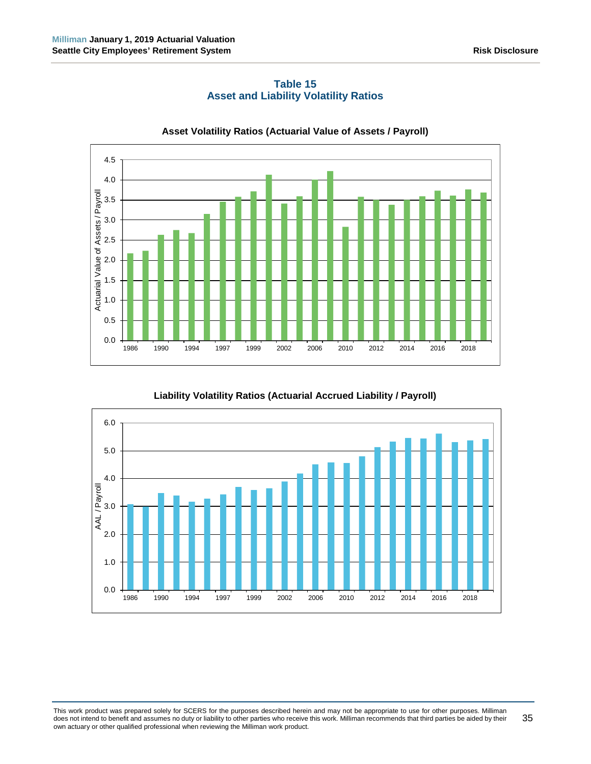## Table 15
## Asset and Liability Volatility Ratios

**Asset Volatility Ratios (Actuarial Value of Assets / Payroll)**

**Liability Volatility Ratios (Actuarial Accrued Liability / Payroll)**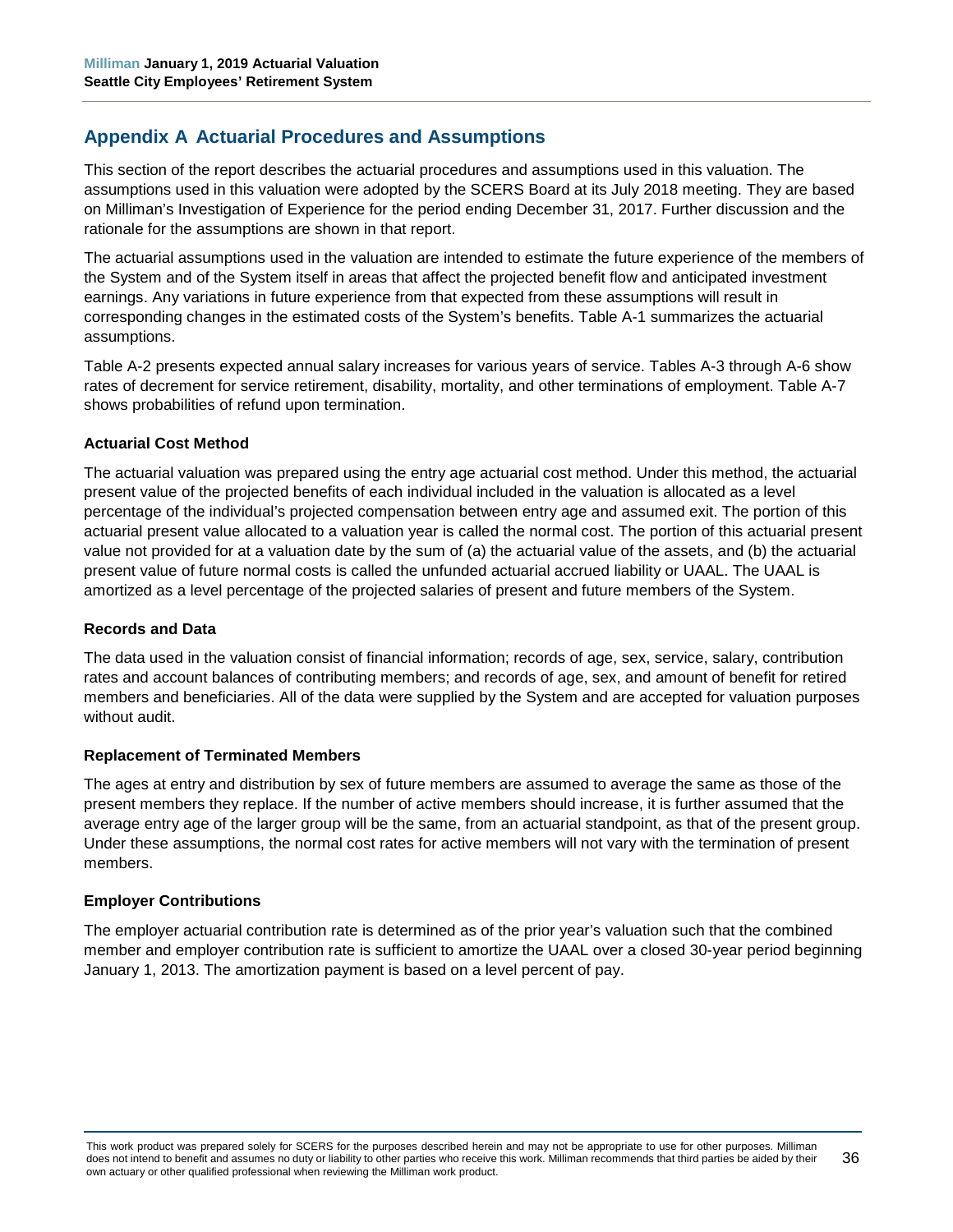## Appendix A Actuarial Procedures and Assumptions

This section of the report describes the actuarial procedures and assumptions used in this valuation. The assumptions used in this valuation were adopted by the SCERS Board at its July 2018 meeting. They are based on Milliman's Investigation of Experience for the period ending December 31, 2017. Further discussion and the rationale for the assumptions are shown in that report.

The actuarial assumptions used in the valuation are intended to estimate the future experience of the members of the System and of the System itself in areas that affect the projected benefit flow and anticipated investment earnings. Any variations in future experience from that expected from these assumptions will result in corresponding changes in the estimated costs of the System's benefits. Table A-1 summarizes the actuarial assumptions.

Table A-2 presents expected annual salary increases for various years of service. Tables A-3 through A-6 show rates of decrement for service retirement, disability, mortality, and other terminations of employment. Table A-7 shows probabilities of refund upon termination.

### Actuarial Cost Method

The actuarial valuation was prepared using the entry age actuarial cost method. Under this method, the actuarial present value of the projected benefits of each individual included in the valuation is allocated as a level percentage of the individual's projected compensation between entry age and assumed exit. The portion of this actuarial present value allocated to a valuation year is called the normal cost. The portion of this actuarial present value not provided for at a valuation date by the sum of (a) the actuarial value of the assets, and (b) the actuarial present value of future normal costs is called the unfunded actuarial accrued liability or UAAL. The UAAL is amortized as a level percentage of the projected salaries of present and future members of the System.

### Records and Data

The data used in the valuation consist of financial information; records of age, sex, service, salary, contribution rates and account balances of contributing members; and records of age, sex, and amount of benefit for retired members and beneficiaries. All of the data were supplied by the System and are accepted for valuation purposes without audit.

### Replacement of Terminated Members

The ages at entry and distribution by sex of future members are assumed to average the same as those of the present members they replace. If the number of active members should increase, it is further assumed that the average entry age of the larger group will be the same, from an actuarial standpoint, as that of the present group. Under these assumptions, the normal cost rates for active members will not vary with the termination of present members.

### Employer Contributions

The employer actuarial contribution rate is determined as of the prior year's valuation such that the combined member and employer contribution rate is sufficient to amortize the UAAL over a closed 30-year period beginning January 1, 2013. The amortization payment is based on a level percent of pay.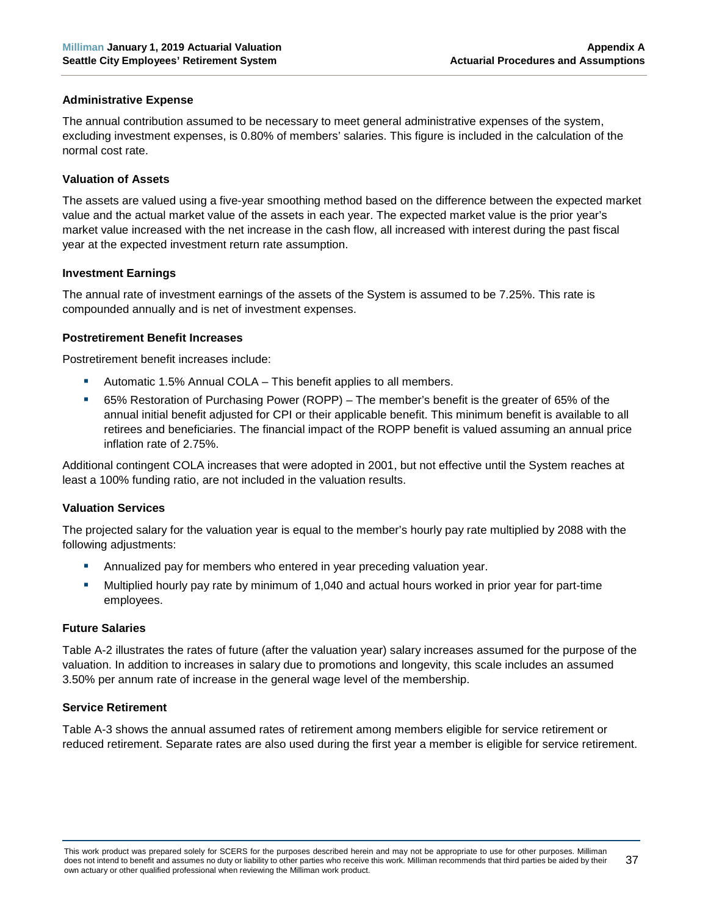### Administrative Expense

The annual contribution assumed to be necessary to meet general administrative expenses of the system, excluding investment expenses, is 0.80% of members' salaries. This figure is included in the calculation of the normal cost rate.

### Valuation of Assets

The assets are valued using a five-year smoothing method based on the difference between the expected market value and the actual market value of the assets in each year. The expected market value is the prior year's market value increased with the net increase in the cash flow, all increased with interest during the past fiscal year at the expected investment return rate assumption.

### Investment Earnings

The annual rate of investment earnings of the assets of the System is assumed to be 7.25%. This rate is compounded annually and is net of investment expenses.

### Postretirement Benefit Increases

Postretirement benefit increases include:

- Automatic 1.5% Annual COLA – This benefit applies to all members.
- 65% Restoration of Purchasing Power (ROPP) – The member's benefit is the greater of 65% of the annual initial benefit adjusted for CPI or their applicable benefit. This minimum benefit is available to all retirees and beneficiaries. The financial impact of the ROPP benefit is valued assuming an annual price inflation rate of 2.75%.

Additional contingent COLA increases that were adopted in 2001, but not effective until the System reaches at least a 100% funding ratio, are not included in the valuation results.

### Valuation Services

The projected salary for the valuation year is equal to the member's hourly pay rate multiplied by 2088 with the following adjustments:

- Annualized pay for members who entered in year preceding valuation year.
- Multiplied hourly pay rate by minimum of 1,040 and actual hours worked in prior year for part-time employees.

### Future Salaries

Table A-2 illustrates the rates of future (after the valuation year) salary increases assumed for the purpose of the valuation. In addition to increases in salary due to promotions and longevity, this scale includes an assumed 3.50% per annum rate of increase in the general wage level of the membership.

### Service Retirement

Table A-3 shows the annual assumed rates of retirement among members eligible for service retirement or reduced retirement. Separate rates are also used during the first year a member is eligible for service retirement.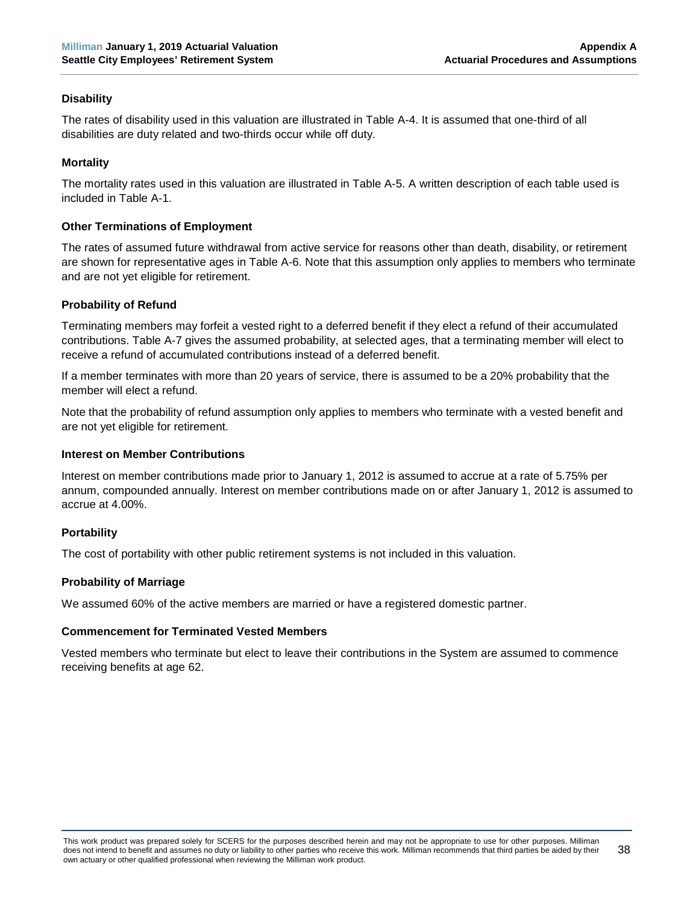### Disability

The rates of disability used in this valuation are illustrated in Table A-4. It is assumed that one-third of all disabilities are duty related and two-thirds occur while off duty.

### Mortality

The mortality rates used in this valuation are illustrated in Table A-5. A written description of each table used is included in Table A-1.

### Other Terminations of Employment

The rates of assumed future withdrawal from active service for reasons other than death, disability, or retirement are shown for representative ages in Table A-6. Note that this assumption only applies to members who terminate and are not yet eligible for retirement.

### Probability of Refund

Terminating members may forfeit a vested right to a deferred benefit if they elect a refund of their accumulated contributions. Table A-7 gives the assumed probability, at selected ages, that a terminating member will elect to receive a refund of accumulated contributions instead of a deferred benefit.

If a member terminates with more than 20 years of service, there is assumed to be a 20% probability that the member will elect a refund.

Note that the probability of refund assumption only applies to members who terminate with a vested benefit and are not yet eligible for retirement.

### Interest on Member Contributions

Interest on member contributions made prior to January 1, 2012 is assumed to accrue at a rate of 5.75% per annum, compounded annually. Interest on member contributions made on or after January 1, 2012 is assumed to accrue at 4.00%.

### Portability

The cost of portability with other public retirement systems is not included in this valuation.

### Probability of Marriage

We assumed 60% of the active members are married or have a registered domestic partner.

### Commencement for Terminated Vested Members

Vested members who terminate but elect to leave their contributions in the System are assumed to commence receiving benefits at age 62.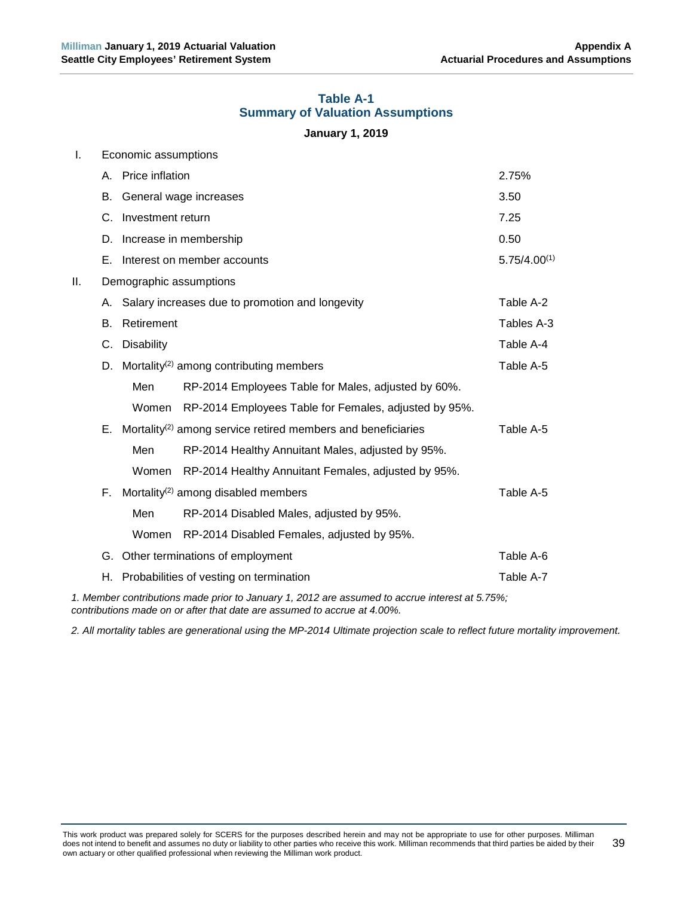## Table A-1
## Summary of Valuation Assumptions

**January 1, 2019**

| | | | |
|---|---|---|---|
| I. | Economic assumptions | | |
| | A. | Price inflation | 2.75% |
| | B. | General wage increases | 3.50 |
| | C. | Investment return | 7.25 |
| | D. | Increase in membership | 0.50 |
| | E. | Interest on member accounts | 5.75/4.00[1] |
| II. | Demographic assumptions | | |
| | A. | Salary increases due to promotion and longevity | Table A-2 |
| | B. | Retirement | Tables A-3 |
| | C. | Disability | Table A-4 |
| | D. | Mortality[2] among contributing members | Table A-5 |
| | | Men — RP-2014 Employees Table for Males, adjusted by 60%. | |
| | | Women — RP-2014 Employees Table for Females, adjusted by 95%. | |
| | E. | Mortality[2] among service retired members and beneficiaries | Table A-5 |
| | | Men — RP-2014 Healthy Annuitant Males, adjusted by 95%. | |
| | | Women — RP-2014 Healthy Annuitant Females, adjusted by 95%. | |
| | F. | Mortality[2] among disabled members | Table A-5 |
| | | Men — RP-2014 Disabled Males, adjusted by 95%. | |
| | | Women — RP-2014 Disabled Females, adjusted by 95%. | |
| | G. | Other terminations of employment | Table A-6 |
| | H. | Probabilities of vesting on termination | Table A-7 |

*1. Member contributions made prior to January 1, 2012 are assumed to accrue interest at 5.75%; contributions made on or after that date are assumed to accrue at 4.00%.*

*2. All mortality tables are generational using the MP-2014 Ultimate projection scale to reflect future mortality improvement.*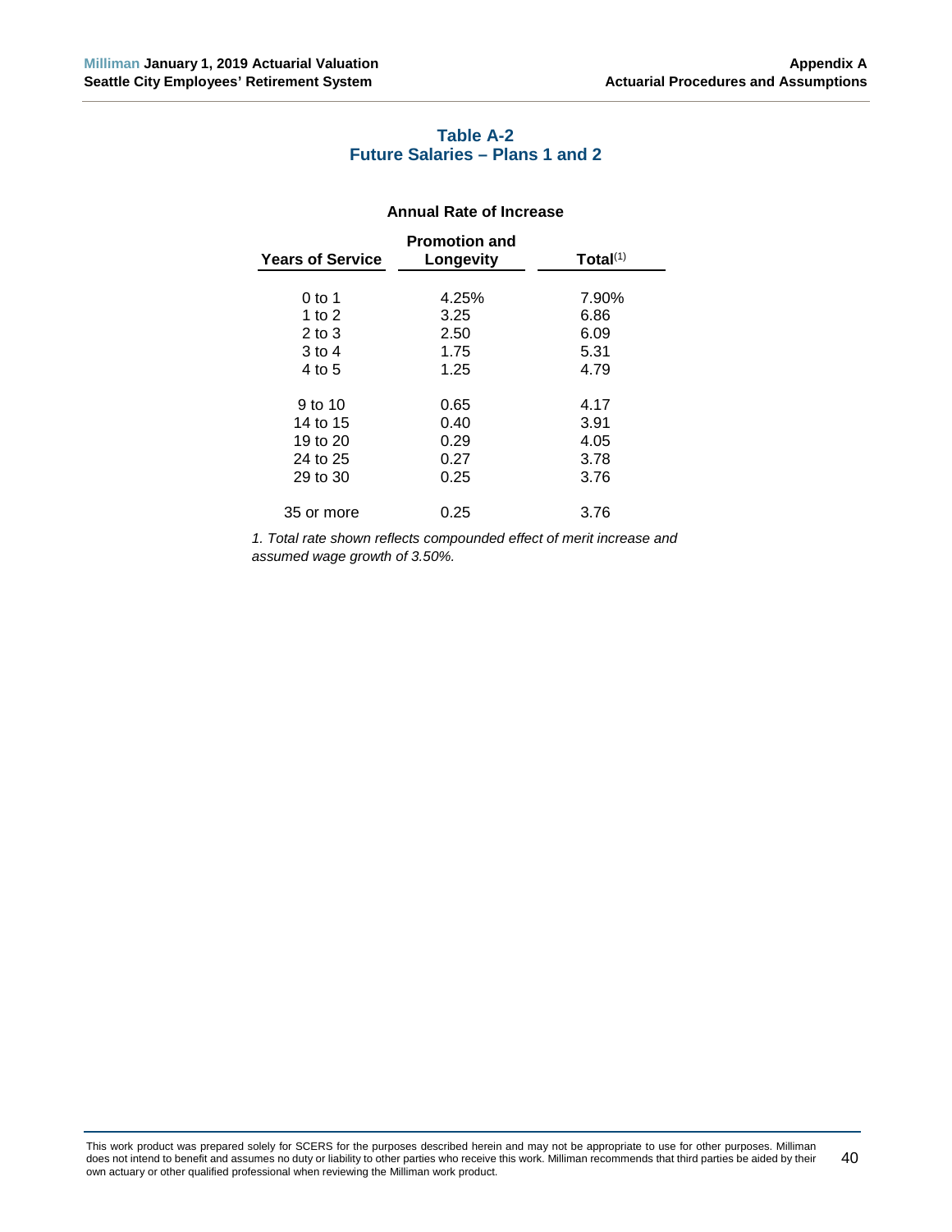### Table A-2
### Future Salaries – Plans 1 and 2

**Annual Rate of Increase**

| Years of Service | Promotion and Longevity | Total[1] |
|---|---|---|
| 0 to 1 | 4.25% | 7.90% |
| 1 to 2 | 3.25 | 6.86 |
| 2 to 3 | 2.50 | 6.09 |
| 3 to 4 | 1.75 | 5.31 |
| 4 to 5 | 1.25 | 4.79 |
| 9 to 10 | 0.65 | 4.17 |
| 14 to 15 | 0.40 | 3.91 |
| 19 to 20 | 0.29 | 4.05 |
| 24 to 25 | 0.27 | 3.78 |
| 29 to 30 | 0.25 | 3.76 |
| 35 or more | 0.25 | 3.76 |

*1. Total rate shown reflects compounded effect of merit increase and assumed wage growth of 3.50%.*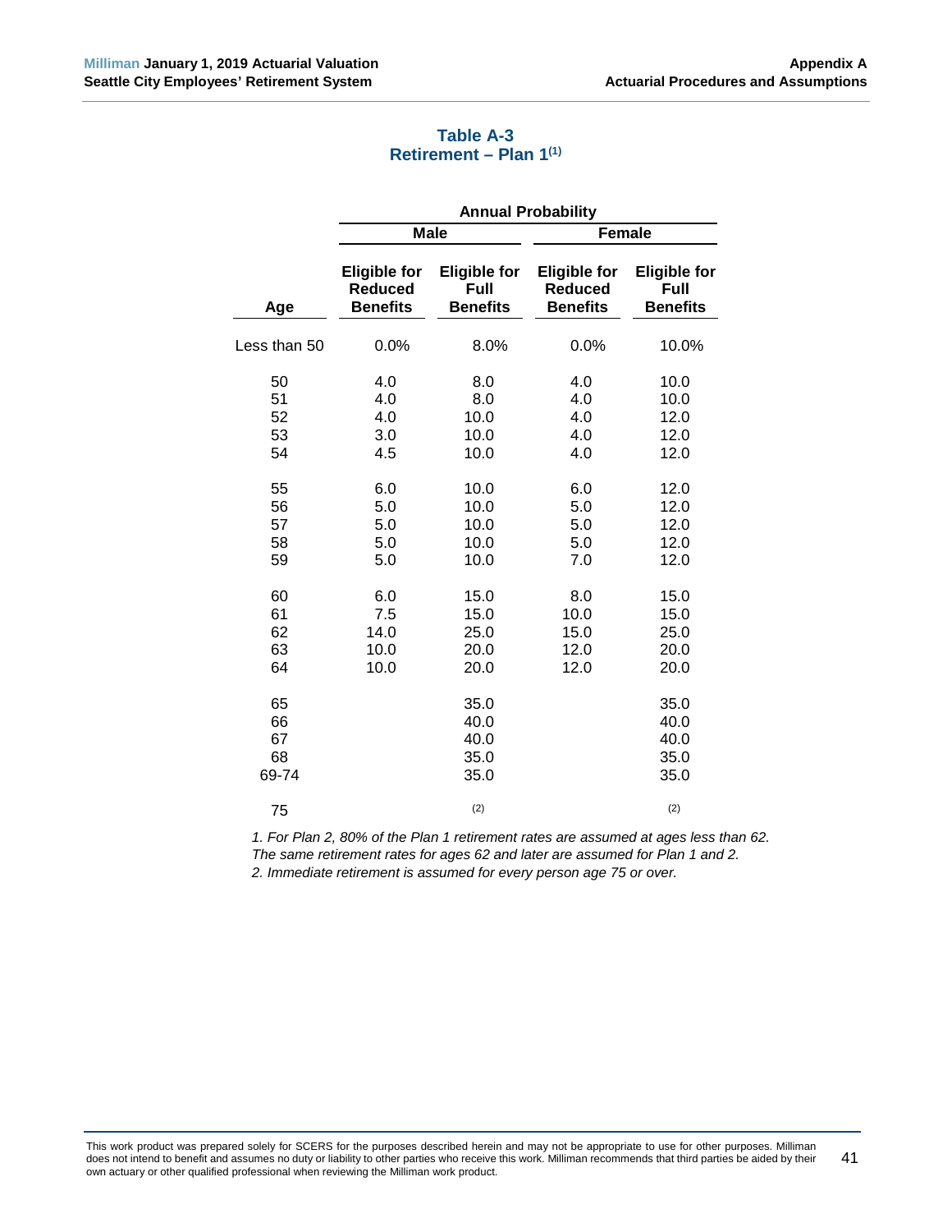## Table A-3
## Retirement – Plan 1[1]

| | Annual Probability | | | |
|---|---|---|---|---|
| | Male | | Female | |
| Age | Eligible for Reduced Benefits | Eligible for Full Benefits | Eligible for Reduced Benefits | Eligible for Full Benefits |
| Less than 50 | 0.0% | 8.0% | 0.0% | 10.0% |
| 50 | 4.0 | 8.0 | 4.0 | 10.0 |
| 51 | 4.0 | 8.0 | 4.0 | 10.0 |
| 52 | 4.0 | 10.0 | 4.0 | 12.0 |
| 53 | 3.0 | 10.0 | 4.0 | 12.0 |
| 54 | 4.5 | 10.0 | 4.0 | 12.0 |
| 55 | 6.0 | 10.0 | 6.0 | 12.0 |
| 56 | 5.0 | 10.0 | 5.0 | 12.0 |
| 57 | 5.0 | 10.0 | 5.0 | 12.0 |
| 58 | 5.0 | 10.0 | 5.0 | 12.0 |
| 59 | 5.0 | 10.0 | 7.0 | 12.0 |
| 60 | 6.0 | 15.0 | 8.0 | 15.0 |
| 61 | 7.5 | 15.0 | 10.0 | 15.0 |
| 62 | 14.0 | 25.0 | 15.0 | 25.0 |
| 63 | 10.0 | 20.0 | 12.0 | 20.0 |
| 64 | 10.0 | 20.0 | 12.0 | 20.0 |
| 65 | | 35.0 | | 35.0 |
| 66 | | 40.0 | | 40.0 |
| 67 | | 40.0 | | 40.0 |
| 68 | | 35.0 | | 35.0 |
| 69-74 | | 35.0 | | 35.0 |
| 75 | | [2] | | [2] |

*1. For Plan 2, 80% of the Plan 1 retirement rates are assumed at ages less than 62. The same retirement rates for ages 62 and later are assumed for Plan 1 and 2.*

*2. Immediate retirement is assumed for every person age 75 or over.*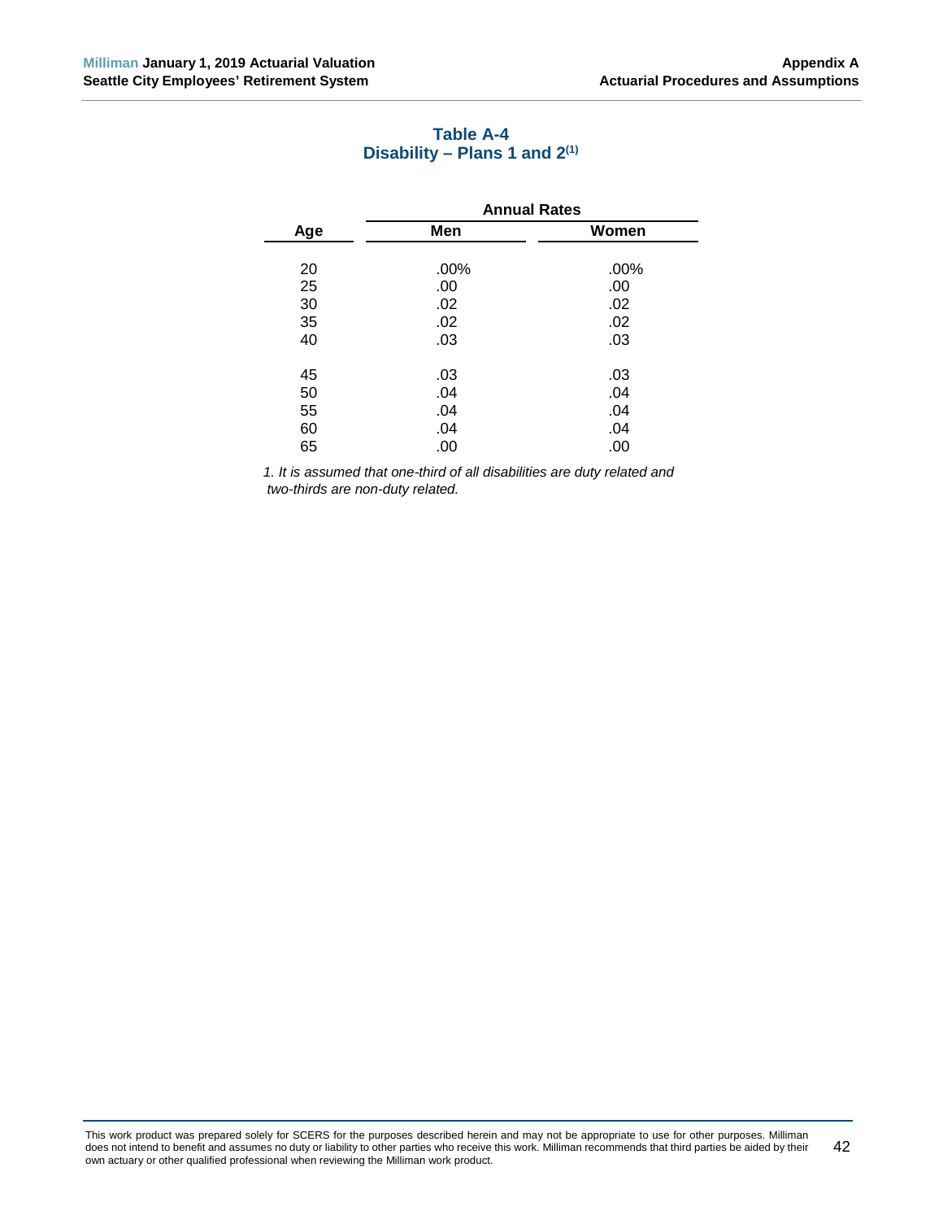## Table A-4
## Disability – Plans 1 and 2[1]

| Age | Annual Rates | |
|---|---|---|
| | Men | Women |
| 20 | .00% | .00% |
| 25 | .00 | .00 |
| 30 | .02 | .02 |
| 35 | .02 | .02 |
| 40 | .03 | .03 |
| 45 | .03 | .03 |
| 50 | .04 | .04 |
| 55 | .04 | .04 |
| 60 | .04 | .04 |
| 65 | .00 | .00 |

*1. It is assumed that one-third of all disabilities are duty related and two-thirds are non-duty related.*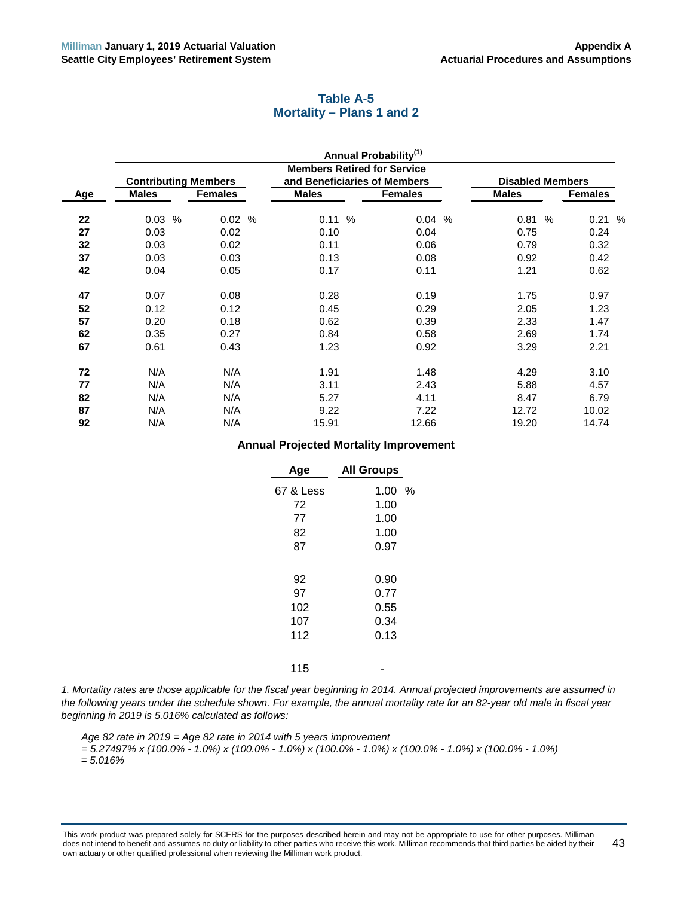## Table A-5
## Mortality – Plans 1 and 2

| | Annual Probability[1] | | | | | |
|---|---|---|---|---|---|---|
| | Contributing Members | | Members Retired for Service and Beneficiaries of Members | | Disabled Members | |
| Age | Males | Females | Males | Females | Males | Females |
| 22 | 0.03 % | 0.02 % | 0.11 % | 0.04 % | 0.81 % | 0.21 % |
| 27 | 0.03 | 0.02 | 0.10 | 0.04 | 0.75 | 0.24 |
| 32 | 0.03 | 0.02 | 0.11 | 0.06 | 0.79 | 0.32 |
| 37 | 0.03 | 0.03 | 0.13 | 0.08 | 0.92 | 0.42 |
| 42 | 0.04 | 0.05 | 0.17 | 0.11 | 1.21 | 0.62 |
| 47 | 0.07 | 0.08 | 0.28 | 0.19 | 1.75 | 0.97 |
| 52 | 0.12 | 0.12 | 0.45 | 0.29 | 2.05 | 1.23 |
| 57 | 0.20 | 0.18 | 0.62 | 0.39 | 2.33 | 1.47 |
| 62 | 0.35 | 0.27 | 0.84 | 0.58 | 2.69 | 1.74 |
| 67 | 0.61 | 0.43 | 1.23 | 0.92 | 3.29 | 2.21 |
| 72 | N/A | N/A | 1.91 | 1.48 | 4.29 | 3.10 |
| 77 | N/A | N/A | 3.11 | 2.43 | 5.88 | 4.57 |
| 82 | N/A | N/A | 5.27 | 4.11 | 8.47 | 6.79 |
| 87 | N/A | N/A | 9.22 | 7.22 | 12.72 | 10.02 |
| 92 | N/A | N/A | 15.91 | 12.66 | 19.20 | 14.74 |

**Annual Projected Mortality Improvement**

| Age | All Groups |
|---|---|
| 67 & Less | 1.00 % |
| 72 | 1.00 |
| 77 | 1.00 |
| 82 | 1.00 |
| 87 | 0.97 |
| 92 | 0.90 |
| 97 | 0.77 |
| 102 | 0.55 |
| 107 | 0.34 |
| 112 | 0.13 |
| 115 | - |

*1. Mortality rates are those applicable for the fiscal year beginning in 2014. Annual projected improvements are assumed in the following years under the schedule shown. For example, the annual mortality rate for an 82-year old male in fiscal year beginning in 2019 is 5.016% calculated as follows:*

*Age 82 rate in 2019 = Age 82 rate in 2014 with 5 years improvement*
*= 5.27497% x (100.0% - 1.0%) x (100.0% - 1.0%) x (100.0% - 1.0%) x (100.0% - 1.0%) x (100.0% - 1.0%)*
*= 5.016%*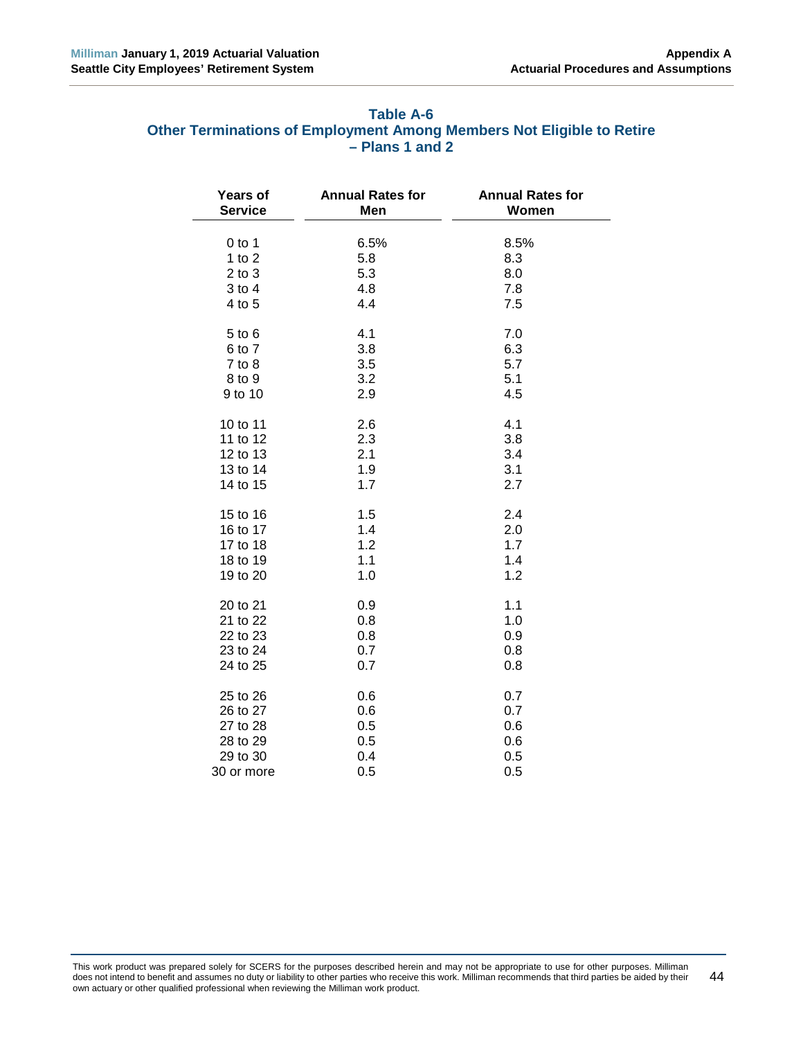### Table A-6
### Other Terminations of Employment Among Members Not Eligible to Retire – Plans 1 and 2

| Years of Service | Annual Rates for Men | Annual Rates for Women |
|---|---|---|
| 0 to 1 | 6.5% | 8.5% |
| 1 to 2 | 5.8 | 8.3 |
| 2 to 3 | 5.3 | 8.0 |
| 3 to 4 | 4.8 | 7.8 |
| 4 to 5 | 4.4 | 7.5 |
| 5 to 6 | 4.1 | 7.0 |
| 6 to 7 | 3.8 | 6.3 |
| 7 to 8 | 3.5 | 5.7 |
| 8 to 9 | 3.2 | 5.1 |
| 9 to 10 | 2.9 | 4.5 |
| 10 to 11 | 2.6 | 4.1 |
| 11 to 12 | 2.3 | 3.8 |
| 12 to 13 | 2.1 | 3.4 |
| 13 to 14 | 1.9 | 3.1 |
| 14 to 15 | 1.7 | 2.7 |
| 15 to 16 | 1.5 | 2.4 |
| 16 to 17 | 1.4 | 2.0 |
| 17 to 18 | 1.2 | 1.7 |
| 18 to 19 | 1.1 | 1.4 |
| 19 to 20 | 1.0 | 1.2 |
| 20 to 21 | 0.9 | 1.1 |
| 21 to 22 | 0.8 | 1.0 |
| 22 to 23 | 0.8 | 0.9 |
| 23 to 24 | 0.7 | 0.8 |
| 24 to 25 | 0.7 | 0.8 |
| 25 to 26 | 0.6 | 0.7 |
| 26 to 27 | 0.6 | 0.7 |
| 27 to 28 | 0.5 | 0.6 |
| 28 to 29 | 0.5 | 0.6 |
| 29 to 30 | 0.4 | 0.5 |
| 30 or more | 0.5 | 0.5 |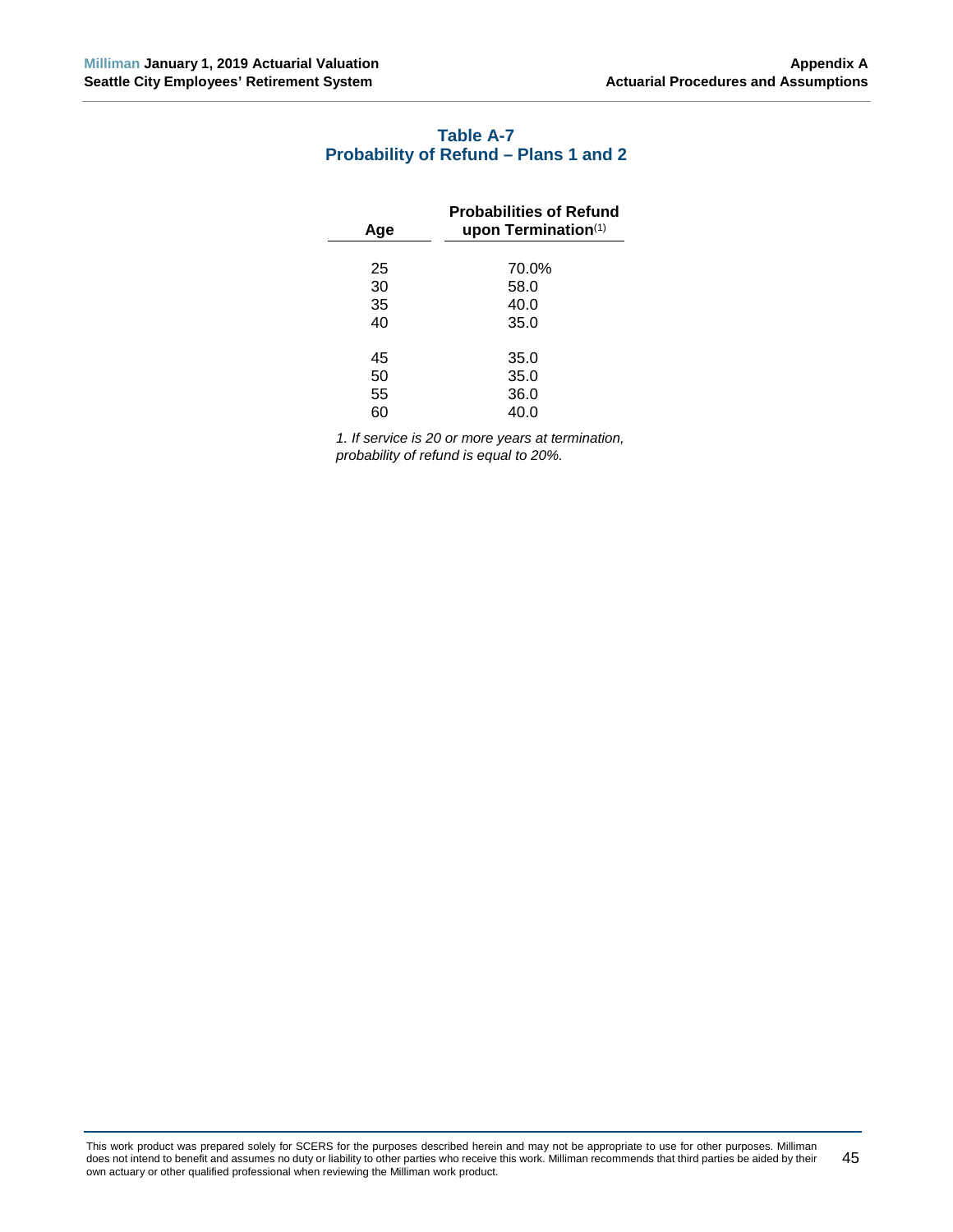## Table A-7
## Probability of Refund – Plans 1 and 2

| Age | Probabilities of Refund upon Termination[1] |
|---|---|
| 25 | 70.0% |
| 30 | 58.0 |
| 35 | 40.0 |
| 40 | 35.0 |
| 45 | 35.0 |
| 50 | 35.0 |
| 55 | 36.0 |
| 60 | 40.0 |

*1. If service is 20 or more years at termination, probability of refund is equal to 20%.*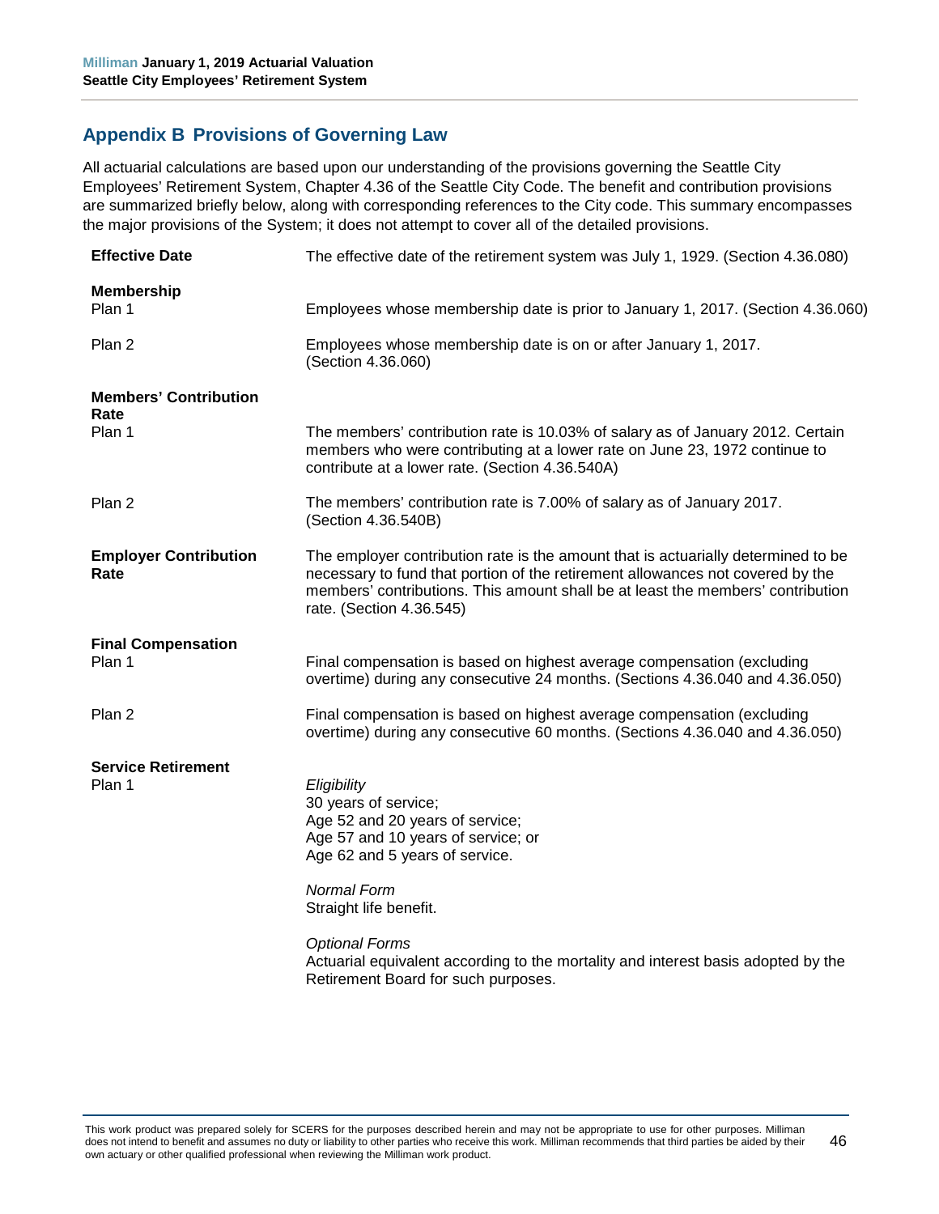## Appendix B Provisions of Governing Law

All actuarial calculations are based upon our understanding of the provisions governing the Seattle City Employees' Retirement System, Chapter 4.36 of the Seattle City Code. The benefit and contribution provisions are summarized briefly below, along with corresponding references to the City code. This summary encompasses the major provisions of the System; it does not attempt to cover all of the detailed provisions.

| | |
|---|---|
| **Effective Date** | The effective date of the retirement system was July 1, 1929. (Section 4.36.080) |
| **Membership** | |
| Plan 1 | Employees whose membership date is prior to January 1, 2017. (Section 4.36.060) |
| Plan 2 | Employees whose membership date is on or after January 1, 2017. (Section 4.36.060) |
| **Members' Contribution Rate** | |
| Plan 1 | The members' contribution rate is 10.03% of salary as of January 2012. Certain members who were contributing at a lower rate on June 23, 1972 continue to contribute at a lower rate. (Section 4.36.540A) |
| Plan 2 | The members' contribution rate is 7.00% of salary as of January 2017. (Section 4.36.540B) |
| **Employer Contribution Rate** | The employer contribution rate is the amount that is actuarially determined to be necessary to fund that portion of the retirement allowances not covered by the members' contributions. This amount shall be at least the members' contribution rate. (Section 4.36.545) |
| **Final Compensation** | |
| Plan 1 | Final compensation is based on highest average compensation (excluding overtime) during any consecutive 24 months. (Sections 4.36.040 and 4.36.050) |
| Plan 2 | Final compensation is based on highest average compensation (excluding overtime) during any consecutive 60 months. (Sections 4.36.040 and 4.36.050) |
| **Service Retirement** | |
| Plan 1 | *Eligibility*<br>30 years of service;<br>Age 52 and 20 years of service;<br>Age 57 and 10 years of service; or<br>Age 62 and 5 years of service.<br><br>*Normal Form*<br>Straight life benefit.<br><br>*Optional Forms*<br>Actuarial equivalent according to the mortality and interest basis adopted by the Retirement Board for such purposes. |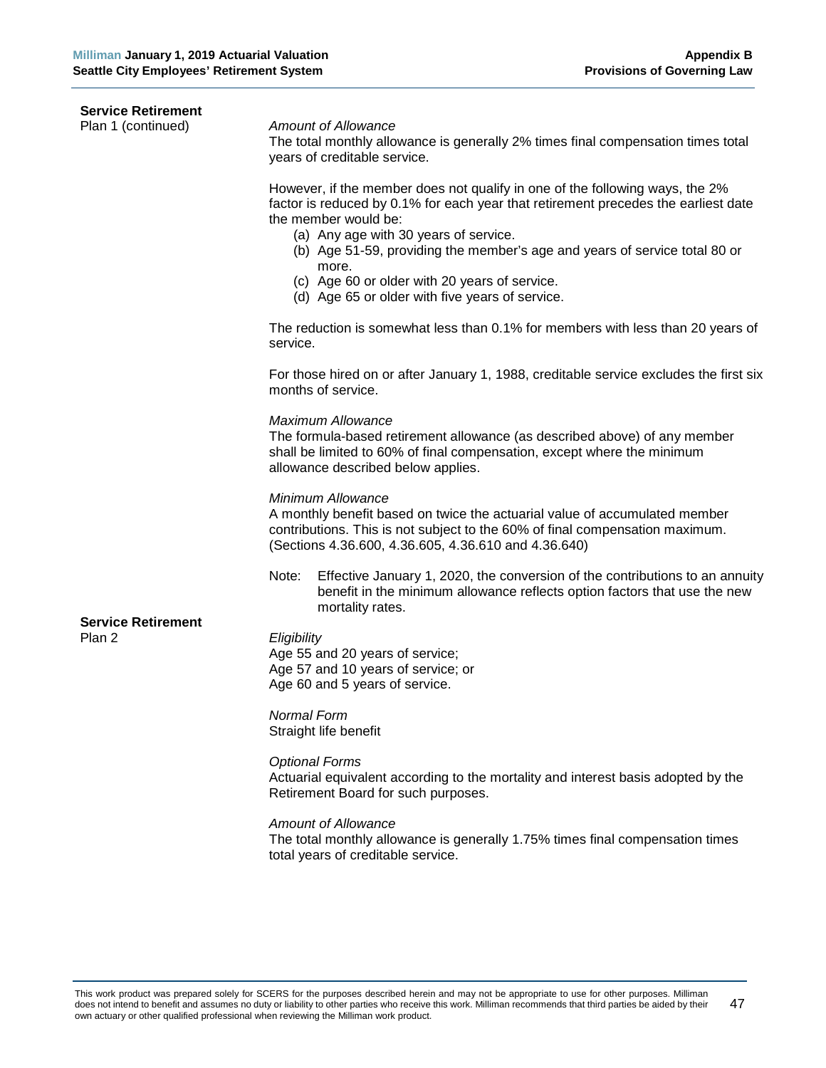**Service Retirement**
Plan 1 (continued)

*Amount of Allowance*
The total monthly allowance is generally 2% times final compensation times total years of creditable service.

However, if the member does not qualify in one of the following ways, the 2% factor is reduced by 0.1% for each year that retirement precedes the earliest date the member would be:

(a) Any age with 30 years of service.
(b) Age 51-59, providing the member's age and years of service total 80 or more.
(c) Age 60 or older with 20 years of service.
(d) Age 65 or older with five years of service.

The reduction is somewhat less than 0.1% for members with less than 20 years of service.

For those hired on or after January 1, 1988, creditable service excludes the first six months of service.

*Maximum Allowance*
The formula-based retirement allowance (as described above) of any member shall be limited to 60% of final compensation, except where the minimum allowance described below applies.

*Minimum Allowance*
A monthly benefit based on twice the actuarial value of accumulated member contributions. This is not subject to the 60% of final compensation maximum. (Sections 4.36.600, 4.36.605, 4.36.610 and 4.36.640)

Note: Effective January 1, 2020, the conversion of the contributions to an annuity benefit in the minimum allowance reflects option factors that use the new mortality rates.

**Service Retirement**
Plan 2

*Eligibility*
Age 55 and 20 years of service;
Age 57 and 10 years of service; or
Age 60 and 5 years of service.

*Normal Form*
Straight life benefit

*Optional Forms*
Actuarial equivalent according to the mortality and interest basis adopted by the Retirement Board for such purposes.

*Amount of Allowance*
The total monthly allowance is generally 1.75% times final compensation times total years of creditable service.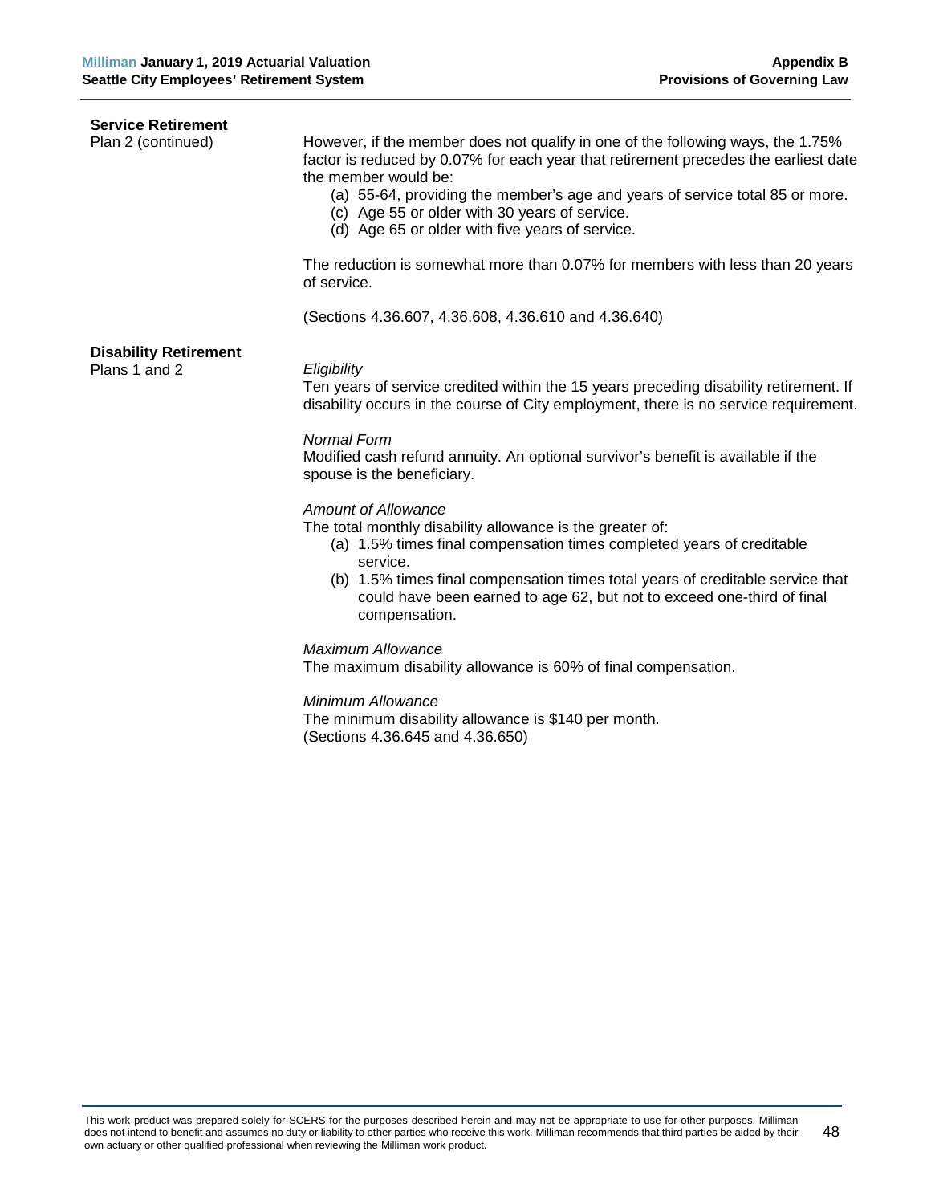## Service Retirement

**Plan 2 (continued)**

However, if the member does not qualify in one of the following ways, the 1.75% factor is reduced by 0.07% for each year that retirement precedes the earliest date the member would be:

(a) 55-64, providing the member's age and years of service total 85 or more.
(c) Age 55 or older with 30 years of service.
(d) Age 65 or older with five years of service.

The reduction is somewhat more than 0.07% for members with less than 20 years of service.

(Sections 4.36.607, 4.36.608, 4.36.610 and 4.36.640)

## Disability Retirement

**Plans 1 and 2**

*Eligibility*
Ten years of service credited within the 15 years preceding disability retirement. If disability occurs in the course of City employment, there is no service requirement.

*Normal Form*
Modified cash refund annuity. An optional survivor's benefit is available if the spouse is the beneficiary.

*Amount of Allowance*
The total monthly disability allowance is the greater of:

(a) 1.5% times final compensation times completed years of creditable service.
(b) 1.5% times final compensation times total years of creditable service that could have been earned to age 62, but not to exceed one-third of final compensation.

*Maximum Allowance*
The maximum disability allowance is 60% of final compensation.

*Minimum Allowance*
The minimum disability allowance is $140 per month.
(Sections 4.36.645 and 4.36.650)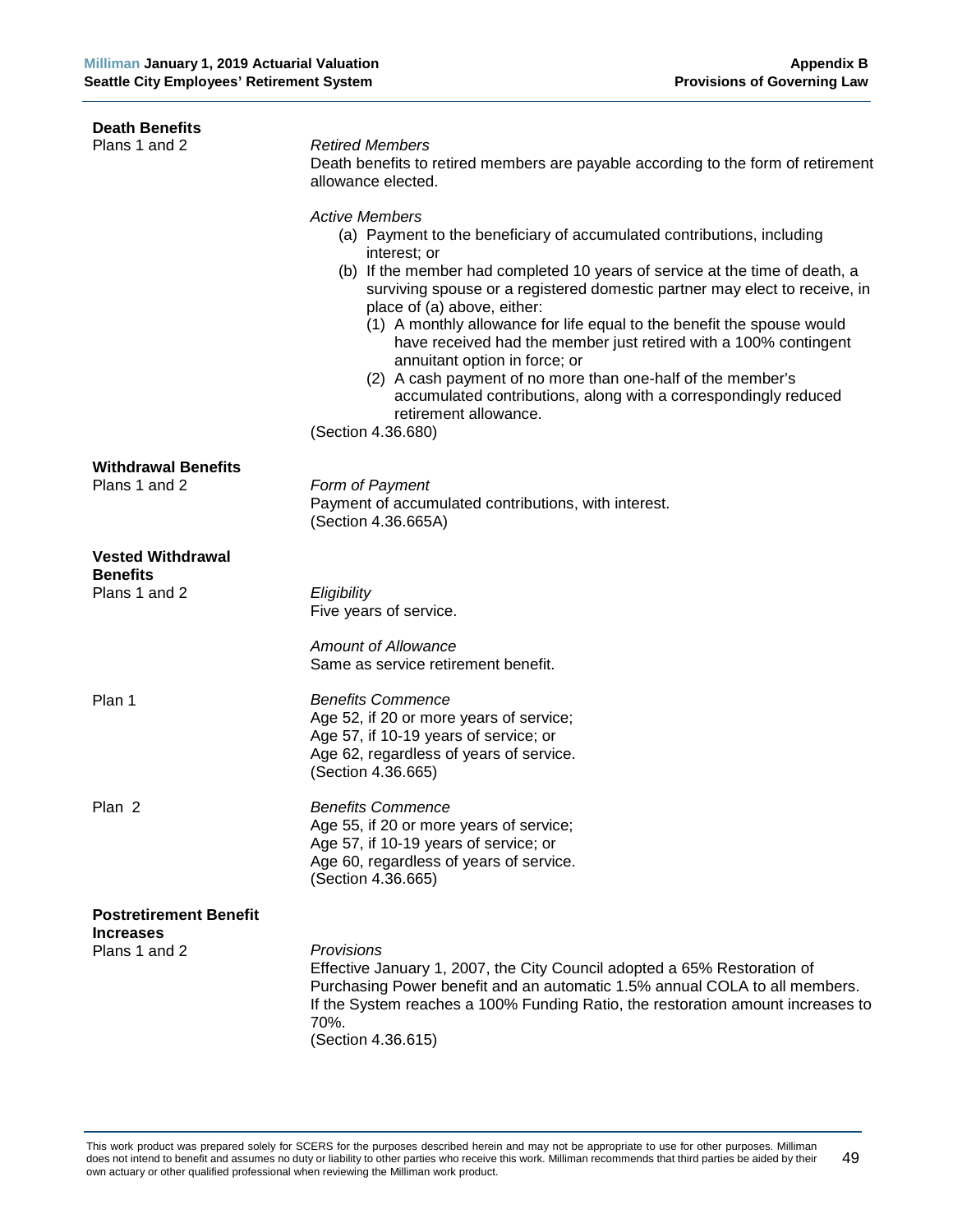**Death Benefits**

Plans 1 and 2

*Retired Members*
Death benefits to retired members are payable according to the form of retirement allowance elected.

*Active Members*

(a) Payment to the beneficiary of accumulated contributions, including interest; or
(b) If the member had completed 10 years of service at the time of death, a surviving spouse or a registered domestic partner may elect to receive, in place of (a) above, either:
    (1) A monthly allowance for life equal to the benefit the spouse would have received had the member just retired with a 100% contingent annuitant option in force; or
    (2) A cash payment of no more than one-half of the member's accumulated contributions, along with a correspondingly reduced retirement allowance.

(Section 4.36.680)

**Withdrawal Benefits**

Plans 1 and 2

*Form of Payment*
Payment of accumulated contributions, with interest.
(Section 4.36.665A)

**Vested Withdrawal Benefits**

Plans 1 and 2

*Eligibility*
Five years of service.

*Amount of Allowance*
Same as service retirement benefit.

Plan 1

*Benefits Commence*
Age 52, if 20 or more years of service;
Age 57, if 10-19 years of service; or
Age 62, regardless of years of service.
(Section 4.36.665)

Plan 2

*Benefits Commence*
Age 55, if 20 or more years of service;
Age 57, if 10-19 years of service; or
Age 60, regardless of years of service.
(Section 4.36.665)

**Postretirement Benefit Increases**

Plans 1 and 2

*Provisions*
Effective January 1, 2007, the City Council adopted a 65% Restoration of Purchasing Power benefit and an automatic 1.5% annual COLA to all members. If the System reaches a 100% Funding Ratio, the restoration amount increases to 70%.
(Section 4.36.615)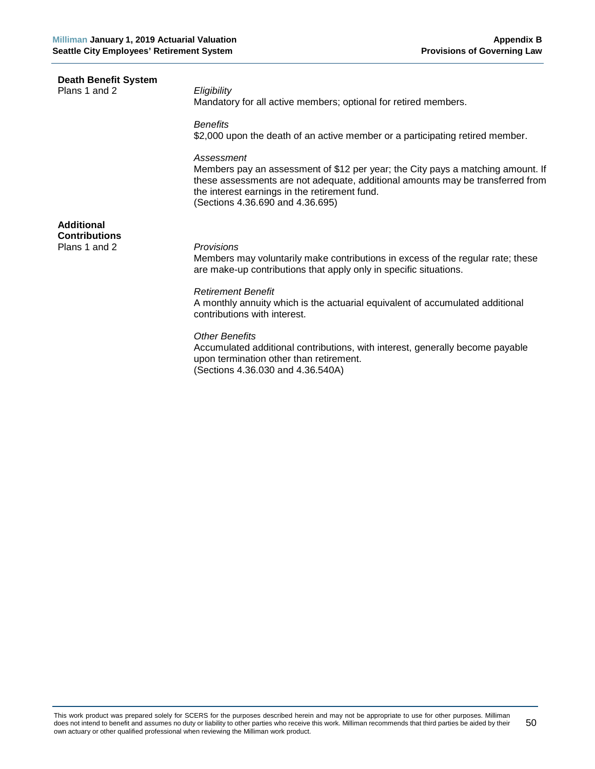**Death Benefit System**
Plans 1 and 2

*Eligibility*
Mandatory for all active members; optional for retired members.

*Benefits*
$2,000 upon the death of an active member or a participating retired member.

*Assessment*
Members pay an assessment of $12 per year; the City pays a matching amount. If these assessments are not adequate, additional amounts may be transferred from the interest earnings in the retirement fund.
(Sections 4.36.690 and 4.36.695)

**Additional Contributions**
Plans 1 and 2

*Provisions*
Members may voluntarily make contributions in excess of the regular rate; these are make-up contributions that apply only in specific situations.

*Retirement Benefit*
A monthly annuity which is the actuarial equivalent of accumulated additional contributions with interest.

*Other Benefits*
Accumulated additional contributions, with interest, generally become payable upon termination other than retirement.
(Sections 4.36.030 and 4.36.540A)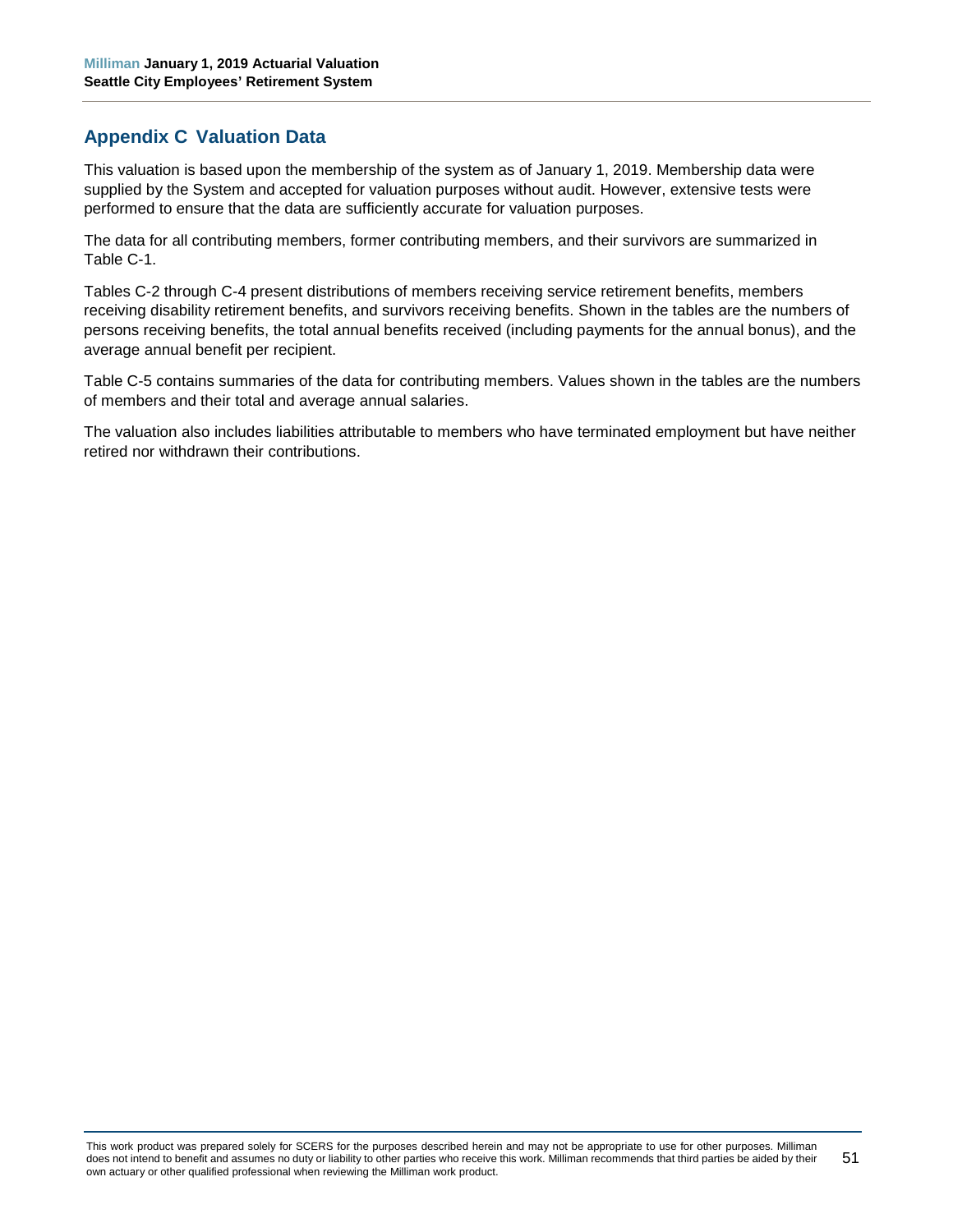## Appendix C Valuation Data

This valuation is based upon the membership of the system as of January 1, 2019. Membership data were supplied by the System and accepted for valuation purposes without audit. However, extensive tests were performed to ensure that the data are sufficiently accurate for valuation purposes.

The data for all contributing members, former contributing members, and their survivors are summarized in Table C-1.

Tables C-2 through C-4 present distributions of members receiving service retirement benefits, members receiving disability retirement benefits, and survivors receiving benefits. Shown in the tables are the numbers of persons receiving benefits, the total annual benefits received (including payments for the annual bonus), and the average annual benefit per recipient.

Table C-5 contains summaries of the data for contributing members. Values shown in the tables are the numbers of members and their total and average annual salaries.

The valuation also includes liabilities attributable to members who have terminated employment but have neither retired nor withdrawn their contributions.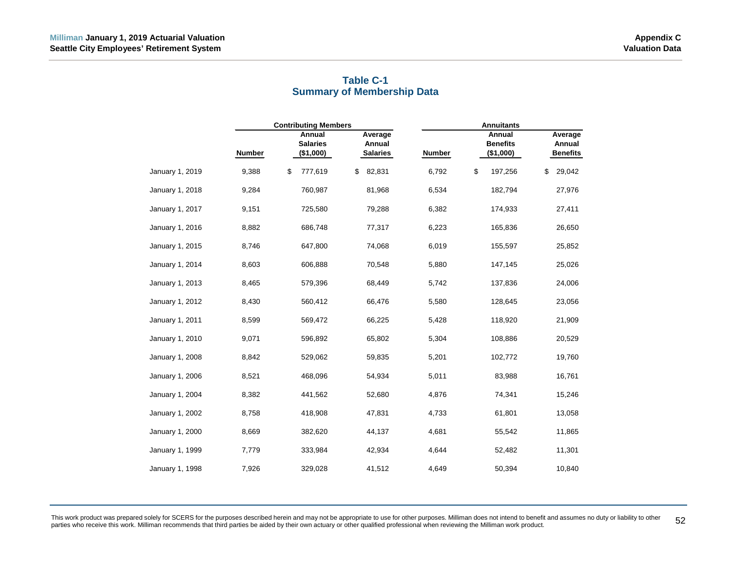## Table C-1
## Summary of Membership Data

| | Contributing Members | | | Annuitants | | |
|---|---|---|---|---|---|---|
| | Number | Annual Salaries ($1,000) | Average Annual Salaries | Number | Annual Benefits ($1,000) | Average Annual Benefits |
| January 1, 2019 | 9,388 | $ 777,619 | $ 82,831 | 6,792 | $ 197,256 | $ 29,042 |
| January 1, 2018 | 9,284 | 760,987 | 81,968 | 6,534 | 182,794 | 27,976 |
| January 1, 2017 | 9,151 | 725,580 | 79,288 | 6,382 | 174,933 | 27,411 |
| January 1, 2016 | 8,882 | 686,748 | 77,317 | 6,223 | 165,836 | 26,650 |
| January 1, 2015 | 8,746 | 647,800 | 74,068 | 6,019 | 155,597 | 25,852 |
| January 1, 2014 | 8,603 | 606,888 | 70,548 | 5,880 | 147,145 | 25,026 |
| January 1, 2013 | 8,465 | 579,396 | 68,449 | 5,742 | 137,836 | 24,006 |
| January 1, 2012 | 8,430 | 560,412 | 66,476 | 5,580 | 128,645 | 23,056 |
| January 1, 2011 | 8,599 | 569,472 | 66,225 | 5,428 | 118,920 | 21,909 |
| January 1, 2010 | 9,071 | 596,892 | 65,802 | 5,304 | 108,886 | 20,529 |
| January 1, 2008 | 8,842 | 529,062 | 59,835 | 5,201 | 102,772 | 19,760 |
| January 1, 2006 | 8,521 | 468,096 | 54,934 | 5,011 | 83,988 | 16,761 |
| January 1, 2004 | 8,382 | 441,562 | 52,680 | 4,876 | 74,341 | 15,246 |
| January 1, 2002 | 8,758 | 418,908 | 47,831 | 4,733 | 61,801 | 13,058 |
| January 1, 2000 | 8,669 | 382,620 | 44,137 | 4,681 | 55,542 | 11,865 |
| January 1, 1999 | 7,779 | 333,984 | 42,934 | 4,644 | 52,482 | 11,301 |
| January 1, 1998 | 7,926 | 329,028 | 41,512 | 4,649 | 50,394 | 10,840 |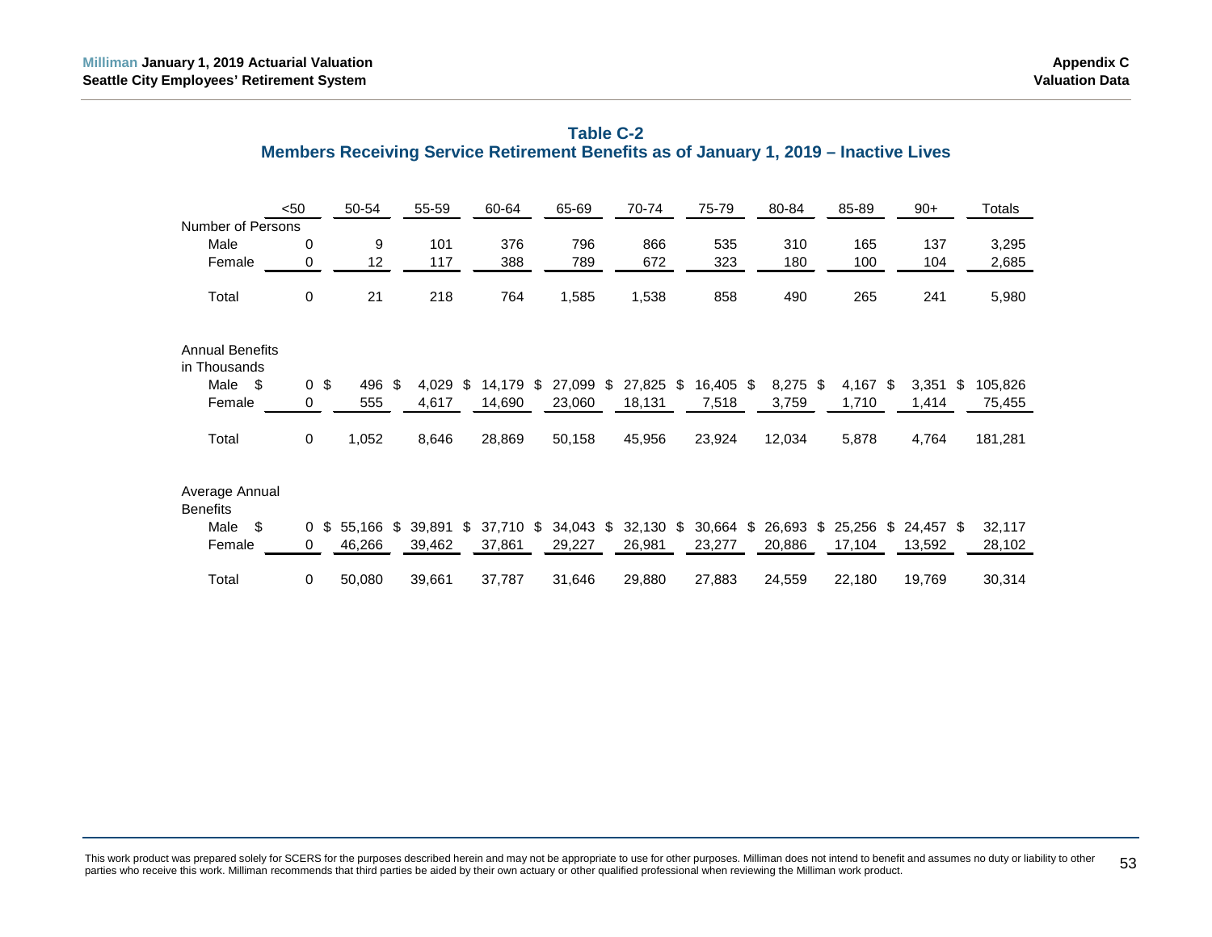## Table C-2
## Members Receiving Service Retirement Benefits as of January 1, 2019 – Inactive Lives

| | <50 | 50-54 | 55-59 | 60-64 | 65-69 | 70-74 | 75-79 | 80-84 | 85-89 | 90+ | Totals |
|---|---|---|---|---|---|---|---|---|---|---|---|
| **Number of Persons** | | | | | | | | | | | |
| Male | 0 | 9 | 101 | 376 | 796 | 866 | 535 | 310 | 165 | 137 | 3,295 |
| Female | 0 | 12 | 117 | 388 | 789 | 672 | 323 | 180 | 100 | 104 | 2,685 |
| Total | 0 | 21 | 218 | 764 | 1,585 | 1,538 | 858 | 490 | 265 | 241 | 5,980 |
| **Annual Benefits in Thousands** | | | | | | | | | | | |
| Male | $ 0 | $ 496 | $ 4,029 | $ 14,179 | $ 27,099 | $ 27,825 | $ 16,405 | $ 8,275 | $ 4,167 | $ 3,351 | $ 105,826 |
| Female | 0 | 555 | 4,617 | 14,690 | 23,060 | 18,131 | 7,518 | 3,759 | 1,710 | 1,414 | 75,455 |
| Total | 0 | 1,052 | 8,646 | 28,869 | 50,158 | 45,956 | 23,924 | 12,034 | 5,878 | 4,764 | 181,281 |
| **Average Annual Benefits** | | | | | | | | | | | |
| Male | $ 0 | $ 55,166 | $ 39,891 | $ 37,710 | $ 34,043 | $ 32,130 | $ 30,664 | $ 26,693 | $ 25,256 | $ 24,457 | $ 32,117 |
| Female | 0 | 46,266 | 39,462 | 37,861 | 29,227 | 26,981 | 23,277 | 20,886 | 17,104 | 13,592 | 28,102 |
| Total | 0 | 50,080 | 39,661 | 37,787 | 31,646 | 29,880 | 27,883 | 24,559 | 22,180 | 19,769 | 30,314 |

This work product was prepared solely for SCERS for the purposes described herein and may not be appropriate to use for other purposes. Milliman does not intend to benefit and assumes no duty or liability to other parties who receive this work. Milliman recommends that third parties be aided by their own actuary or other qualified professional when reviewing the Milliman work product.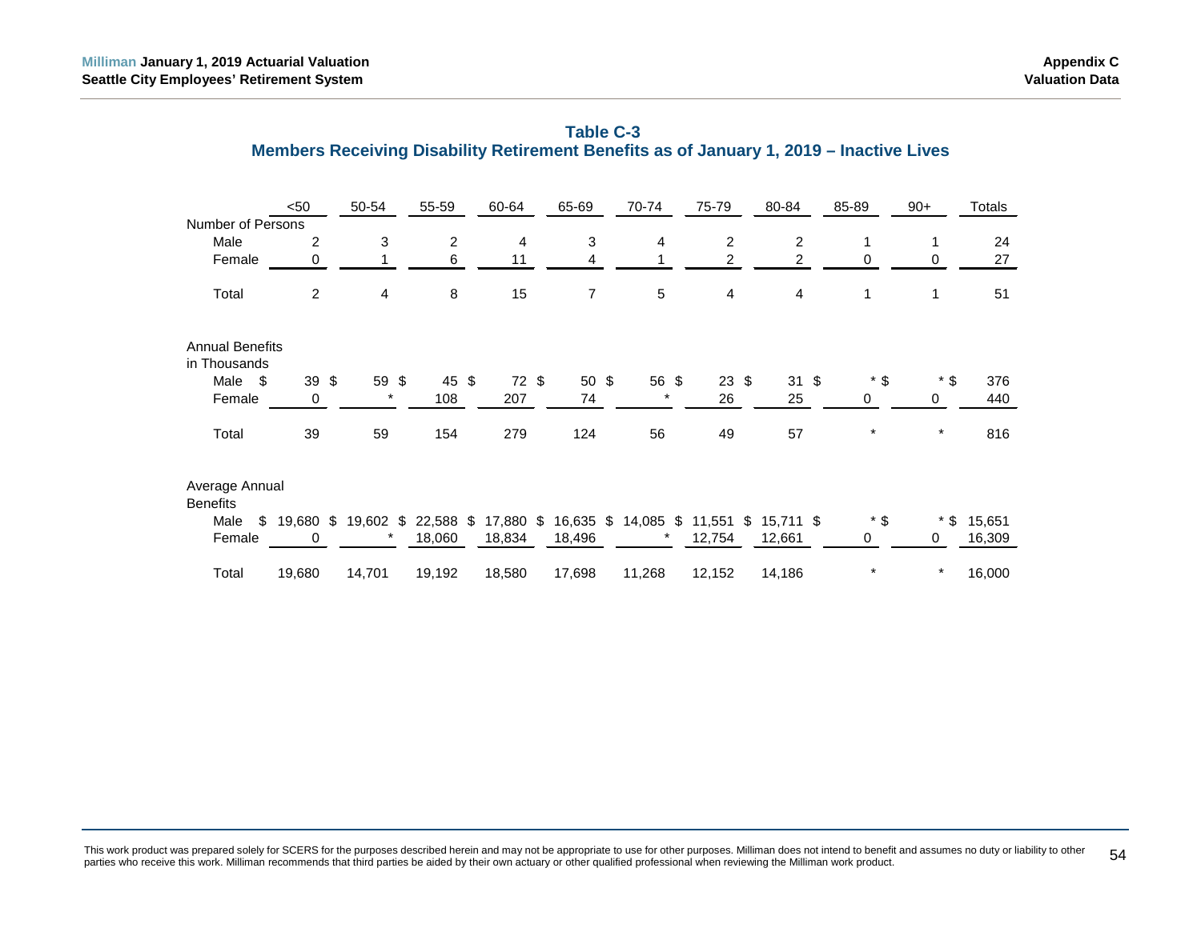## Table C-3
## Members Receiving Disability Retirement Benefits as of January 1, 2019 – Inactive Lives

| | <50 | 50-54 | 55-59 | 60-64 | 65-69 | 70-74 | 75-79 | 80-84 | 85-89 | 90+ | Totals |
|---|---|---|---|---|---|---|---|---|---|---|---|
| **Number of Persons** | | | | | | | | | | | |
| Male | 2 | 3 | 2 | 4 | 3 | 4 | 2 | 2 | 1 | 1 | 24 |
| Female | 0 | 1 | 6 | 11 | 4 | 1 | 2 | 2 | 0 | 0 | 27 |
| Total | 2 | 4 | 8 | 15 | 7 | 5 | 4 | 4 | 1 | 1 | 51 |
| **Annual Benefits in Thousands** | | | | | | | | | | | |
| Male | $ 39 | $ 59 | $ 45 | $ 72 | $ 50 | $ 56 | $ 23 | $ 31 | $ * | $ * | $ 376 |
| Female | 0 | * | 108 | 207 | 74 | * | 26 | 25 | 0 | 0 | 440 |
| Total | 39 | 59 | 154 | 279 | 124 | 56 | 49 | 57 | * | * | 816 |
| **Average Annual Benefits** | | | | | | | | | | | |
| Male | $ 19,680 | $ 19,602 | $ 22,588 | $ 17,880 | $ 16,635 | $ 14,085 | $ 11,551 | $ 15,711 | $ * | $ * | $ 15,651 |
| Female | 0 | * | 18,060 | 18,834 | 18,496 | * | 12,754 | 12,661 | 0 | 0 | 16,309 |
| Total | 19,680 | 14,701 | 19,192 | 18,580 | 17,698 | 11,268 | 12,152 | 14,186 | * | * | 16,000 |

This work product was prepared solely for SCERS for the purposes described herein and may not be appropriate to use for other purposes. Milliman does not intend to benefit and assumes no duty or liability to other parties who receive this work. Milliman recommends that third parties be aided by their own actuary or other qualified professional when reviewing the Milliman work product.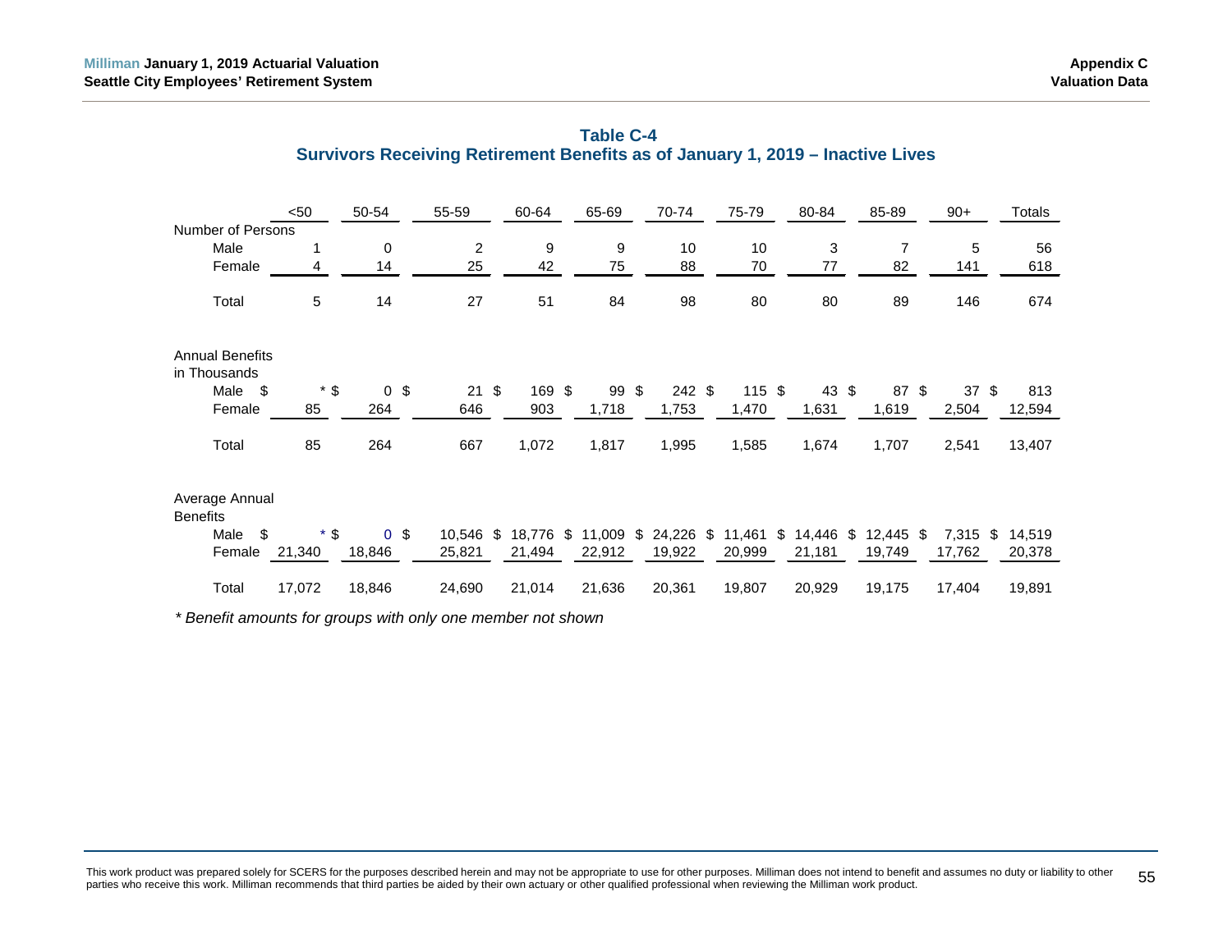## Table C-4
## Survivors Receiving Retirement Benefits as of January 1, 2019 – Inactive Lives

| | <50 | 50-54 | 55-59 | 60-64 | 65-69 | 70-74 | 75-79 | 80-84 | 85-89 | 90+ | Totals |
|---|---|---|---|---|---|---|---|---|---|---|---|
| **Number of Persons** | | | | | | | | | | | |
| Male | 1 | 0 | 2 | 9 | 9 | 10 | 10 | 3 | 7 | 5 | 56 |
| Female | 4 | 14 | 25 | 42 | 75 | 88 | 70 | 77 | 82 | 141 | 618 |
| Total | 5 | 14 | 27 | 51 | 84 | 98 | 80 | 80 | 89 | 146 | 674 |
| **Annual Benefits in Thousands** | | | | | | | | | | | |
| Male | $ * | $ 0 | $ 21 | $ 169 | $ 99 | $ 242 | $ 115 | $ 43 | $ 87 | $ 37 | $ 813 |
| Female | 85 | 264 | 646 | 903 | 1,718 | 1,753 | 1,470 | 1,631 | 1,619 | 2,504 | 12,594 |
| Total | 85 | 264 | 667 | 1,072 | 1,817 | 1,995 | 1,585 | 1,674 | 1,707 | 2,541 | 13,407 |
| **Average Annual Benefits** | | | | | | | | | | | |
| Male | $ * | $ 0 | $ 10,546 | $ 18,776 | $ 11,009 | $ 24,226 | $ 11,461 | $ 14,446 | $ 12,445 | $ 7,315 | $ 14,519 |
| Female | 21,340 | 18,846 | 25,821 | 21,494 | 22,912 | 19,922 | 20,999 | 21,181 | 19,749 | 17,762 | 20,378 |
| Total | 17,072 | 18,846 | 24,690 | 21,014 | 21,636 | 20,361 | 19,807 | 20,929 | 19,175 | 17,404 | 19,891 |

*\* Benefit amounts for groups with only one member not shown*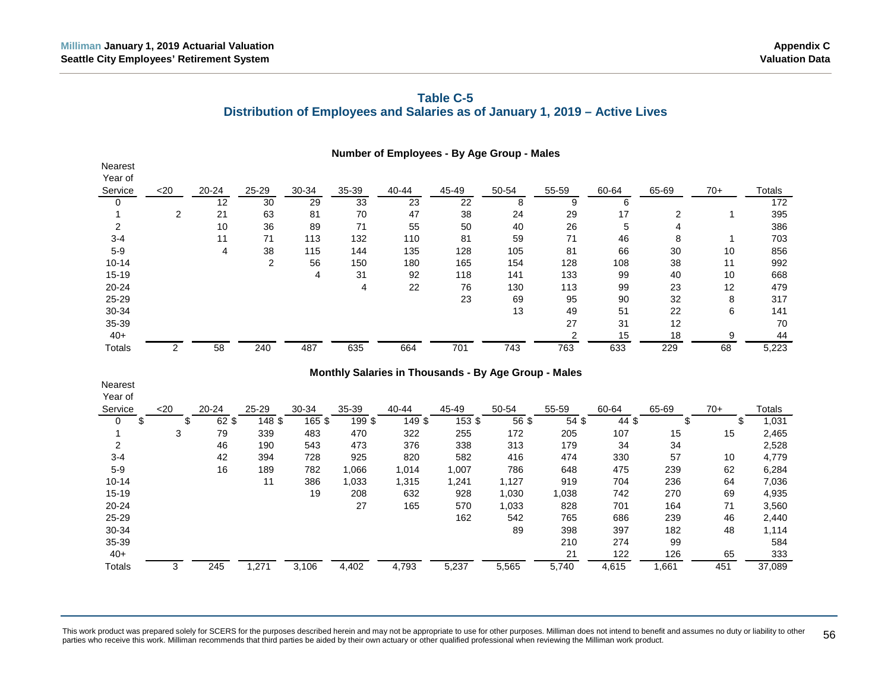## Table C-5
## Distribution of Employees and Salaries as of January 1, 2019 – Active Lives

### Number of Employees - By Age Group - Males

| Nearest Year of Service | <20 | 20-24 | 25-29 | 30-34 | 35-39 | 40-44 | 45-49 | 50-54 | 55-59 | 60-64 | 65-69 | 70+ | Totals |
|---|---|---|---|---|---|---|---|---|---|---|---|---|---|
| 0 | | 12 | 30 | 29 | 33 | 23 | 22 | 8 | 9 | 6 | | | 172 |
| 1 | 2 | 21 | 63 | 81 | 70 | 47 | 38 | 24 | 29 | 17 | 2 | 1 | 395 |
| 2 | | 10 | 36 | 89 | 71 | 55 | 50 | 40 | 26 | 5 | 4 | | 386 |
| 3-4 | | 11 | 71 | 113 | 132 | 110 | 81 | 59 | 71 | 46 | 8 | 1 | 703 |
| 5-9 | | 4 | 38 | 115 | 144 | 135 | 128 | 105 | 81 | 66 | 30 | 10 | 856 |
| 10-14 | | | 2 | 56 | 150 | 180 | 165 | 154 | 128 | 108 | 38 | 11 | 992 |
| 15-19 | | | | 4 | 31 | 92 | 118 | 141 | 133 | 99 | 40 | 10 | 668 |
| 20-24 | | | | | 4 | 22 | 76 | 130 | 113 | 99 | 23 | 12 | 479 |
| 25-29 | | | | | | | 23 | 69 | 95 | 90 | 32 | 8 | 317 |
| 30-34 | | | | | | | | 13 | 49 | 51 | 22 | 6 | 141 |
| 35-39 | | | | | | | | | 27 | 31 | 12 | | 70 |
| 40+ | | | | | | | | | 2 | 15 | 18 | 9 | 44 |
| Totals | 2 | 58 | 240 | 487 | 635 | 664 | 701 | 743 | 763 | 633 | 229 | 68 | 5,223 |

### Monthly Salaries in Thousands - By Age Group - Males

| Nearest Year of Service | <20 | 20-24 | 25-29 | 30-34 | 35-39 | 40-44 | 45-49 | 50-54 | 55-59 | 60-64 | 65-69 | 70+ | Totals |
|---|---|---|---|---|---|---|---|---|---|---|---|---|---|
| 0 | $ | $ 62 | $ 148 | $ 165 | $ 199 | $ 149 | $ 153 | $ 56 | $ 54 | $ 44 | $ | $ | $ 1,031 |
| 1 | 3 | 79 | 339 | 483 | 470 | 322 | 255 | 172 | 205 | 107 | 15 | 15 | 2,465 |
| 2 | | 46 | 190 | 543 | 473 | 376 | 338 | 313 | 179 | 34 | 34 | | 2,528 |
| 3-4 | | 42 | 394 | 728 | 925 | 820 | 582 | 416 | 474 | 330 | 57 | 10 | 4,779 |
| 5-9 | | 16 | 189 | 782 | 1,066 | 1,014 | 1,007 | 786 | 648 | 475 | 239 | 62 | 6,284 |
| 10-14 | | | 11 | 386 | 1,033 | 1,315 | 1,241 | 1,127 | 919 | 704 | 236 | 64 | 7,036 |
| 15-19 | | | | 19 | 208 | 632 | 928 | 1,030 | 1,038 | 742 | 270 | 69 | 4,935 |
| 20-24 | | | | | 27 | 165 | 570 | 1,033 | 828 | 701 | 164 | 71 | 3,560 |
| 25-29 | | | | | | | 162 | 542 | 765 | 686 | 239 | 46 | 2,440 |
| 30-34 | | | | | | | | 89 | 398 | 397 | 182 | 48 | 1,114 |
| 35-39 | | | | | | | | | 210 | 274 | 99 | | 584 |
| 40+ | | | | | | | | | 21 | 122 | 126 | 65 | 333 |
| Totals | 3 | 245 | 1,271 | 3,106 | 4,402 | 4,793 | 5,237 | 5,565 | 5,740 | 4,615 | 1,661 | 451 | 37,089 |

This work product was prepared solely for SCERS for the purposes described herein and may not be appropriate to use for other purposes. Milliman does not intend to benefit and assumes no duty or liability to other parties who receive this work. Milliman recommends that third parties be aided by their own actuary or other qualified professional when reviewing the Milliman work product.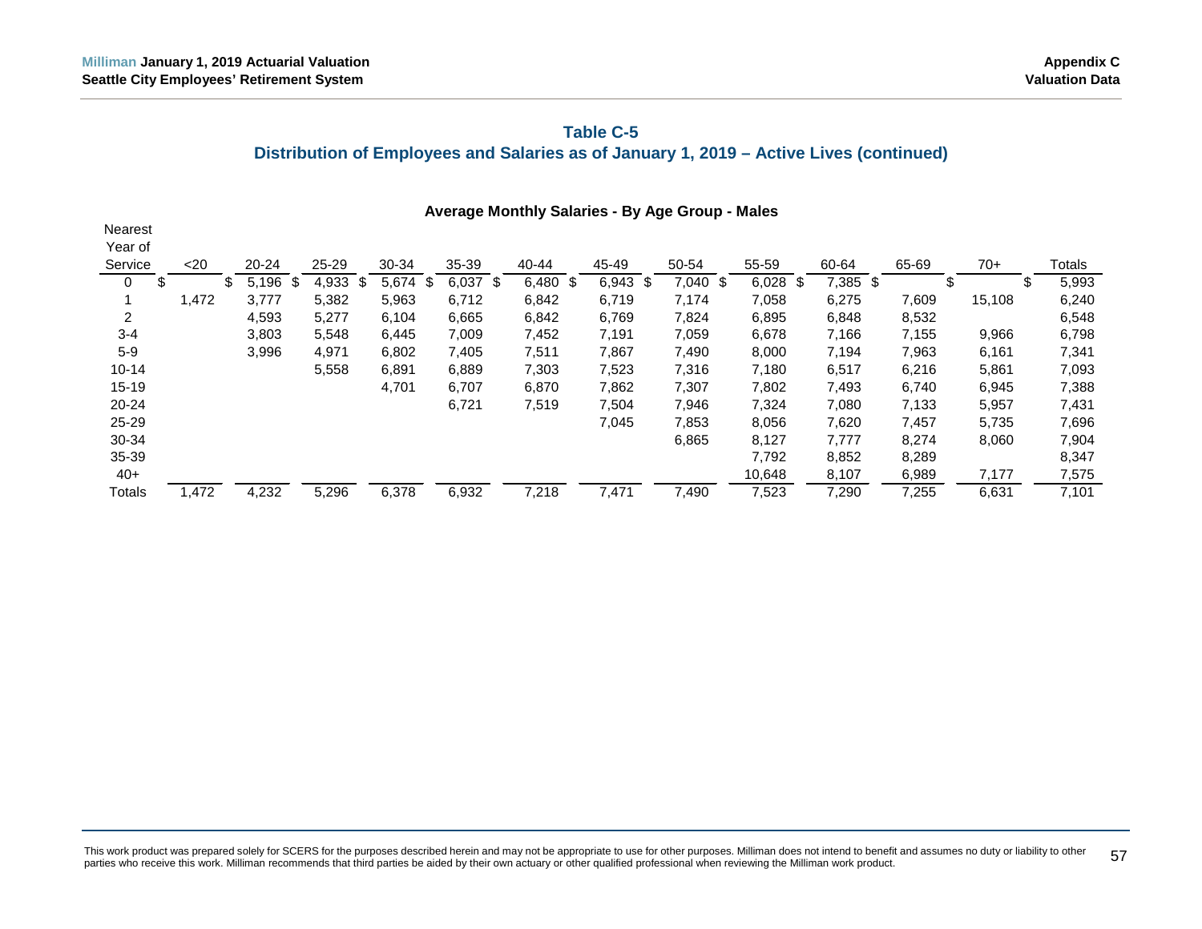# Table C-5

## Distribution of Employees and Salaries as of January 1, 2019 – Active Lives (continued)

### Average Monthly Salaries - By Age Group - Males

| Nearest Year of Service | <20 | 20-24 | 25-29 | 30-34 | 35-39 | 40-44 | 45-49 | 50-54 | 55-59 | 60-64 | 65-69 | 70+ | Totals |
|---|---|---|---|---|---|---|---|---|---|---|---|---|---|
| 0 | $ | $ 5,196 | $ 4,933 | $ 5,674 | $ 6,037 | $ 6,480 | $ 6,943 | $ 7,040 | $ 6,028 | $ 7,385 | $ | $ | $ 5,993 |
| 1 | 1,472 | 3,777 | 5,382 | 5,963 | 6,712 | 6,842 | 6,719 | 7,174 | 7,058 | 6,275 | 7,609 | 15,108 | 6,240 |
| 2 | | 4,593 | 5,277 | 6,104 | 6,665 | 6,842 | 6,769 | 7,824 | 6,895 | 6,848 | 8,532 | | 6,548 |
| 3-4 | | 3,803 | 5,548 | 6,445 | 7,009 | 7,452 | 7,191 | 7,059 | 6,678 | 7,166 | 7,155 | 9,966 | 6,798 |
| 5-9 | | 3,996 | 4,971 | 6,802 | 7,405 | 7,511 | 7,867 | 7,490 | 8,000 | 7,194 | 7,963 | 6,161 | 7,341 |
| 10-14 | | | 5,558 | 6,891 | 6,889 | 7,303 | 7,523 | 7,316 | 7,180 | 6,517 | 6,216 | 5,861 | 7,093 |
| 15-19 | | | | 4,701 | 6,707 | 6,870 | 7,862 | 7,307 | 7,802 | 7,493 | 6,740 | 6,945 | 7,388 |
| 20-24 | | | | | 6,721 | 7,519 | 7,504 | 7,946 | 7,324 | 7,080 | 7,133 | 5,957 | 7,431 |
| 25-29 | | | | | | | 7,045 | 7,853 | 8,056 | 7,620 | 7,457 | 5,735 | 7,696 |
| 30-34 | | | | | | | | 6,865 | 8,127 | 7,777 | 8,274 | 8,060 | 7,904 |
| 35-39 | | | | | | | | | 7,792 | 8,852 | 8,289 | | 8,347 |
| 40+ | | | | | | | | | 10,648 | 8,107 | 6,989 | 7,177 | 7,575 |
| Totals | 1,472 | 4,232 | 5,296 | 6,378 | 6,932 | 7,218 | 7,471 | 7,490 | 7,523 | 7,290 | 7,255 | 6,631 | 7,101 |

This work product was prepared solely for SCERS for the purposes described herein and may not be appropriate to use for other purposes. Milliman does not intend to benefit and assumes no duty or liability to other parties who receive this work. Milliman recommends that third parties be aided by their own actuary or other qualified professional when reviewing the Milliman work product.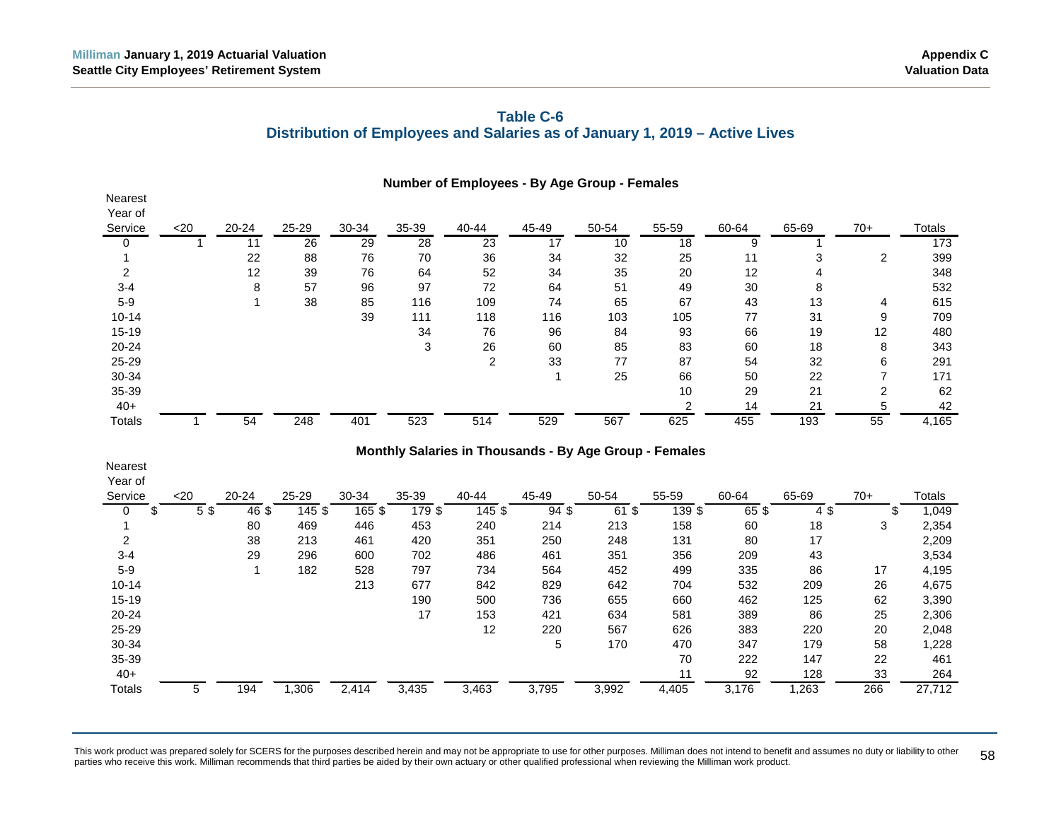# Table C-6
## Distribution of Employees and Salaries as of January 1, 2019 – Active Lives

### Number of Employees - By Age Group - Females

| Nearest Year of Service | <20 | 20-24 | 25-29 | 30-34 | 35-39 | 40-44 | 45-49 | 50-54 | 55-59 | 60-64 | 65-69 | 70+ | Totals |
|---|---|---|---|---|---|---|---|---|---|---|---|---|---|
| 0 | 1 | 11 | 26 | 29 | 28 | 23 | 17 | 10 | 18 | 9 | 1 | | 173 |
| 1 | | 22 | 88 | 76 | 70 | 36 | 34 | 32 | 25 | 11 | 3 | 2 | 399 |
| 2 | | 12 | 39 | 76 | 64 | 52 | 34 | 35 | 20 | 12 | 4 | | 348 |
| 3-4 | | 8 | 57 | 96 | 97 | 72 | 64 | 51 | 49 | 30 | 8 | | 532 |
| 5-9 | | 1 | 38 | 85 | 116 | 109 | 74 | 65 | 67 | 43 | 13 | 4 | 615 |
| 10-14 | | | | 39 | 111 | 118 | 116 | 103 | 105 | 77 | 31 | 9 | 709 |
| 15-19 | | | | | 34 | 76 | 96 | 84 | 93 | 66 | 19 | 12 | 480 |
| 20-24 | | | | | 3 | 26 | 60 | 85 | 83 | 60 | 18 | 8 | 343 |
| 25-29 | | | | | | 2 | 33 | 77 | 87 | 54 | 32 | 6 | 291 |
| 30-34 | | | | | | | 1 | 25 | 66 | 50 | 22 | 7 | 171 |
| 35-39 | | | | | | | | | 10 | 29 | 21 | 2 | 62 |
| 40+ | | | | | | | | | 2 | 14 | 21 | 5 | 42 |
| Totals | 1 | 54 | 248 | 401 | 523 | 514 | 529 | 567 | 625 | 455 | 193 | 55 | 4,165 |

### Monthly Salaries in Thousands - By Age Group - Females

| Nearest Year of Service | <20 | 20-24 | 25-29 | 30-34 | 35-39 | 40-44 | 45-49 | 50-54 | 55-59 | 60-64 | 65-69 | 70+ | Totals |
|---|---|---|---|---|---|---|---|---|---|---|---|---|---|
| 0 | $ 5 | $ 46 | $ 145 | $ 165 | $ 179 | $ 145 | $ 94 | $ 61 | $ 139 | $ 65 | $ 4 | $ | $ 1,049 |
| 1 | | 80 | 469 | 446 | 453 | 240 | 214 | 213 | 158 | 60 | 18 | 3 | 2,354 |
| 2 | | 38 | 213 | 461 | 420 | 351 | 250 | 248 | 131 | 80 | 17 | | 2,209 |
| 3-4 | | 29 | 296 | 600 | 702 | 486 | 461 | 351 | 356 | 209 | 43 | | 3,534 |
| 5-9 | | 1 | 182 | 528 | 797 | 734 | 564 | 452 | 499 | 335 | 86 | 17 | 4,195 |
| 10-14 | | | | 213 | 677 | 842 | 829 | 642 | 704 | 532 | 209 | 26 | 4,675 |
| 15-19 | | | | | 190 | 500 | 736 | 655 | 660 | 462 | 125 | 62 | 3,390 |
| 20-24 | | | | | 17 | 153 | 421 | 634 | 581 | 389 | 86 | 25 | 2,306 |
| 25-29 | | | | | | 12 | 220 | 567 | 626 | 383 | 220 | 20 | 2,048 |
| 30-34 | | | | | | | 5 | 170 | 470 | 347 | 179 | 58 | 1,228 |
| 35-39 | | | | | | | | | 70 | 222 | 147 | 22 | 461 |
| 40+ | | | | | | | | | 11 | 92 | 128 | 33 | 264 |
| Totals | 5 | 194 | 1,306 | 2,414 | 3,435 | 3,463 | 3,795 | 3,992 | 4,405 | 3,176 | 1,263 | 266 | 27,712 |

This work product was prepared solely for SCERS for the purposes described herein and may not be appropriate to use for other purposes. Milliman does not intend to benefit and assumes no duty or liability to other parties who receive this work. Milliman recommends that third parties be aided by their own actuary or other qualified professional when reviewing the Milliman work product.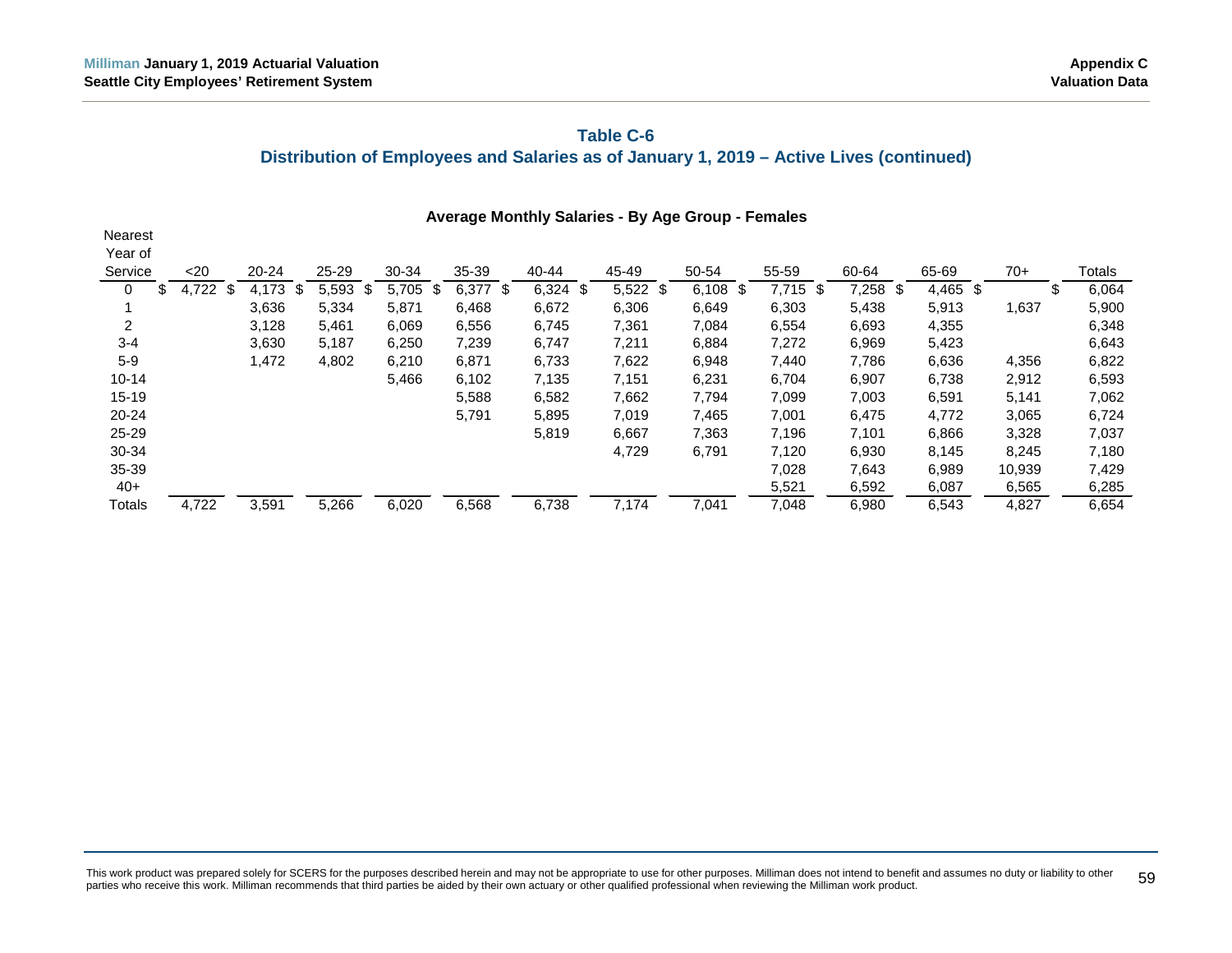## Table C-6

## Distribution of Employees and Salaries as of January 1, 2019 – Active Lives (continued)

### Average Monthly Salaries - By Age Group - Females

| Nearest Year of Service | <20 | 20-24 | 25-29 | 30-34 | 35-39 | 40-44 | 45-49 | 50-54 | 55-59 | 60-64 | 65-69 | 70+ | Totals |
|---|---|---|---|---|---|---|---|---|---|---|---|---|---|
| 0 | $ 4,722 | $ 4,173 | $ 5,593 | $ 5,705 | $ 6,377 | $ 6,324 | $ 5,522 | $ 6,108 | $ 7,715 | $ 7,258 | $ 4,465 | $ | $ 6,064 |
| 1 | | 3,636 | 5,334 | 5,871 | 6,468 | 6,672 | 6,306 | 6,649 | 6,303 | 5,438 | 5,913 | 1,637 | 5,900 |
| 2 | | 3,128 | 5,461 | 6,069 | 6,556 | 6,745 | 7,361 | 7,084 | 6,554 | 6,693 | 4,355 | | 6,348 |
| 3-4 | | 3,630 | 5,187 | 6,250 | 7,239 | 6,747 | 7,211 | 6,884 | 7,272 | 6,969 | 5,423 | | 6,643 |
| 5-9 | | 1,472 | 4,802 | 6,210 | 6,871 | 6,733 | 7,622 | 6,948 | 7,440 | 7,786 | 6,636 | 4,356 | 6,822 |
| 10-14 | | | | 5,466 | 6,102 | 7,135 | 7,151 | 6,231 | 6,704 | 6,907 | 6,738 | 2,912 | 6,593 |
| 15-19 | | | | | 5,588 | 6,582 | 7,662 | 7,794 | 7,099 | 7,003 | 6,591 | 5,141 | 7,062 |
| 20-24 | | | | | 5,791 | 5,895 | 7,019 | 7,465 | 7,001 | 6,475 | 4,772 | 3,065 | 6,724 |
| 25-29 | | | | | | 5,819 | 6,667 | 7,363 | 7,196 | 7,101 | 6,866 | 3,328 | 7,037 |
| 30-34 | | | | | | | 4,729 | 6,791 | 7,120 | 6,930 | 8,145 | 8,245 | 7,180 |
| 35-39 | | | | | | | | | 7,028 | 7,643 | 6,989 | 10,939 | 7,429 |
| 40+ | | | | | | | | | 5,521 | 6,592 | 6,087 | 6,565 | 6,285 |
| Totals | 4,722 | 3,591 | 5,266 | 6,020 | 6,568 | 6,738 | 7,174 | 7,041 | 7,048 | 6,980 | 6,543 | 4,827 | 6,654 |

This work product was prepared solely for SCERS for the purposes described herein and may not be appropriate to use for other purposes. Milliman does not intend to benefit and assumes no duty or liability to other parties who receive this work. Milliman recommends that third parties be aided by their own actuary or other qualified professional when reviewing the Milliman work product.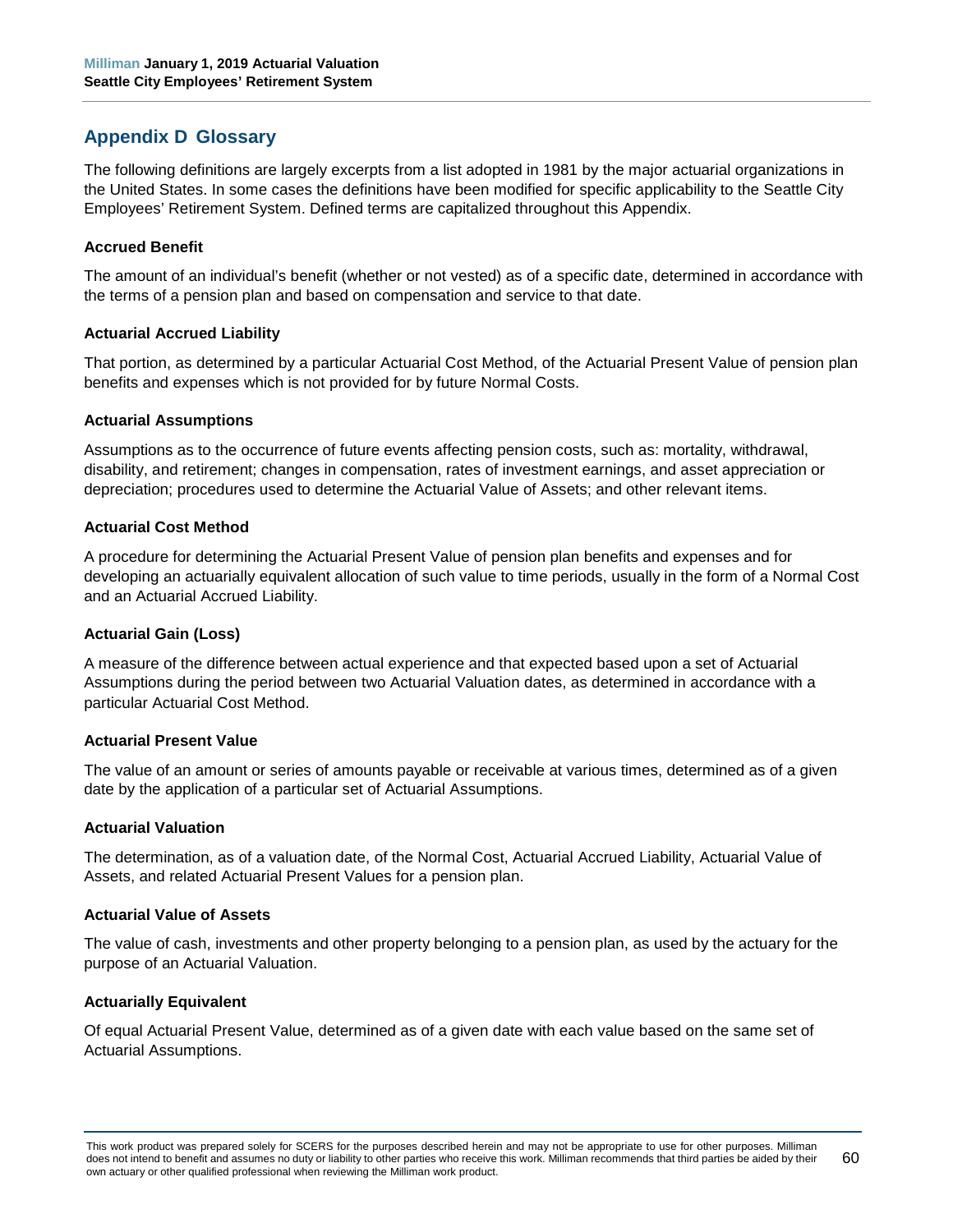## Appendix D Glossary

The following definitions are largely excerpts from a list adopted in 1981 by the major actuarial organizations in the United States. In some cases the definitions have been modified for specific applicability to the Seattle City Employees' Retirement System. Defined terms are capitalized throughout this Appendix.

### Accrued Benefit

The amount of an individual's benefit (whether or not vested) as of a specific date, determined in accordance with the terms of a pension plan and based on compensation and service to that date.

### Actuarial Accrued Liability

That portion, as determined by a particular Actuarial Cost Method, of the Actuarial Present Value of pension plan benefits and expenses which is not provided for by future Normal Costs.

### Actuarial Assumptions

Assumptions as to the occurrence of future events affecting pension costs, such as: mortality, withdrawal, disability, and retirement; changes in compensation, rates of investment earnings, and asset appreciation or depreciation; procedures used to determine the Actuarial Value of Assets; and other relevant items.

### Actuarial Cost Method

A procedure for determining the Actuarial Present Value of pension plan benefits and expenses and for developing an actuarially equivalent allocation of such value to time periods, usually in the form of a Normal Cost and an Actuarial Accrued Liability.

### Actuarial Gain (Loss)

A measure of the difference between actual experience and that expected based upon a set of Actuarial Assumptions during the period between two Actuarial Valuation dates, as determined in accordance with a particular Actuarial Cost Method.

### Actuarial Present Value

The value of an amount or series of amounts payable or receivable at various times, determined as of a given date by the application of a particular set of Actuarial Assumptions.

### Actuarial Valuation

The determination, as of a valuation date, of the Normal Cost, Actuarial Accrued Liability, Actuarial Value of Assets, and related Actuarial Present Values for a pension plan.

### Actuarial Value of Assets

The value of cash, investments and other property belonging to a pension plan, as used by the actuary for the purpose of an Actuarial Valuation.

### Actuarially Equivalent

Of equal Actuarial Present Value, determined as of a given date with each value based on the same set of Actuarial Assumptions.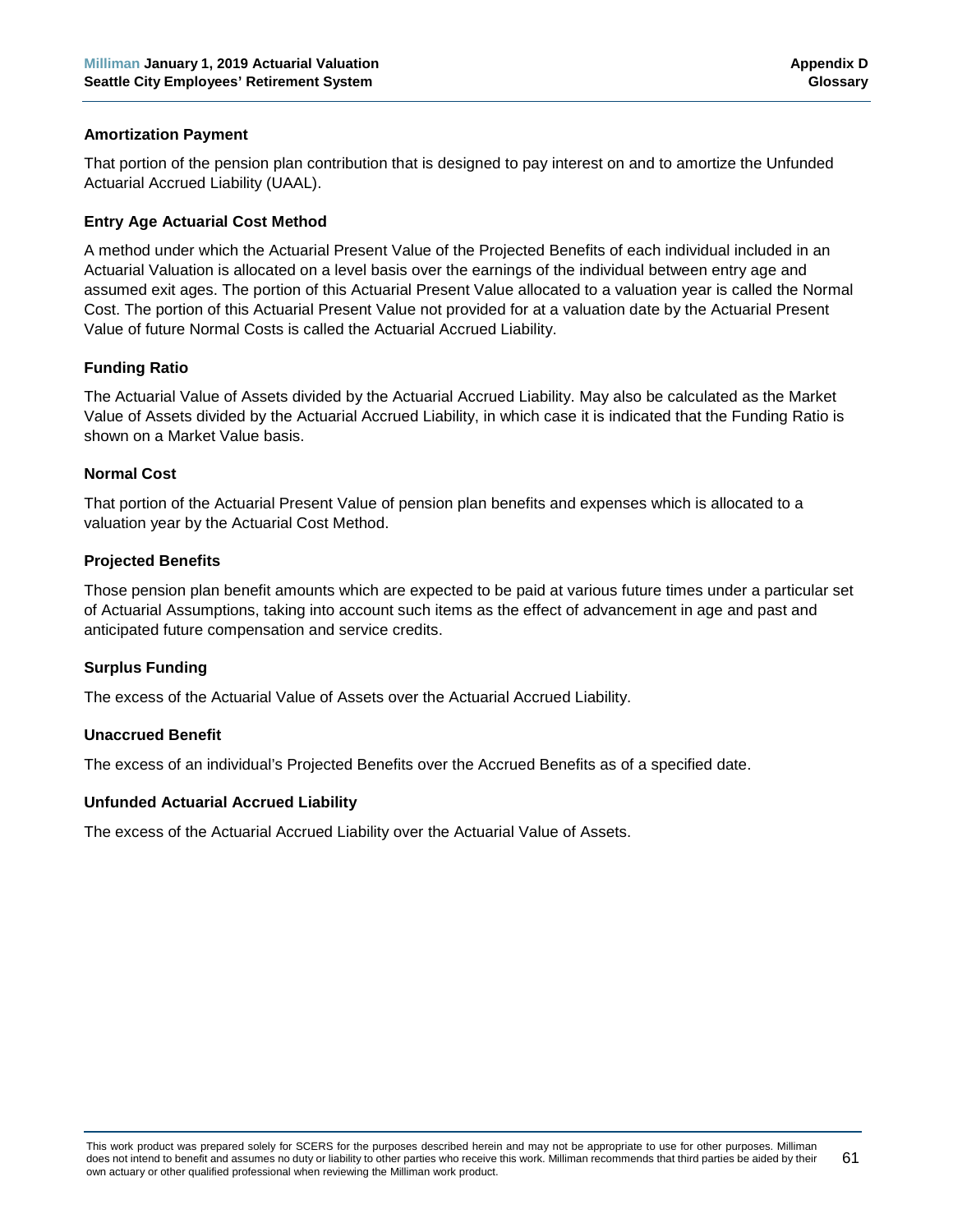### Amortization Payment

That portion of the pension plan contribution that is designed to pay interest on and to amortize the Unfunded Actuarial Accrued Liability (UAAL).

### Entry Age Actuarial Cost Method

A method under which the Actuarial Present Value of the Projected Benefits of each individual included in an Actuarial Valuation is allocated on a level basis over the earnings of the individual between entry age and assumed exit ages. The portion of this Actuarial Present Value allocated to a valuation year is called the Normal Cost. The portion of this Actuarial Present Value not provided for at a valuation date by the Actuarial Present Value of future Normal Costs is called the Actuarial Accrued Liability.

### Funding Ratio

The Actuarial Value of Assets divided by the Actuarial Accrued Liability. May also be calculated as the Market Value of Assets divided by the Actuarial Accrued Liability, in which case it is indicated that the Funding Ratio is shown on a Market Value basis.

### Normal Cost

That portion of the Actuarial Present Value of pension plan benefits and expenses which is allocated to a valuation year by the Actuarial Cost Method.

### Projected Benefits

Those pension plan benefit amounts which are expected to be paid at various future times under a particular set of Actuarial Assumptions, taking into account such items as the effect of advancement in age and past and anticipated future compensation and service credits.

### Surplus Funding

The excess of the Actuarial Value of Assets over the Actuarial Accrued Liability.

### Unaccrued Benefit

The excess of an individual's Projected Benefits over the Accrued Benefits as of a specified date.

### Unfunded Actuarial Accrued Liability

The excess of the Actuarial Accrued Liability over the Actuarial Value of Assets.